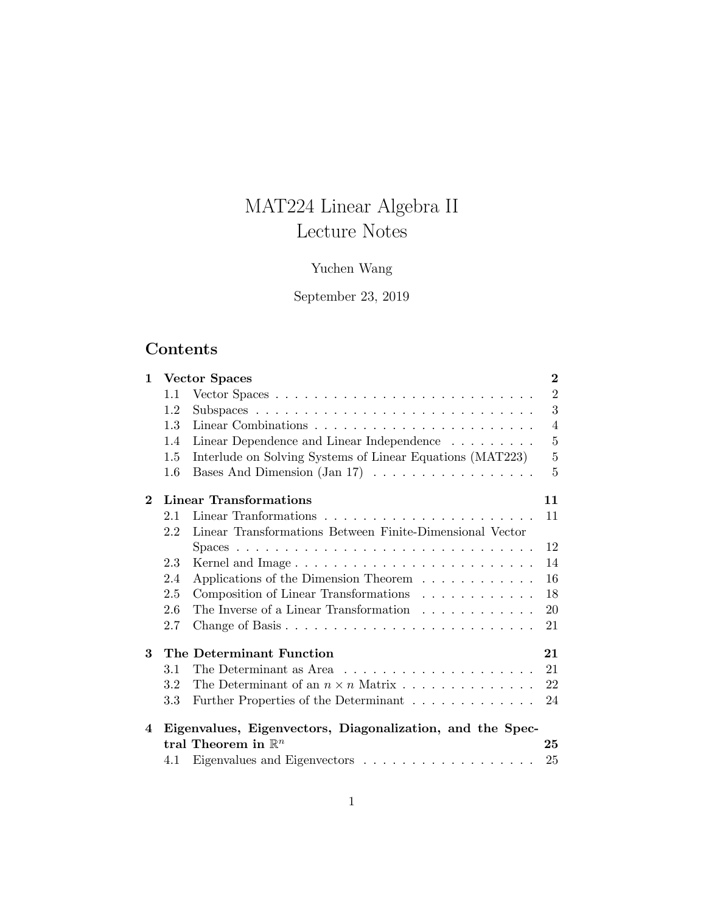# MAT224 Linear Algebra II
# Lecture Notes

Yuchen Wang

September 23, 2019

## Contents

**1 Vector Spaces** **2**
- 1.1 Vector Spaces . . . . . . . . . . . . . . . . . . . . . . . . . . . . 2
- 1.2 Subspaces . . . . . . . . . . . . . . . . . . . . . . . . . . . . . . 3
- 1.3 Linear Combinations . . . . . . . . . . . . . . . . . . . . . . . . 4
- 1.4 Linear Dependence and Linear Independence . . . . . . . . . . 5
- 1.5 Interlude on Solving Systems of Linear Equations (MAT223) 5
- 1.6 Bases And Dimension (Jan 17) . . . . . . . . . . . . . . . . . . 5

**2 Linear Transformations** **11**
- 2.1 Linear Tranformations . . . . . . . . . . . . . . . . . . . . . . . 11
- 2.2 Linear Transformations Between Finite-Dimensional Vector Spaces . . . . . . . . . . . . . . . . . . . . . . . . . . . . . . . . 12
- 2.3 Kernel and Image . . . . . . . . . . . . . . . . . . . . . . . . . . 14
- 2.4 Applications of the Dimension Theorem . . . . . . . . . . . . . 16
- 2.5 Composition of Linear Transformations . . . . . . . . . . . . . 18
- 2.6 The Inverse of a Linear Transformation . . . . . . . . . . . . . 20
- 2.7 Change of Basis . . . . . . . . . . . . . . . . . . . . . . . . . . . 21

**3 The Determinant Function** **21**
- 3.1 The Determinant as Area . . . . . . . . . . . . . . . . . . . . . 21
- 3.2 The Determinant of an $n \times n$ Matrix . . . . . . . . . . . . . . 22
- 3.3 Further Properties of the Determinant . . . . . . . . . . . . . . 24

**4 Eigenvalues, Eigenvectors, Diagonalization, and the Spectral Theorem in $\mathbb{R}^n$** **25**
- 4.1 Eigenvalues and Eigenvectors . . . . . . . . . . . . . . . . . . . 25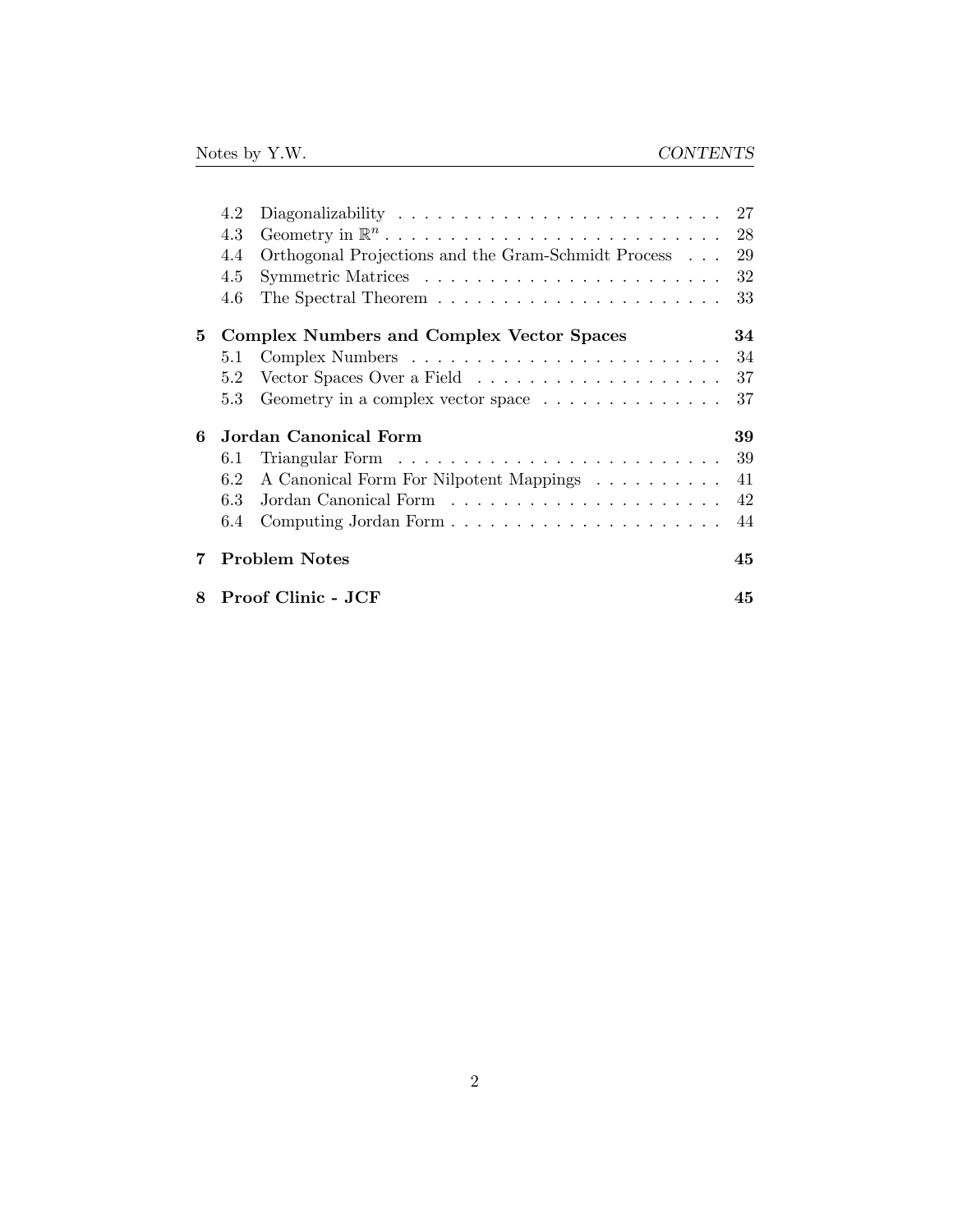- 4.2 Diagonalizability . . . . . . . . . . . . . . . . . . . . . . . . . . 27
- 4.3 Geometry in $\mathbb{R}^n$ . . . . . . . . . . . . . . . . . . . . . . . . . . 28
- 4.4 Orthogonal Projections and the Gram-Schmidt Process . . . 29
- 4.5 Symmetric Matrices . . . . . . . . . . . . . . . . . . . . . . . . 32
- 4.6 The Spectral Theorem . . . . . . . . . . . . . . . . . . . . . . . 33

**5 Complex Numbers and Complex Vector Spaces** **34**

- 5.1 Complex Numbers . . . . . . . . . . . . . . . . . . . . . . . . . 34
- 5.2 Vector Spaces Over a Field . . . . . . . . . . . . . . . . . . . . 37
- 5.3 Geometry in a complex vector space . . . . . . . . . . . . . . . 37

**6 Jordan Canonical Form** **39**

- 6.1 Triangular Form . . . . . . . . . . . . . . . . . . . . . . . . . . 39
- 6.2 A Canonical Form For Nilpotent Mappings . . . . . . . . . . . 41
- 6.3 Jordan Canonical Form . . . . . . . . . . . . . . . . . . . . . . 42
- 6.4 Computing Jordan Form . . . . . . . . . . . . . . . . . . . . . . 44

**7 Problem Notes** **45**

**8 Proof Clinic - JCF** **45**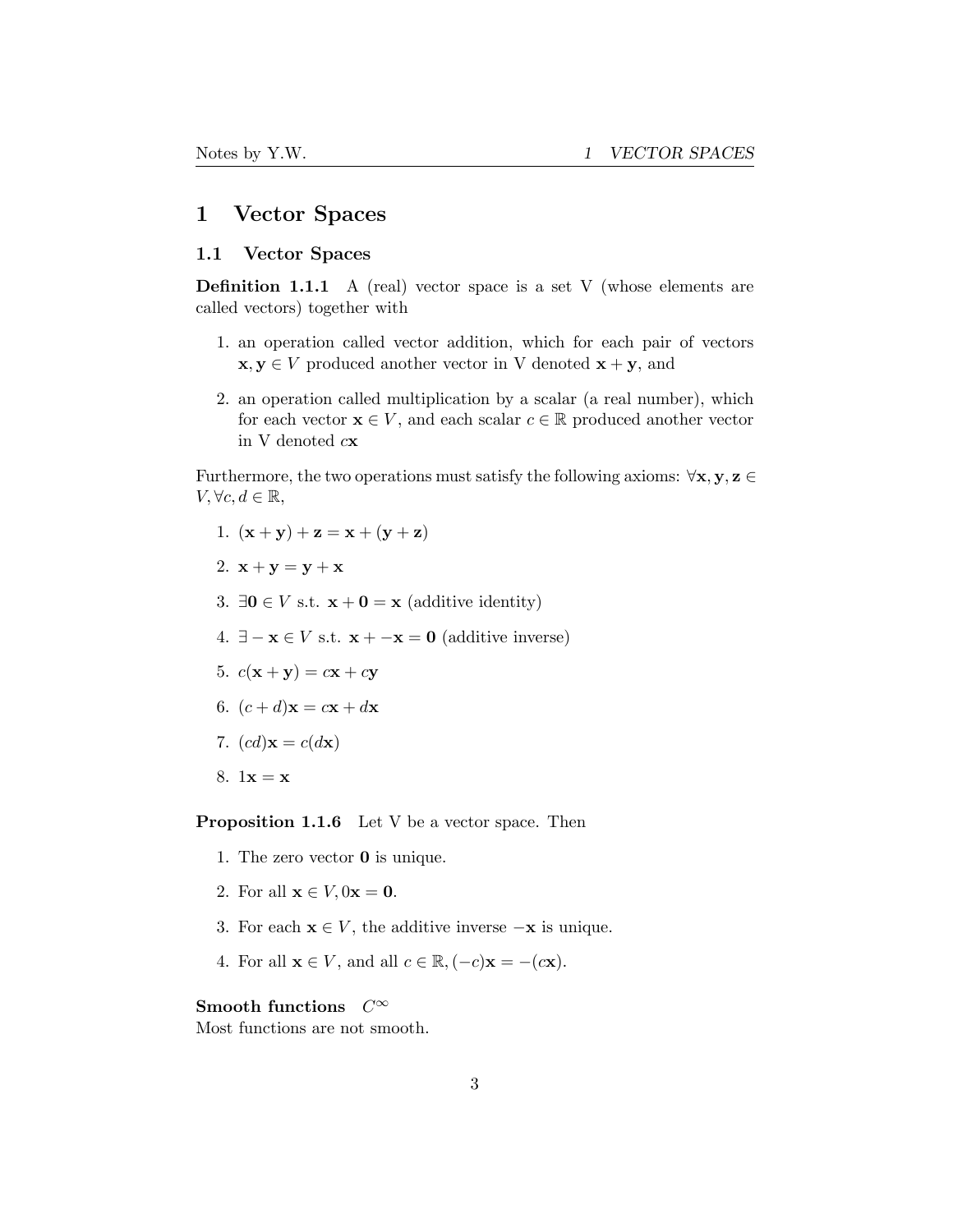# 1 Vector Spaces

## 1.1 Vector Spaces

**Definition 1.1.1** A (real) vector space is a set V (whose elements are called vectors) together with

1. an operation called vector addition, which for each pair of vectors $\mathbf{x}, \mathbf{y} \in V$ produced another vector in V denoted $\mathbf{x} + \mathbf{y}$, and
2. an operation called multiplication by a scalar (a real number), which for each vector $\mathbf{x} \in V$, and each scalar $c \in \mathbb{R}$ produced another vector in V denoted $c\mathbf{x}$

Furthermore, the two operations must satisfy the following axioms: $\forall \mathbf{x}, \mathbf{y}, \mathbf{z} \in V, \forall c, d \in \mathbb{R}$,

1. $(\mathbf{x} + \mathbf{y}) + \mathbf{z} = \mathbf{x} + (\mathbf{y} + \mathbf{z})$
2. $\mathbf{x} + \mathbf{y} = \mathbf{y} + \mathbf{x}$
3. $\exists \mathbf{0} \in V$ s.t. $\mathbf{x} + \mathbf{0} = \mathbf{x}$ (additive identity)
4. $\exists -\mathbf{x} \in V$ s.t. $\mathbf{x} + -\mathbf{x} = \mathbf{0}$ (additive inverse)
5. $c(\mathbf{x} + \mathbf{y}) = c\mathbf{x} + c\mathbf{y}$
6. $(c + d)\mathbf{x} = c\mathbf{x} + d\mathbf{x}$
7. $(cd)\mathbf{x} = c(d\mathbf{x})$
8. $1\mathbf{x} = \mathbf{x}$

**Proposition 1.1.6** Let V be a vector space. Then

1. The zero vector $\mathbf{0}$ is unique.
2. For all $\mathbf{x} \in V, 0\mathbf{x} = \mathbf{0}$.
3. For each $\mathbf{x} \in V$, the additive inverse $-\mathbf{x}$ is unique.
4. For all $\mathbf{x} \in V$, and all $c \in \mathbb{R}, (-c)\mathbf{x} = -(c\mathbf{x})$.

**Smooth functions** $C^\infty$
Most functions are not smooth.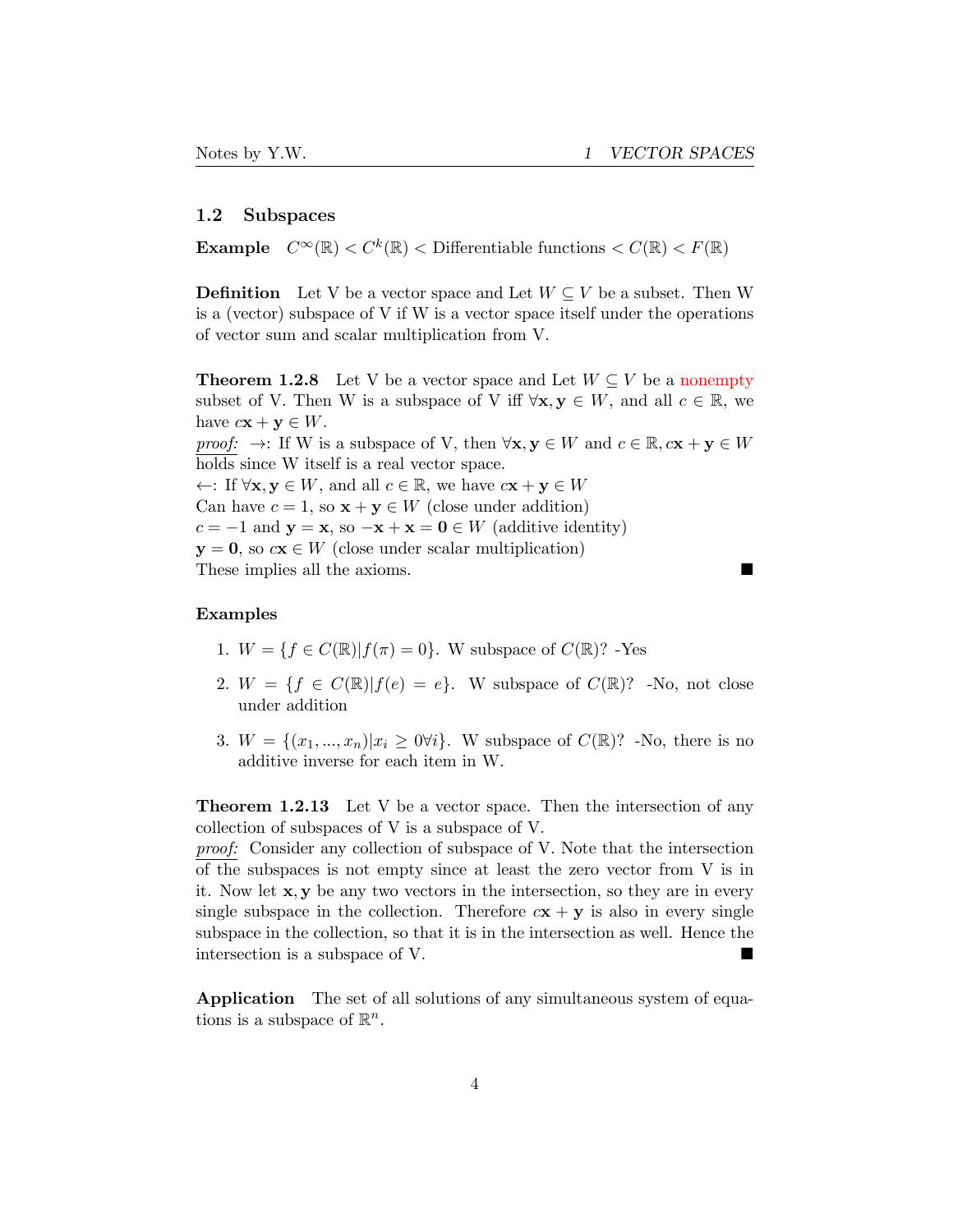### 1.2 Subspaces

**Example** $C^{\infty}(\mathbb{R}) < C^k(\mathbb{R}) <$ Differentiable functions $< C(\mathbb{R}) < F(\mathbb{R})$

**Definition** Let V be a vector space and Let $W \subseteq V$ be a subset. Then W is a (vector) subspace of V if W is a vector space itself under the operations of vector sum and scalar multiplication from V.

**Theorem 1.2.8** Let V be a vector space and Let $W \subseteq V$ be a nonempty subset of V. Then W is a subspace of V iff $\forall \mathbf{x}, \mathbf{y} \in W$, and all $c \in \mathbb{R}$, we have $c\mathbf{x} + \mathbf{y} \in W$.

*proof:* $\rightarrow$: If W is a subspace of V, then $\forall \mathbf{x}, \mathbf{y} \in W$ and $c \in \mathbb{R}, c\mathbf{x} + \mathbf{y} \in W$ holds since W itself is a real vector space.

$\leftarrow$: If $\forall \mathbf{x}, \mathbf{y} \in W$, and all $c \in \mathbb{R}$, we have $c\mathbf{x} + \mathbf{y} \in W$

Can have $c = 1$, so $\mathbf{x} + \mathbf{y} \in W$ (close under addition)

$c = -1$ and $\mathbf{y} = \mathbf{x}$, so $-\mathbf{x} + \mathbf{x} = \mathbf{0} \in W$ (additive identity)

$\mathbf{y} = \mathbf{0}$, so $c\mathbf{x} \in W$ (close under scalar multiplication)

These implies all the axioms. ■

**Examples**

1. $W = \{f \in C(\mathbb{R}) | f(\pi) = 0\}$. W subspace of $C(\mathbb{R})$? -Yes
2. $W = \{f \in C(\mathbb{R}) | f(e) = e\}$. W subspace of $C(\mathbb{R})$? -No, not close under addition
3. $W = \{(x_1, ..., x_n) | x_i \geq 0 \forall i\}$. W subspace of $C(\mathbb{R})$? -No, there is no additive inverse for each item in W.

**Theorem 1.2.13** Let V be a vector space. Then the intersection of any collection of subspaces of V is a subspace of V.

*proof:* Consider any collection of subspace of V. Note that the intersection of the subspaces is not empty since at least the zero vector from V is in it. Now let $\mathbf{x}, \mathbf{y}$ be any two vectors in the intersection, so they are in every single subspace in the collection. Therefore $c\mathbf{x} + \mathbf{y}$ is also in every single subspace in the collection, so that it is in the intersection as well. Hence the intersection is a subspace of V. ■

**Application** The set of all solutions of any simultaneous system of equations is a subspace of $\mathbb{R}^n$.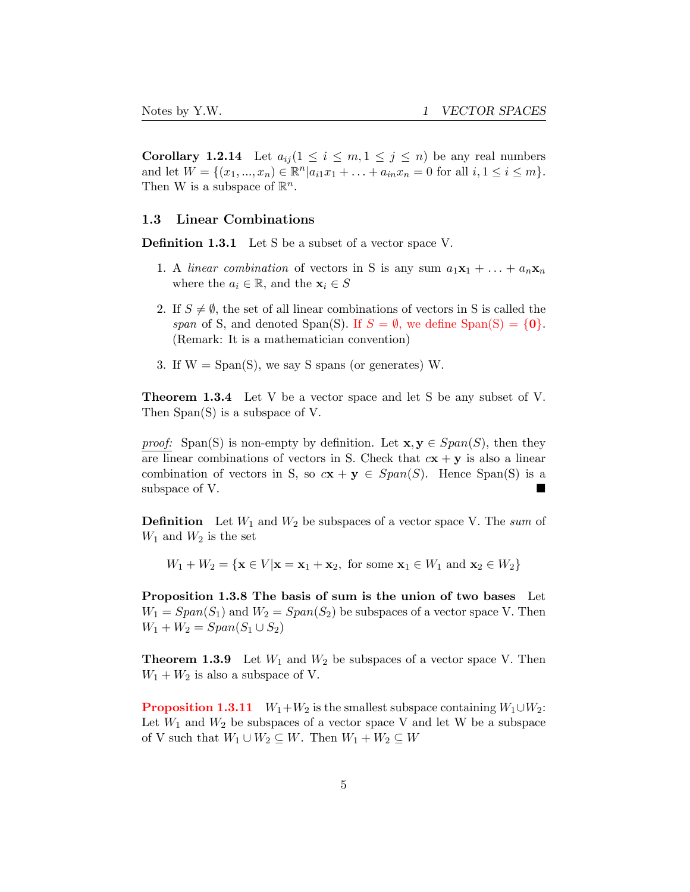**Corollary 1.2.14** Let $a_{ij}(1 \leq i \leq m, 1 \leq j \leq n)$ be any real numbers and let $W = \{(x_1, ..., x_n) \in \mathbb{R}^n | a_{i1}x_1 + \ldots + a_{in}x_n = 0 \text{ for all } i, 1 \leq i \leq m\}$. Then W is a subspace of $\mathbb{R}^n$.

### 1.3 Linear Combinations

**Definition 1.3.1** Let S be a subset of a vector space V.

1. A *linear combination* of vectors in S is any sum $a_1\mathbf{x}_1 + \ldots + a_n\mathbf{x}_n$ where the $a_i \in \mathbb{R}$, and the $\mathbf{x}_i \in S$
2. If $S \neq \emptyset$, the set of all linear combinations of vectors in S is called the *span* of S, and denoted Span(S). If $S = \emptyset$, we define Span(S) $= \{\mathbf{0}\}$. (Remark: It is a mathematician convention)
3. If W = Span(S), we say S spans (or generates) W.

**Theorem 1.3.4** Let V be a vector space and let S be any subset of V. Then Span(S) is a subspace of V.

*proof:* Span(S) is non-empty by definition. Let $\mathbf{x}, \mathbf{y} \in Span(S)$, then they are linear combinations of vectors in S. Check that $c\mathbf{x} + \mathbf{y}$ is also a linear combination of vectors in S, so $c\mathbf{x} + \mathbf{y} \in Span(S)$. Hence Span(S) is a subspace of V. ■

**Definition** Let $W_1$ and $W_2$ be subspaces of a vector space V. The *sum* of $W_1$ and $W_2$ is the set

$$W_1 + W_2 = \{\mathbf{x} \in V | \mathbf{x} = \mathbf{x}_1 + \mathbf{x}_2, \text{ for some } \mathbf{x}_1 \in W_1 \text{ and } \mathbf{x}_2 \in W_2\}$$

**Proposition 1.3.8 The basis of sum is the union of two bases** Let $W_1 = Span(S_1)$ and $W_2 = Span(S_2)$ be subspaces of a vector space V. Then $W_1 + W_2 = Span(S_1 \cup S_2)$

**Theorem 1.3.9** Let $W_1$ and $W_2$ be subspaces of a vector space V. Then $W_1 + W_2$ is also a subspace of V.

**Proposition 1.3.11** $W_1 + W_2$ is the smallest subspace containing $W_1 \cup W_2$: Let $W_1$ and $W_2$ be subspaces of a vector space V and let W be a subspace of V such that $W_1 \cup W_2 \subseteq W$. Then $W_1 + W_2 \subseteq W$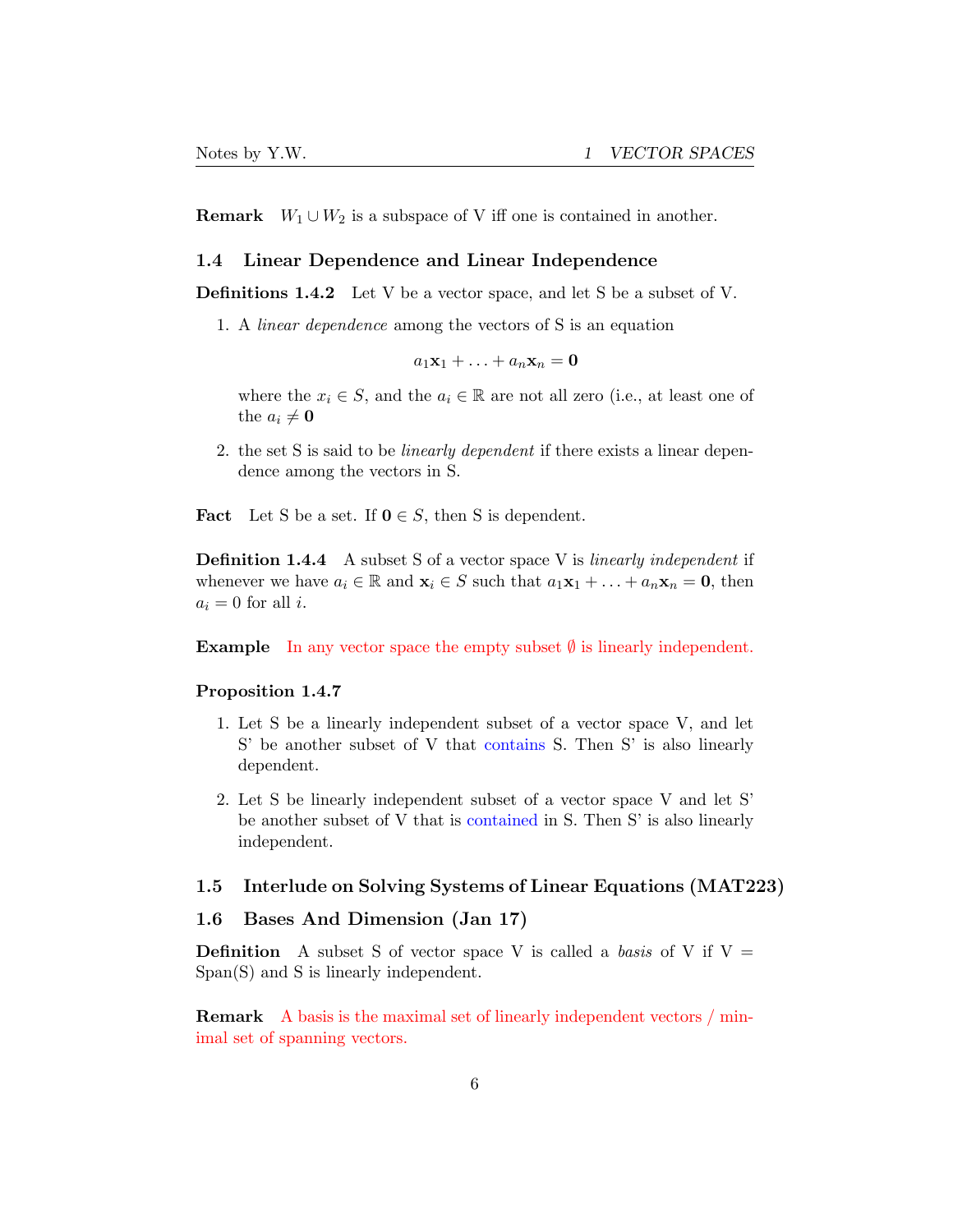**Remark** $W_1 \cup W_2$ is a subspace of V iff one is contained in another.

### 1.4 Linear Dependence and Linear Independence

**Definitions 1.4.2** Let V be a vector space, and let S be a subset of V.

1. A *linear dependence* among the vectors of S is an equation

$$a_1\mathbf{x}_1 + \ldots + a_n\mathbf{x}_n = \mathbf{0}$$

   where the $x_i \in S$, and the $a_i \in \mathbb{R}$ are not all zero (i.e., at least one of the $a_i \neq \mathbf{0}$

2. the set S is said to be *linearly dependent* if there exists a linear dependence among the vectors in S.

**Fact** Let S be a set. If $\mathbf{0} \in S$, then S is dependent.

**Definition 1.4.4** A subset S of a vector space V is *linearly independent* if whenever we have $a_i \in \mathbb{R}$ and $\mathbf{x}_i \in S$ such that $a_1\mathbf{x}_1 + \ldots + a_n\mathbf{x}_n = \mathbf{0}$, then $a_i = 0$ for all $i$.

**Example** In any vector space the empty subset $\emptyset$ is linearly independent.

**Proposition 1.4.7**

1. Let S be a linearly independent subset of a vector space V, and let S' be another subset of V that contains S. Then S' is also linearly dependent.

2. Let S be linearly independent subset of a vector space V and let S' be another subset of V that is contained in S. Then S' is also linearly independent.

### 1.5 Interlude on Solving Systems of Linear Equations (MAT223)

### 1.6 Bases And Dimension (Jan 17)

**Definition** A subset S of vector space V is called a *basis* of V if V = Span(S) and S is linearly independent.

**Remark** A basis is the maximal set of linearly independent vectors / minimal set of spanning vectors.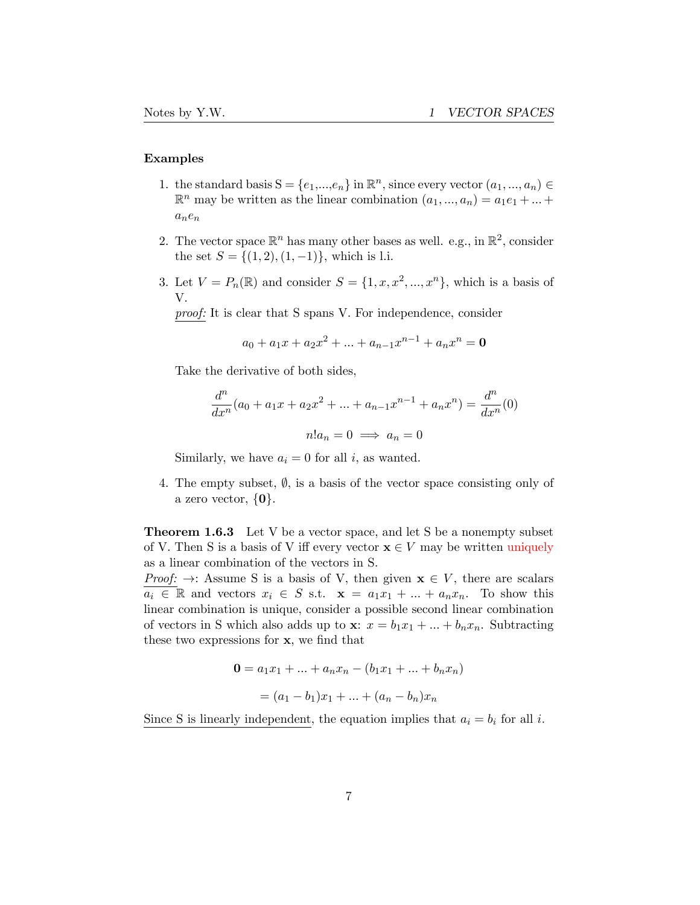**Examples**

1. the standard basis S = $\{e_1,...,e_n\}$ in $\mathbb{R}^n$, since every vector $(a_1, ..., a_n) \in \mathbb{R}^n$ may be written as the linear combination $(a_1, ..., a_n) = a_1e_1 + ... + a_ne_n$

2. The vector space $\mathbb{R}^n$ has many other bases as well. e.g., in $\mathbb{R}^2$, consider the set $S = \{(1, 2), (1, -1)\}$, which is l.i.

3. Let $V = P_n(\mathbb{R})$ and consider $S = \{1, x, x^2, ..., x^n\}$, which is a basis of V.
   *proof:* It is clear that S spans V. For independence, consider

   $$a_0 + a_1x + a_2x^2 + ... + a_{n-1}x^{n-1} + a_nx^n = \mathbf{0}$$

   Take the derivative of both sides,

   $$\frac{d^n}{dx^n}(a_0 + a_1x + a_2x^2 + ... + a_{n-1}x^{n-1} + a_nx^n) = \frac{d^n}{dx^n}(0)$$

   $$n!a_n = 0 \implies a_n = 0$$

   Similarly, we have $a_i = 0$ for all $i$, as wanted.

4. The empty subset, $\emptyset$, is a basis of the vector space consisting only of a zero vector, $\{\mathbf{0}\}$.

**Theorem 1.6.3** Let V be a vector space, and let S be a nonempty subset of V. Then S is a basis of V iff every vector $\mathbf{x} \in V$ may be written uniquely as a linear combination of the vectors in S.

*Proof:* $\rightarrow$: Assume S is a basis of V, then given $\mathbf{x} \in V$, there are scalars $a_i \in \mathbb{R}$ and vectors $x_i \in S$ s.t. $\mathbf{x} = a_1x_1 + ... + a_nx_n$. To show this linear combination is unique, consider a possible second linear combination of vectors in S which also adds up to $\mathbf{x}$: $x = b_1x_1 + ... + b_nx_n$. Subtracting these two expressions for $\mathbf{x}$, we find that

$$\mathbf{0} = a_1x_1 + ... + a_nx_n - (b_1x_1 + ... + b_nx_n)$$

$$= (a_1 - b_1)x_1 + ... + (a_n - b_n)x_n$$

Since S is linearly independent, the equation implies that $a_i = b_i$ for all $i$.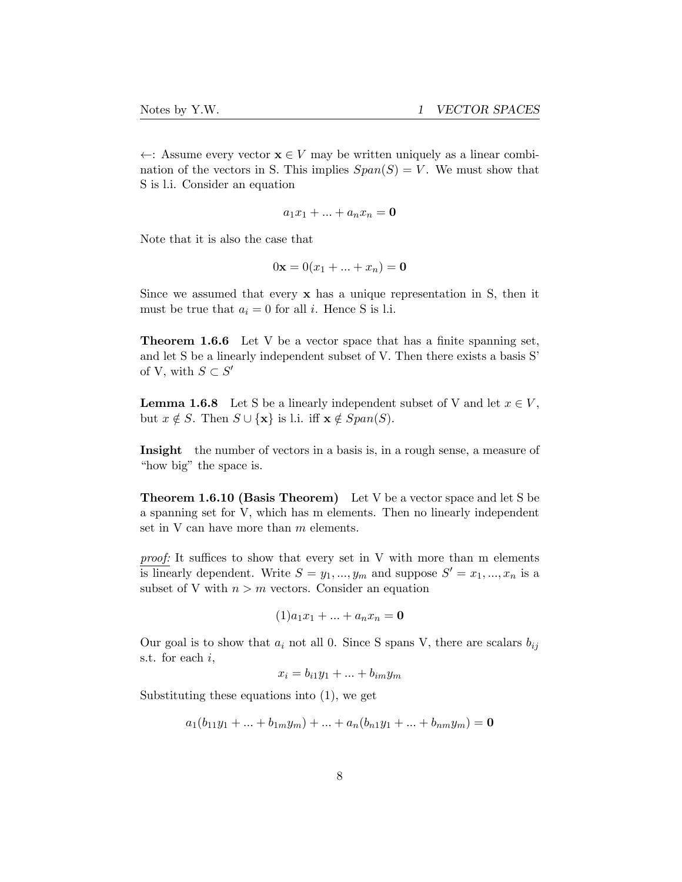$\leftarrow$: Assume every vector $\mathbf{x} \in V$ may be written uniquely as a linear combination of the vectors in S. This implies $Span(S) = V$. We must show that S is l.i. Consider an equation

$$a_1 x_1 + ... + a_n x_n = \mathbf{0}$$

Note that it is also the case that

$$0\mathbf{x} = 0(x_1 + ... + x_n) = \mathbf{0}$$

Since we assumed that every $\mathbf{x}$ has a unique representation in S, then it must be true that $a_i = 0$ for all $i$. Hence S is l.i.

**Theorem 1.6.6** Let V be a vector space that has a finite spanning set, and let S be a linearly independent subset of V. Then there exists a basis S' of V, with $S \subset S'$

**Lemma 1.6.8** Let S be a linearly independent subset of V and let $x \in V$, but $x \notin S$. Then $S \cup \{\mathbf{x}\}$ is l.i. iff $\mathbf{x} \notin Span(S)$.

**Insight** the number of vectors in a basis is, in a rough sense, a measure of "how big" the space is.

**Theorem 1.6.10 (Basis Theorem)** Let V be a vector space and let S be a spanning set for V, which has m elements. Then no linearly independent set in V can have more than $m$ elements.

*proof:* It suffices to show that every set in V with more than m elements is linearly dependent. Write $S = y_1, ..., y_m$ and suppose $S' = x_1, ..., x_n$ is a subset of V with $n > m$ vectors. Consider an equation

$$(1) a_1 x_1 + ... + a_n x_n = \mathbf{0}$$

Our goal is to show that $a_i$ not all 0. Since S spans V, there are scalars $b_{ij}$ s.t. for each $i$,

$$x_i = b_{i1} y_1 + ... + b_{im} y_m$$

Substituting these equations into (1), we get

$$a_1(b_{11} y_1 + ... + b_{1m} y_m) + ... + a_n(b_{n1} y_1 + ... + b_{nm} y_m) = \mathbf{0}$$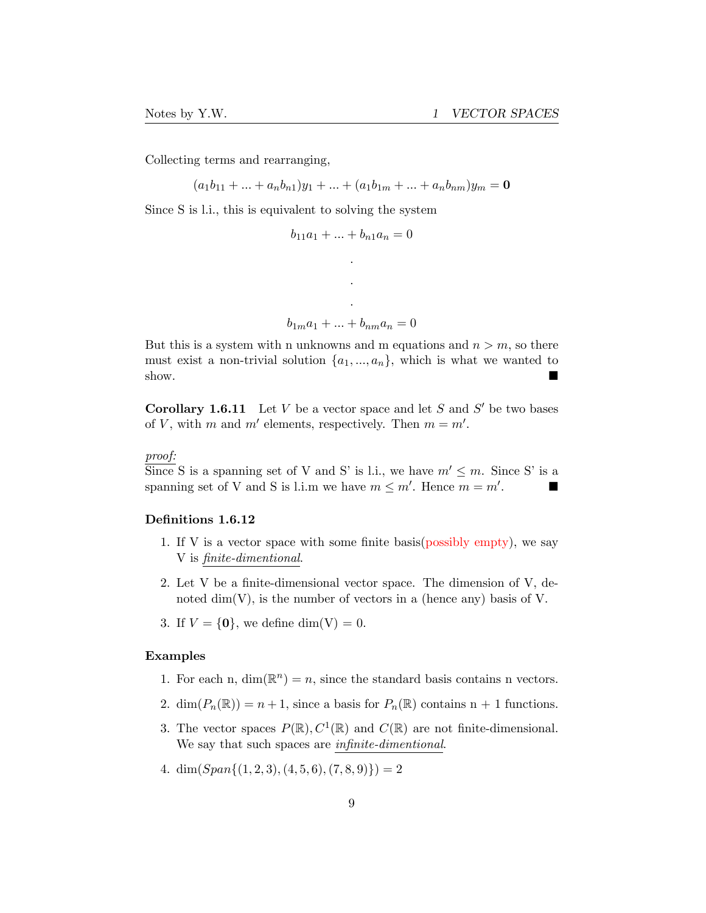Collecting terms and rearranging,

$$(a_1b_{11} + ... + a_nb_{n1})y_1 + ... + (a_1b_{1m} + ... + a_nb_{nm})y_m = \mathbf{0}$$

Since S is l.i., this is equivalent to solving the system

$$b_{11}a_1 + ... + b_{n1}a_n = 0$$

$$\vdots$$

$$b_{1m}a_1 + ... + b_{nm}a_n = 0$$

But this is a system with n unknowns and m equations and $n > m$, so there must exist a non-trivial solution $\{a_1, ..., a_n\}$, which is what we wanted to show. ■

**Corollary 1.6.11** Let $V$ be a vector space and let $S$ and $S'$ be two bases of $V$, with $m$ and $m'$ elements, respectively. Then $m = m'$.

*proof:*
Since S is a spanning set of V and S' is l.i., we have $m' \leq m$. Since S' is a spanning set of V and S is l.i.m we have $m \leq m'$. Hence $m = m'$. ■

**Definitions 1.6.12**

1. If V is a vector space with some finite basis(possibly empty), we say V is *finite-dimentional*.
2. Let V be a finite-dimensional vector space. The dimension of V, denoted dim(V), is the number of vectors in a (hence any) basis of V.
3. If $V = \{\mathbf{0}\}$, we define dim(V) = 0.

**Examples**

1. For each n, $\dim(\mathbb{R}^n) = n$, since the standard basis contains n vectors.
2. $\dim(P_n(\mathbb{R})) = n + 1$, since a basis for $P_n(\mathbb{R})$ contains n + 1 functions.
3. The vector spaces $P(\mathbb{R}), C^1(\mathbb{R})$ and $C(\mathbb{R})$ are not finite-dimensional. We say that such spaces are *infinite-dimentional*.
4. $\dim(Span\{(1, 2, 3), (4, 5, 6), (7, 8, 9)\}) = 2$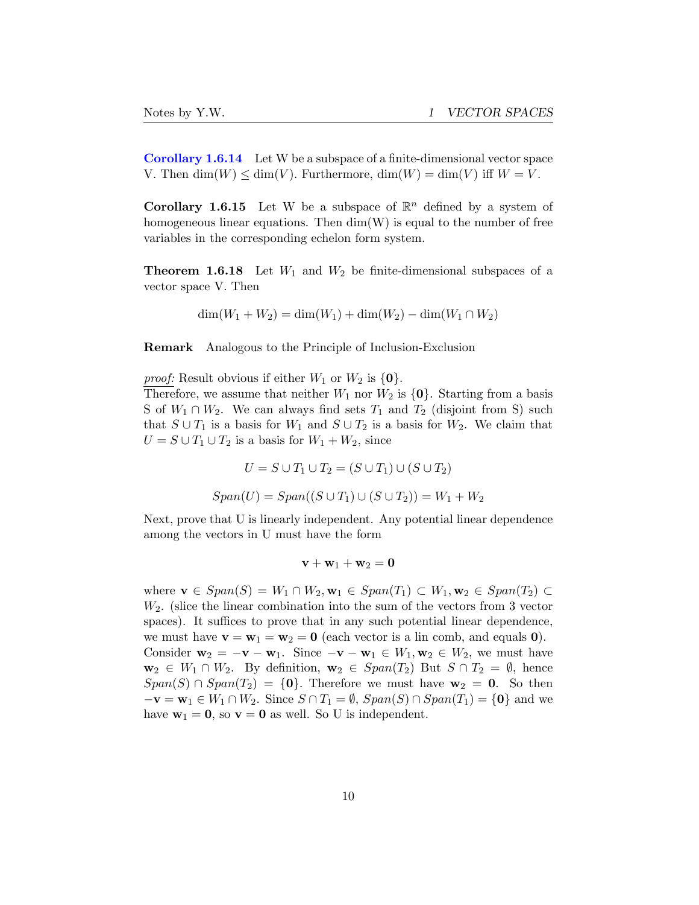**Corollary 1.6.14** Let W be a subspace of a finite-dimensional vector space V. Then $\dim(W) \leq \dim(V)$. Furthermore, $\dim(W) = \dim(V)$ iff $W = V$.

**Corollary 1.6.15** Let W be a subspace of $\mathbb{R}^n$ defined by a system of homogeneous linear equations. Then dim(W) is equal to the number of free variables in the corresponding echelon form system.

**Theorem 1.6.18** Let $W_1$ and $W_2$ be finite-dimensional subspaces of a vector space V. Then

$$\dim(W_1 + W_2) = \dim(W_1) + \dim(W_2) - \dim(W_1 \cap W_2)$$

**Remark** Analogous to the Principle of Inclusion-Exclusion

*proof:* Result obvious if either $W_1$ or $W_2$ is $\{\mathbf{0}\}$.
Therefore, we assume that neither $W_1$ nor $W_2$ is $\{\mathbf{0}\}$. Starting from a basis S of $W_1 \cap W_2$. We can always find sets $T_1$ and $T_2$ (disjoint from S) such that $S \cup T_1$ is a basis for $W_1$ and $S \cup T_2$ is a basis for $W_2$. We claim that $U = S \cup T_1 \cup T_2$ is a basis for $W_1 + W_2$, since

$$U = S \cup T_1 \cup T_2 = (S \cup T_1) \cup (S \cup T_2)$$

$$Span(U) = Span((S \cup T_1) \cup (S \cup T_2)) = W_1 + W_2$$

Next, prove that U is linearly independent. Any potential linear dependence among the vectors in U must have the form

$$\mathbf{v} + \mathbf{w}_1 + \mathbf{w}_2 = \mathbf{0}$$

where $\mathbf{v} \in Span(S) = W_1 \cap W_2, \mathbf{w}_1 \in Span(T_1) \subset W_1, \mathbf{w}_2 \in Span(T_2) \subset W_2$. (slice the linear combination into the sum of the vectors from 3 vector spaces). It suffices to prove that in any such potential linear dependence, we must have $\mathbf{v} = \mathbf{w}_1 = \mathbf{w}_2 = \mathbf{0}$ (each vector is a lin comb, and equals $\mathbf{0}$).
Consider $\mathbf{w}_2 = -\mathbf{v} - \mathbf{w}_1$. Since $-\mathbf{v} - \mathbf{w}_1 \in W_1, \mathbf{w}_2 \in W_2$, we must have $\mathbf{w}_2 \in W_1 \cap W_2$. By definition, $\mathbf{w}_2 \in Span(T_2)$ But $S \cap T_2 = \emptyset$, hence $Span(S) \cap Span(T_2) = \{\mathbf{0}\}$. Therefore we must have $\mathbf{w}_2 = \mathbf{0}$. So then $-\mathbf{v} = \mathbf{w}_1 \in W_1 \cap W_2$. Since $S \cap T_1 = \emptyset$, $Span(S) \cap Span(T_1) = \{\mathbf{0}\}$ and we have $\mathbf{w}_1 = \mathbf{0}$, so $\mathbf{v} = \mathbf{0}$ as well. So U is independent.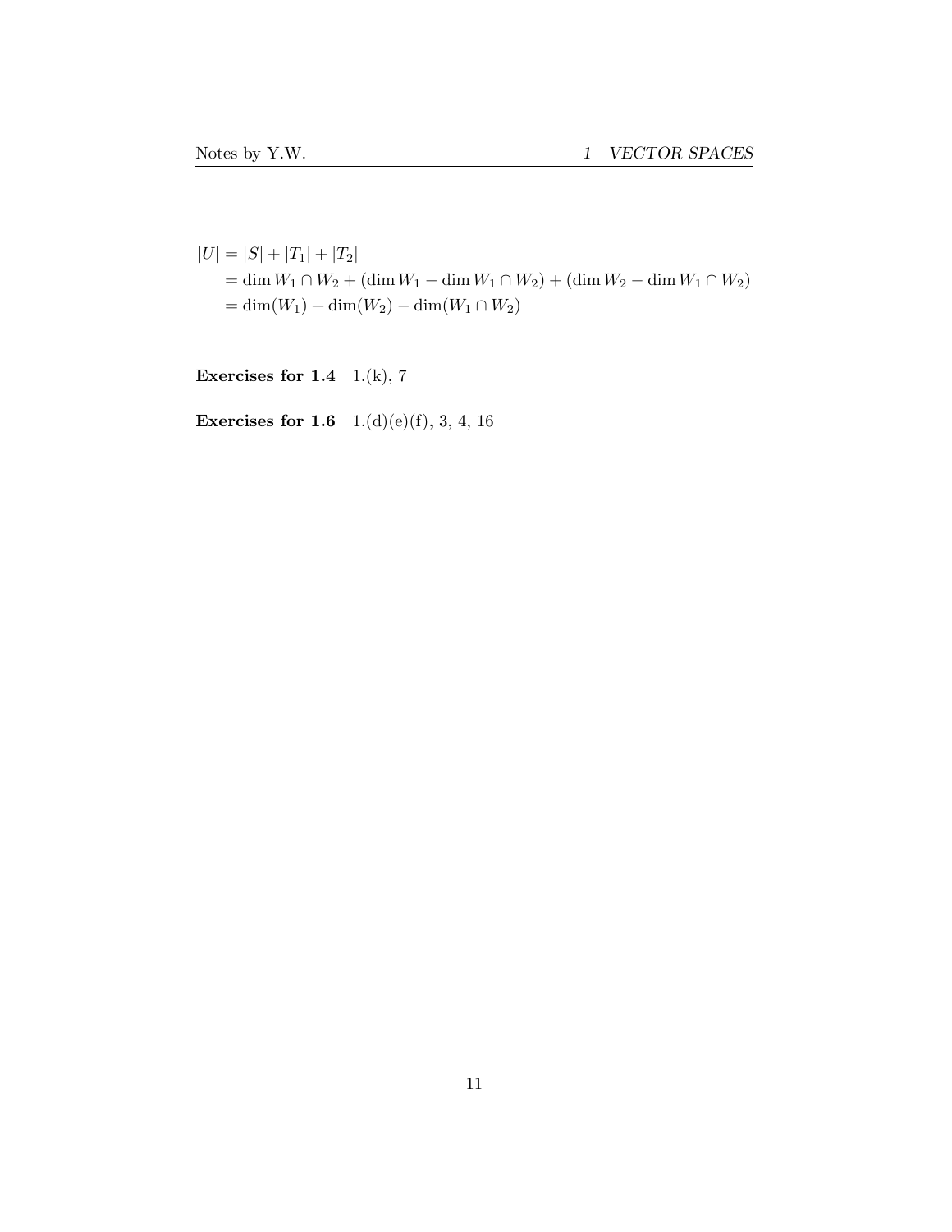$$
\begin{aligned}
|U| &= |S| + |T_1| + |T_2| \\
&= \dim W_1 \cap W_2 + (\dim W_1 - \dim W_1 \cap W_2) + (\dim W_2 - \dim W_1 \cap W_2) \\
&= \dim(W_1) + \dim(W_2) - \dim(W_1 \cap W_2)
\end{aligned}
$$

**Exercises for 1.4** 1.(k), 7

**Exercises for 1.6** 1.(d)(e)(f), 3, 4, 16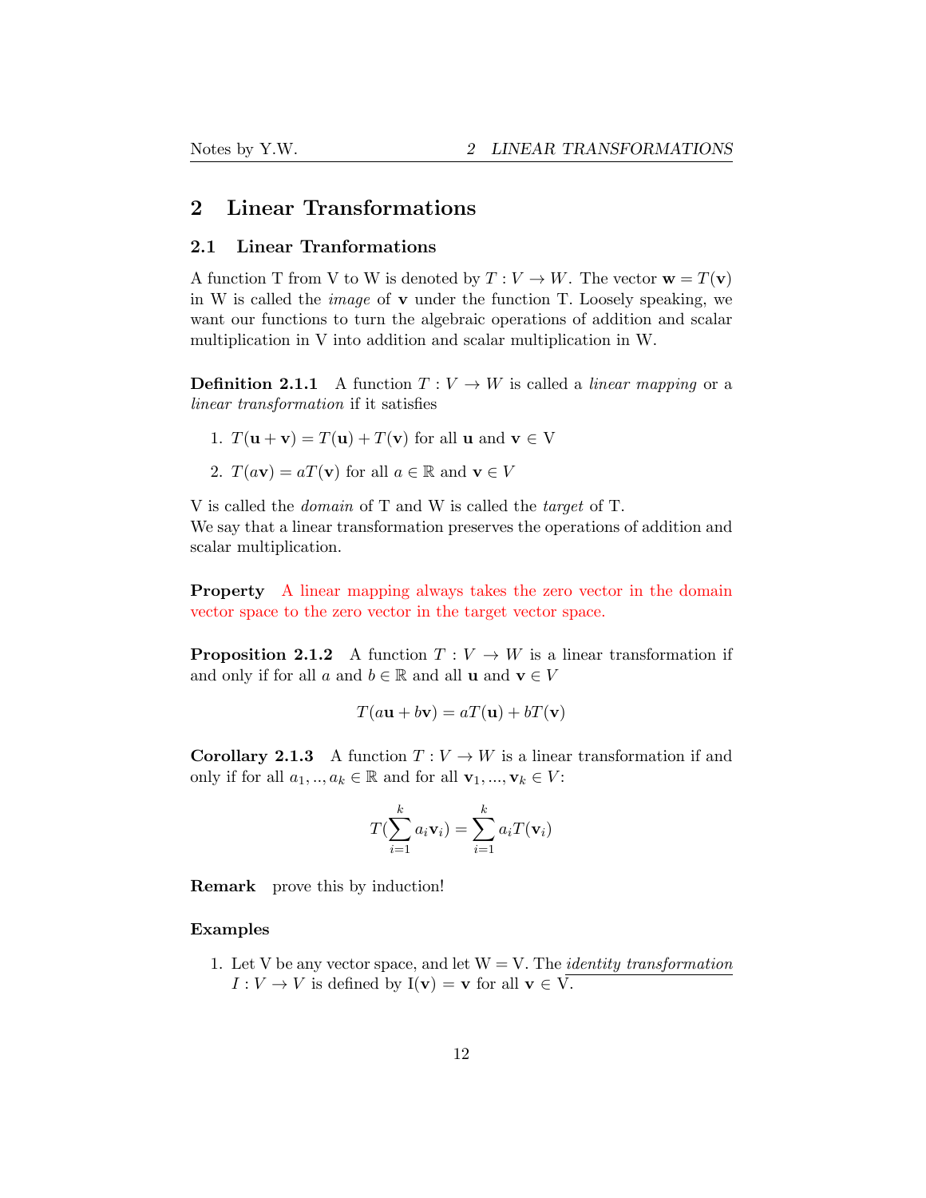## 2 Linear Transformations

### 2.1 Linear Tranformations

A function T from V to W is denoted by $T : V \to W$. The vector $\mathbf{w} = T(\mathbf{v})$ in W is called the *image* of $\mathbf{v}$ under the function T. Loosely speaking, we want our functions to turn the algebraic operations of addition and scalar multiplication in V into addition and scalar multiplication in W.

**Definition 2.1.1** A function $T : V \to W$ is called a *linear mapping* or a *linear transformation* if it satisfies

1. $T(\mathbf{u} + \mathbf{v}) = T(\mathbf{u}) + T(\mathbf{v})$ for all $\mathbf{u}$ and $\mathbf{v} \in$ V
2. $T(a\mathbf{v}) = aT(\mathbf{v})$ for all $a \in \mathbb{R}$ and $\mathbf{v} \in V$

V is called the *domain* of T and W is called the *target* of T.
We say that a linear transformation preserves the operations of addition and scalar multiplication.

**Property** A linear mapping always takes the zero vector in the domain vector space to the zero vector in the target vector space.

**Proposition 2.1.2** A function $T : V \to W$ is a linear transformation if and only if for all $a$ and $b \in \mathbb{R}$ and all $\mathbf{u}$ and $\mathbf{v} \in V$

$$T(a\mathbf{u} + b\mathbf{v}) = aT(\mathbf{u}) + bT(\mathbf{v})$$

**Corollary 2.1.3** A function $T : V \to W$ is a linear transformation if and only if for all $a_1, .., a_k \in \mathbb{R}$ and for all $\mathbf{v}_1, ..., \mathbf{v}_k \in V$:

$$T(\sum_{i=1}^{k} a_i \mathbf{v}_i) = \sum_{i=1}^{k} a_i T(\mathbf{v}_i)$$

**Remark** prove this by induction!

**Examples**

1. Let V be any vector space, and let W = V. The *identity transformation* $I : V \to V$ is defined by $\mathrm{I}(\mathbf{v}) = \mathbf{v}$ for all $\mathbf{v} \in$ V.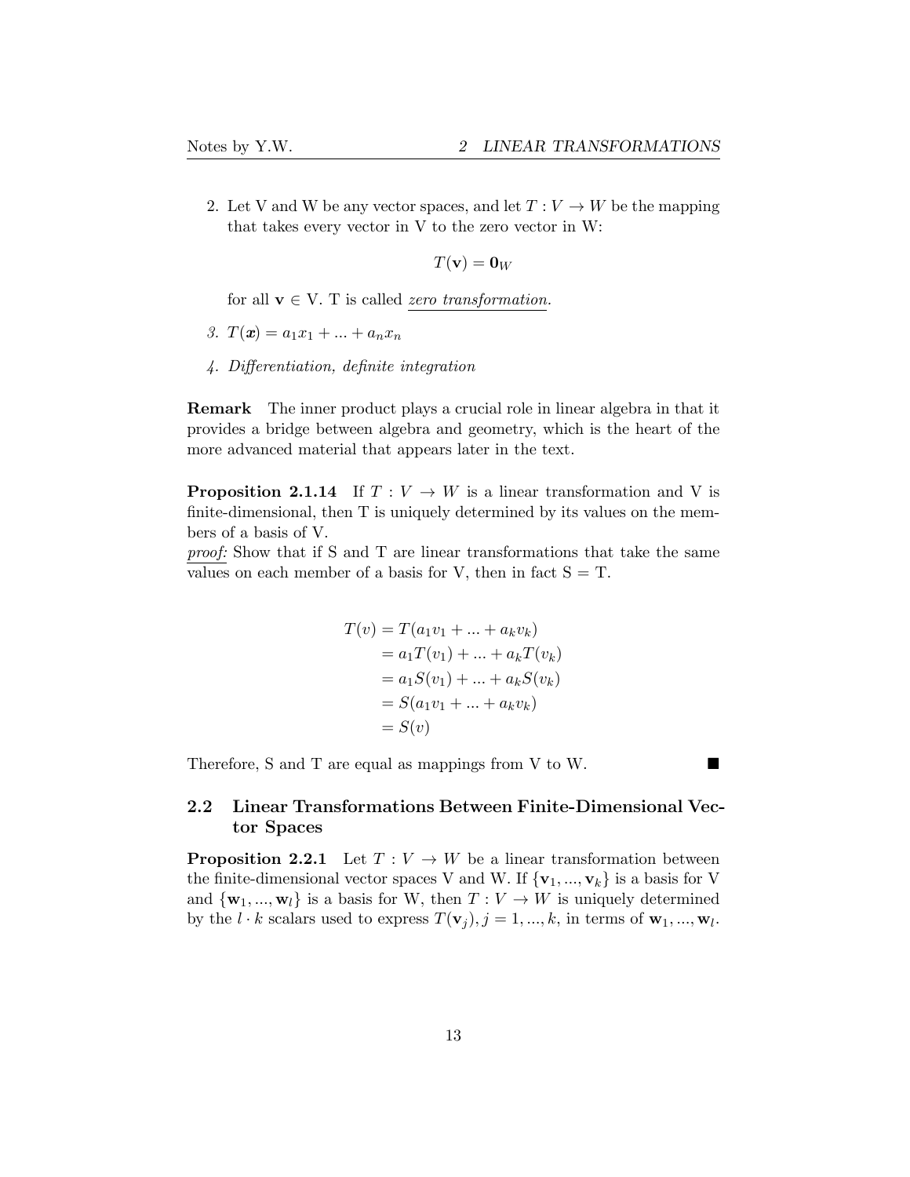2. Let V and W be any vector spaces, and let $T : V \to W$ be the mapping that takes every vector in V to the zero vector in W:

$$T(\mathbf{v}) = \mathbf{0}_W$$

for all $\mathbf{v} \in$ V. T is called <u>*zero transformation.*</u>

3. *$T(\boldsymbol{x}) = a_1x_1 + ... + a_nx_n$*

4. *Differentiation, definite integration*

**Remark** The inner product plays a crucial role in linear algebra in that it provides a bridge between algebra and geometry, which is the heart of the more advanced material that appears later in the text.

**Proposition 2.1.14** If $T : V \to W$ is a linear transformation and V is finite-dimensional, then T is uniquely determined by its values on the members of a basis of V.

<u>*proof:*</u> Show that if S and T are linear transformations that take the same values on each member of a basis for V, then in fact S = T.

$$\begin{aligned}
T(v) &= T(a_1v_1 + ... + a_kv_k) \\
&= a_1T(v_1) + ... + a_kT(v_k) \\
&= a_1S(v_1) + ... + a_kS(v_k) \\
&= S(a_1v_1 + ... + a_kv_k) \\
&= S(v)
\end{aligned}$$

Therefore, S and T are equal as mappings from V to W. ■

## 2.2 Linear Transformations Between Finite-Dimensional Vector Spaces

**Proposition 2.2.1** Let $T : V \to W$ be a linear transformation between the finite-dimensional vector spaces V and W. If $\{\mathbf{v}_1, ..., \mathbf{v}_k\}$ is a basis for V and $\{\mathbf{w}_1, ..., \mathbf{w}_l\}$ is a basis for W, then $T : V \to W$ is uniquely determined by the $l \cdot k$ scalars used to express $T(\mathbf{v}_j), j = 1, ..., k$, in terms of $\mathbf{w}_1, ..., \mathbf{w}_l$.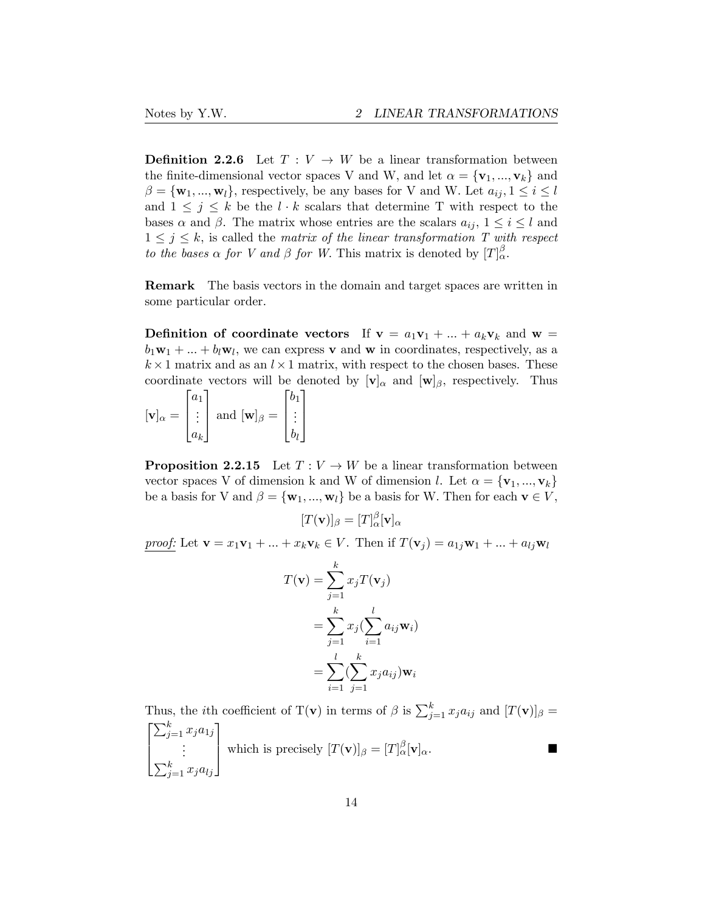**Definition 2.2.6** Let $T : V \to W$ be a linear transformation between the finite-dimensional vector spaces V and W, and let $\alpha = \{\mathbf{v}_1, ..., \mathbf{v}_k\}$ and $\beta = \{\mathbf{w}_1, ..., \mathbf{w}_l\}$, respectively, be any bases for V and W. Let $a_{ij}, 1 \leq i \leq l$ and $1 \leq j \leq k$ be the $l \cdot k$ scalars that determine T with respect to the bases $\alpha$ and $\beta$. The matrix whose entries are the scalars $a_{ij}$, $1 \leq i \leq l$ and $1 \leq j \leq k$, is called the *matrix of the linear transformation T with respect to the bases $\alpha$ for V and $\beta$ for W*. This matrix is denoted by $[T]_\alpha^\beta$.

**Remark** The basis vectors in the domain and target spaces are written in some particular order.

**Definition of coordinate vectors** If $\mathbf{v} = a_1\mathbf{v}_1 + ... + a_k\mathbf{v}_k$ and $\mathbf{w} = b_1\mathbf{w}_1 + ... + b_l\mathbf{w}_l$, we can express $\mathbf{v}$ and $\mathbf{w}$ in coordinates, respectively, as a $k \times 1$ matrix and as an $l \times 1$ matrix, with respect to the chosen bases. These coordinate vectors will be denoted by $[\mathbf{v}]_\alpha$ and $[\mathbf{w}]_\beta$, respectively. Thus $[\mathbf{v}]_\alpha = \begin{bmatrix} a_1 \\ \vdots \\ a_k \end{bmatrix}$ and $[\mathbf{w}]_\beta = \begin{bmatrix} b_1 \\ \vdots \\ b_l \end{bmatrix}$

**Proposition 2.2.15** Let $T : V \to W$ be a linear transformation between vector spaces V of dimension k and W of dimension $l$. Let $\alpha = \{\mathbf{v}_1, ..., \mathbf{v}_k\}$ be a basis for V and $\beta = \{\mathbf{w}_1, ..., \mathbf{w}_l\}$ be a basis for W. Then for each $\mathbf{v} \in V$,

$$[T(\mathbf{v})]_\beta = [T]_\alpha^\beta [\mathbf{v}]_\alpha$$

*proof:* Let $\mathbf{v} = x_1\mathbf{v}_1 + ... + x_k\mathbf{v}_k \in V$. Then if $T(\mathbf{v}_j) = a_{1j}\mathbf{w}_1 + ... + a_{lj}\mathbf{w}_l$

$$\begin{aligned} T(\mathbf{v}) &= \sum_{j=1}^{k} x_j T(\mathbf{v}_j) \\ &= \sum_{j=1}^{k} x_j (\sum_{i=1}^{l} a_{ij}\mathbf{w}_i) \\ &= \sum_{i=1}^{l} (\sum_{j=1}^{k} x_j a_{ij})\mathbf{w}_i \end{aligned}$$

Thus, the $i$th coefficient of T($\mathbf{v}$) in terms of $\beta$ is $\sum_{j=1}^{k} x_j a_{ij}$ and $[T(\mathbf{v})]_\beta = \begin{bmatrix} \sum_{j=1}^{k} x_j a_{1j} \\ \vdots \\ \sum_{j=1}^{k} x_j a_{lj} \end{bmatrix}$ which is precisely $[T(\mathbf{v})]_\beta = [T]_\alpha^\beta [\mathbf{v}]_\alpha$. ■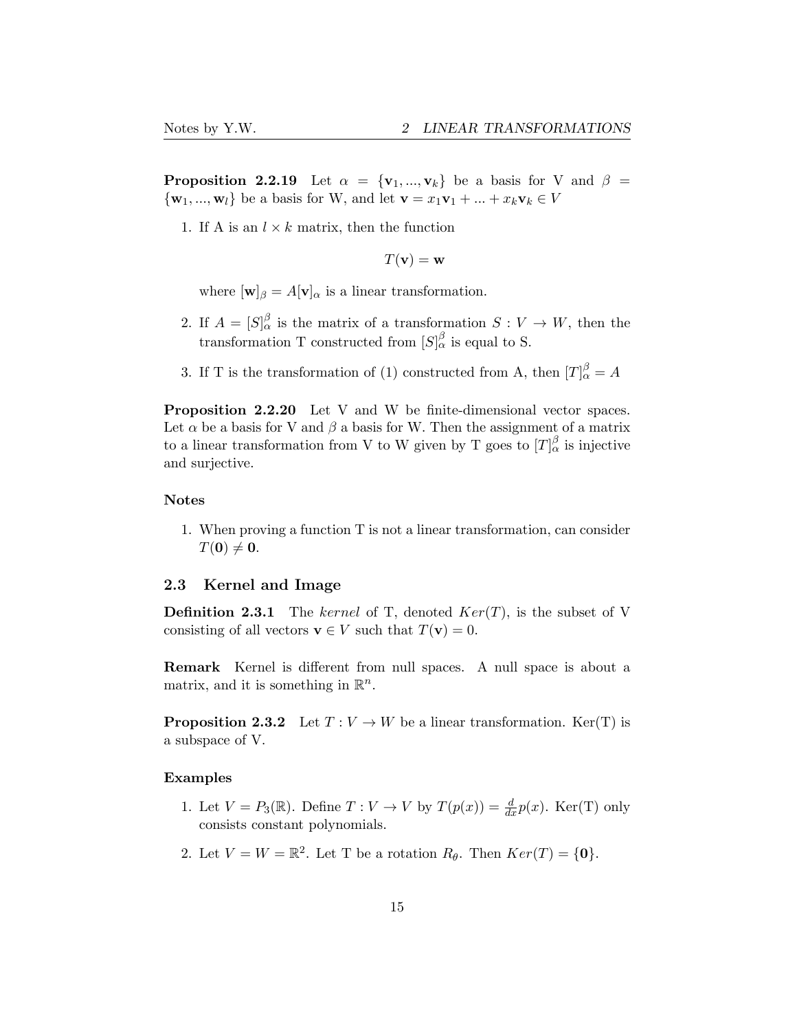**Proposition 2.2.19** Let $\alpha = \{\mathbf{v}_1, ..., \mathbf{v}_k\}$ be a basis for V and $\beta = \{\mathbf{w}_1, ..., \mathbf{w}_l\}$ be a basis for W, and let $\mathbf{v} = x_1\mathbf{v}_1 + ... + x_k\mathbf{v}_k \in V$

1. If A is an $l \times k$ matrix, then the function

$$T(\mathbf{v}) = \mathbf{w}$$

   where $[\mathbf{w}]_\beta = A[\mathbf{v}]_\alpha$ is a linear transformation.

2. If $A = [S]_\alpha^\beta$ is the matrix of a transformation $S : V \to W$, then the transformation T constructed from $[S]_\alpha^\beta$ is equal to S.

3. If T is the transformation of (1) constructed from A, then $[T]_\alpha^\beta = A$

**Proposition 2.2.20** Let V and W be finite-dimensional vector spaces. Let $\alpha$ be a basis for V and $\beta$ a basis for W. Then the assignment of a matrix to a linear transformation from V to W given by T goes to $[T]_\alpha^\beta$ is injective and surjective.

**Notes**

1. When proving a function T is not a linear transformation, can consider $T(\mathbf{0}) \neq \mathbf{0}$.

### 2.3 Kernel and Image

**Definition 2.3.1** The *kernel* of T, denoted $Ker(T)$, is the subset of V consisting of all vectors $\mathbf{v} \in V$ such that $T(\mathbf{v}) = 0$.

**Remark** Kernel is different from null spaces. A null space is about a matrix, and it is something in $\mathbb{R}^n$.

**Proposition 2.3.2** Let $T : V \to W$ be a linear transformation. Ker(T) is a subspace of V.

**Examples**

1. Let $V = P_3(\mathbb{R})$. Define $T : V \to V$ by $T(p(x)) = \frac{d}{dx}p(x)$. Ker(T) only consists constant polynomials.

2. Let $V = W = \mathbb{R}^2$. Let T be a rotation $R_\theta$. Then $Ker(T) = \{\mathbf{0}\}$.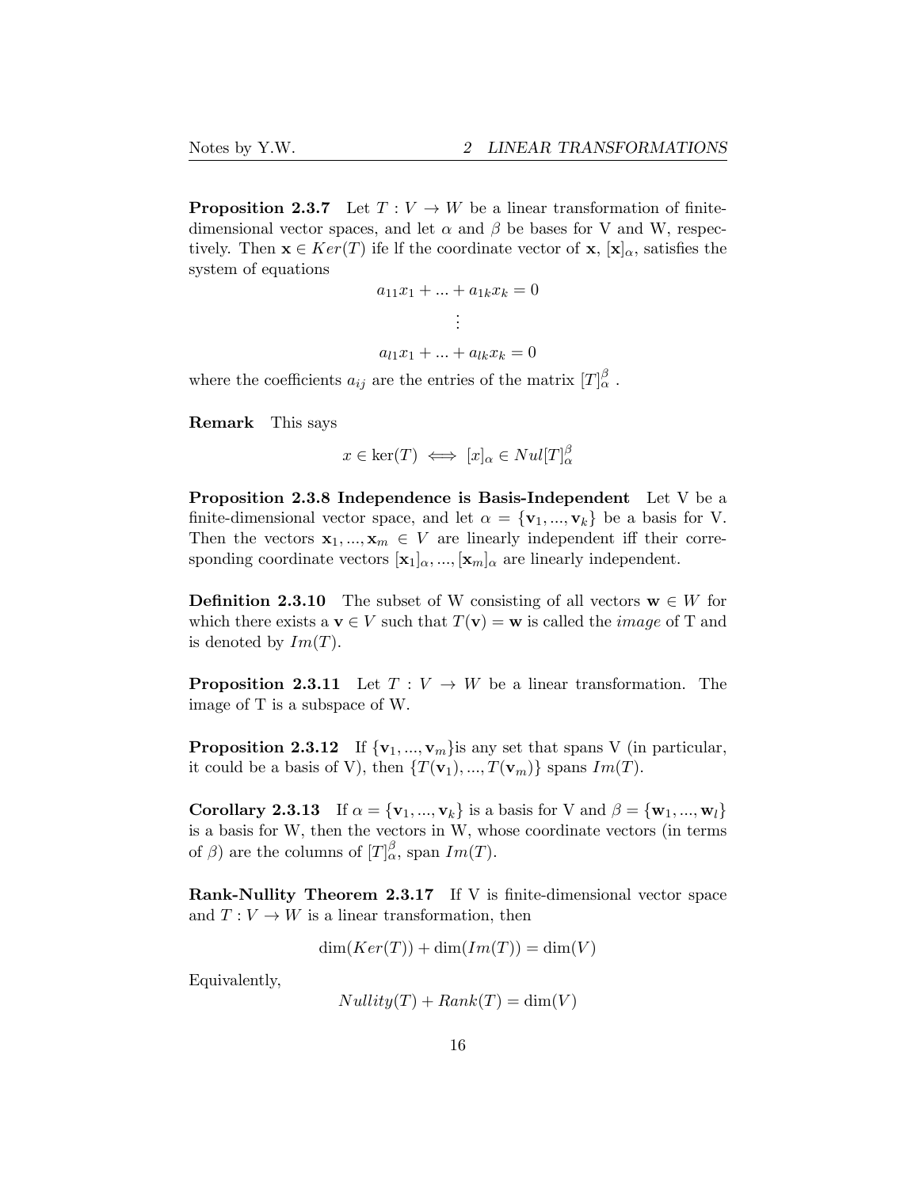**Proposition 2.3.7** Let $T : V \to W$ be a linear transformation of finite-dimensional vector spaces, and let $\alpha$ and $\beta$ be bases for V and W, respectively. Then $\mathbf{x} \in Ker(T)$ ife lf the coordinate vector of $\mathbf{x}$, $[\mathbf{x}]_\alpha$, satisfies the system of equations

$$a_{11}x_1 + ... + a_{1k}x_k = 0$$

$$\vdots$$

$$a_{l1}x_1 + ... + a_{lk}x_k = 0$$

where the coefficients $a_{ij}$ are the entries of the matrix $[T]_\alpha^\beta$ .

**Remark** This says

$$x \in \ker(T) \iff [x]_\alpha \in Nul[T]_\alpha^\beta$$

**Proposition 2.3.8 Independence is Basis-Independent** Let V be a finite-dimensional vector space, and let $\alpha = \{\mathbf{v}_1, ..., \mathbf{v}_k\}$ be a basis for V. Then the vectors $\mathbf{x}_1, ..., \mathbf{x}_m \in V$ are linearly independent iff their corresponding coordinate vectors $[\mathbf{x}_1]_\alpha, ..., [\mathbf{x}_m]_\alpha$ are linearly independent.

**Definition 2.3.10** The subset of W consisting of all vectors $\mathbf{w} \in W$ for which there exists a $\mathbf{v} \in V$ such that $T(\mathbf{v}) = \mathbf{w}$ is called the *image* of T and is denoted by $Im(T)$.

**Proposition 2.3.11** Let $T : V \to W$ be a linear transformation. The image of T is a subspace of W.

**Proposition 2.3.12** If $\{\mathbf{v}_1, ..., \mathbf{v}_m\}$is any set that spans V (in particular, it could be a basis of V), then $\{T(\mathbf{v}_1), ..., T(\mathbf{v}_m)\}$ spans $Im(T)$.

**Corollary 2.3.13** If $\alpha = \{\mathbf{v}_1, ..., \mathbf{v}_k\}$ is a basis for V and $\beta = \{\mathbf{w}_1, ..., \mathbf{w}_l\}$ is a basis for W, then the vectors in W, whose coordinate vectors (in terms of $\beta$) are the columns of $[T]_\alpha^\beta$, span $Im(T)$.

**Rank-Nullity Theorem 2.3.17** If V is finite-dimensional vector space and $T : V \to W$ is a linear transformation, then

$$\dim(Ker(T)) + \dim(Im(T)) = \dim(V)$$

Equivalently,

$$Nullity(T) + Rank(T) = \dim(V)$$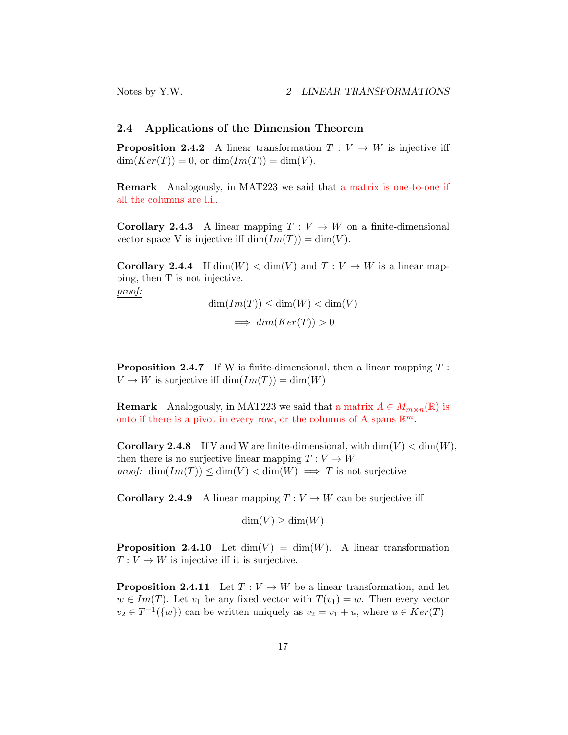### 2.4 Applications of the Dimension Theorem

**Proposition 2.4.2** A linear transformation $T : V \to W$ is injective iff $\dim(Ker(T)) = 0$, or $\dim(Im(T)) = \dim(V)$.

**Remark** Analogously, in MAT223 we said that a matrix is one-to-one if all the columns are l.i..

**Corollary 2.4.3** A linear mapping $T : V \to W$ on a finite-dimensional vector space V is injective iff $\dim(Im(T)) = \dim(V)$.

**Corollary 2.4.4** If $\dim(W) < \dim(V)$ and $T : V \to W$ is a linear mapping, then T is not injective.

*proof:*

$$\dim(Im(T)) \leq \dim(W) < \dim(V)$$

$$\implies dim(Ker(T)) > 0$$

**Proposition 2.4.7** If W is finite-dimensional, then a linear mapping $T : V \to W$ is surjective iff $\dim(Im(T)) = \dim(W)$

**Remark** Analogously, in MAT223 we said that a matrix $A \in M_{m\times n}(\mathbb{R})$ is onto if there is a pivot in every row, or the columns of A spans $\mathbb{R}^m$.

**Corollary 2.4.8** If V and W are finite-dimensional, with $\dim(V) < \dim(W)$, then there is no surjective linear mapping $T : V \to W$

*proof:* $\dim(Im(T)) \leq \dim(V) < \dim(W) \implies T$ is not surjective

**Corollary 2.4.9** A linear mapping $T : V \to W$ can be surjective iff

$$\dim(V) \geq \dim(W)$$

**Proposition 2.4.10** Let $\dim(V) = \dim(W)$. A linear transformation $T : V \to W$ is injective iff it is surjective.

**Proposition 2.4.11** Let $T : V \to W$ be a linear transformation, and let $w \in Im(T)$. Let $v_1$ be any fixed vector with $T(v_1) = w$. Then every vector $v_2 \in T^{-1}(\{w\})$ can be written uniquely as $v_2 = v_1 + u$, where $u \in Ker(T)$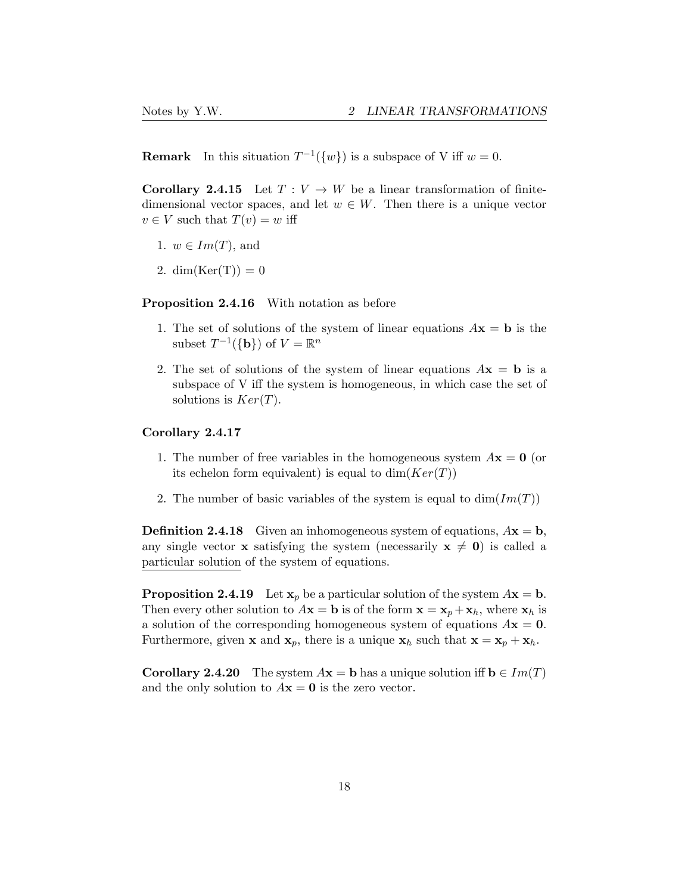**Remark** In this situation $T^{-1}(\{w\})$ is a subspace of V iff $w = 0$.

**Corollary 2.4.15** Let $T : V \to W$ be a linear transformation of finite-dimensional vector spaces, and let $w \in W$. Then there is a unique vector $v \in V$ such that $T(v) = w$ iff

1. $w \in Im(T)$, and
2. $\dim(\mathrm{Ker(T)}) = 0$

**Proposition 2.4.16** With notation as before

1. The set of solutions of the system of linear equations $A\mathbf{x} = \mathbf{b}$ is the subset $T^{-1}(\{\mathbf{b}\})$ of $V = \mathbb{R}^n$
2. The set of solutions of the system of linear equations $A\mathbf{x} = \mathbf{b}$ is a subspace of V iff the system is homogeneous, in which case the set of solutions is $Ker(T)$.

**Corollary 2.4.17**

1. The number of free variables in the homogeneous system $A\mathbf{x} = \mathbf{0}$ (or its echelon form equivalent) is equal to $\dim(Ker(T))$
2. The number of basic variables of the system is equal to $\dim(Im(T))$

**Definition 2.4.18** Given an inhomogeneous system of equations, $A\mathbf{x} = \mathbf{b}$, any single vector $\mathbf{x}$ satisfying the system (necessarily $\mathbf{x} \neq \mathbf{0}$) is called a particular solution of the system of equations.

**Proposition 2.4.19** Let $\mathbf{x}_p$ be a particular solution of the system $A\mathbf{x} = \mathbf{b}$. Then every other solution to $A\mathbf{x} = \mathbf{b}$ is of the form $\mathbf{x} = \mathbf{x}_p + \mathbf{x}_h$, where $\mathbf{x}_h$ is a solution of the corresponding homogeneous system of equations $A\mathbf{x} = \mathbf{0}$. Furthermore, given $\mathbf{x}$ and $\mathbf{x}_p$, there is a unique $\mathbf{x}_h$ such that $\mathbf{x} = \mathbf{x}_p + \mathbf{x}_h$.

**Corollary 2.4.20** The system $A\mathbf{x} = \mathbf{b}$ has a unique solution iff $\mathbf{b} \in Im(T)$ and the only solution to $A\mathbf{x} = \mathbf{0}$ is the zero vector.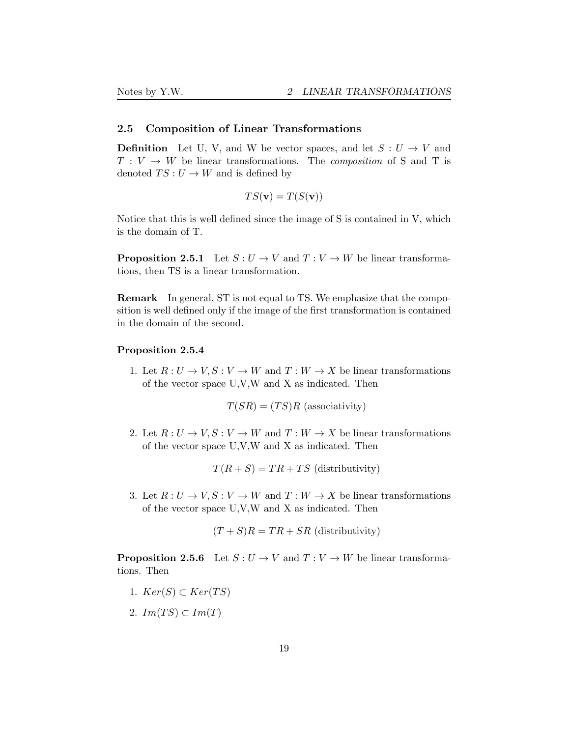### 2.5 Composition of Linear Transformations

**Definition** Let U, V, and W be vector spaces, and let $S : U \to V$ and $T : V \to W$ be linear transformations. The *composition* of S and T is denoted $TS : U \to W$ and is defined by

$$TS(\mathbf{v}) = T(S(\mathbf{v}))$$

Notice that this is well defined since the image of S is contained in V, which is the domain of T.

**Proposition 2.5.1** Let $S : U \to V$ and $T : V \to W$ be linear transformations, then TS is a linear transformation.

**Remark** In general, ST is not equal to TS. We emphasize that the composition is well defined only if the image of the first transformation is contained in the domain of the second.

**Proposition 2.5.4**

1. Let $R : U \to V, S : V \to W$ and $T : W \to X$ be linear transformations of the vector space U,V,W and X as indicated. Then

$$T(SR) = (TS)R \text{ (associativity)}$$

2. Let $R : U \to V, S : V \to W$ and $T : W \to X$ be linear transformations of the vector space U,V,W and X as indicated. Then

$$T(R + S) = TR + TS \text{ (distributivity)}$$

3. Let $R : U \to V, S : V \to W$ and $T : W \to X$ be linear transformations of the vector space U,V,W and X as indicated. Then

$$(T + S)R = TR + SR \text{ (distributivity)}$$

**Proposition 2.5.6** Let $S : U \to V$ and $T : V \to W$ be linear transformations. Then

1. $Ker(S) \subset Ker(TS)$
2. $Im(TS) \subset Im(T)$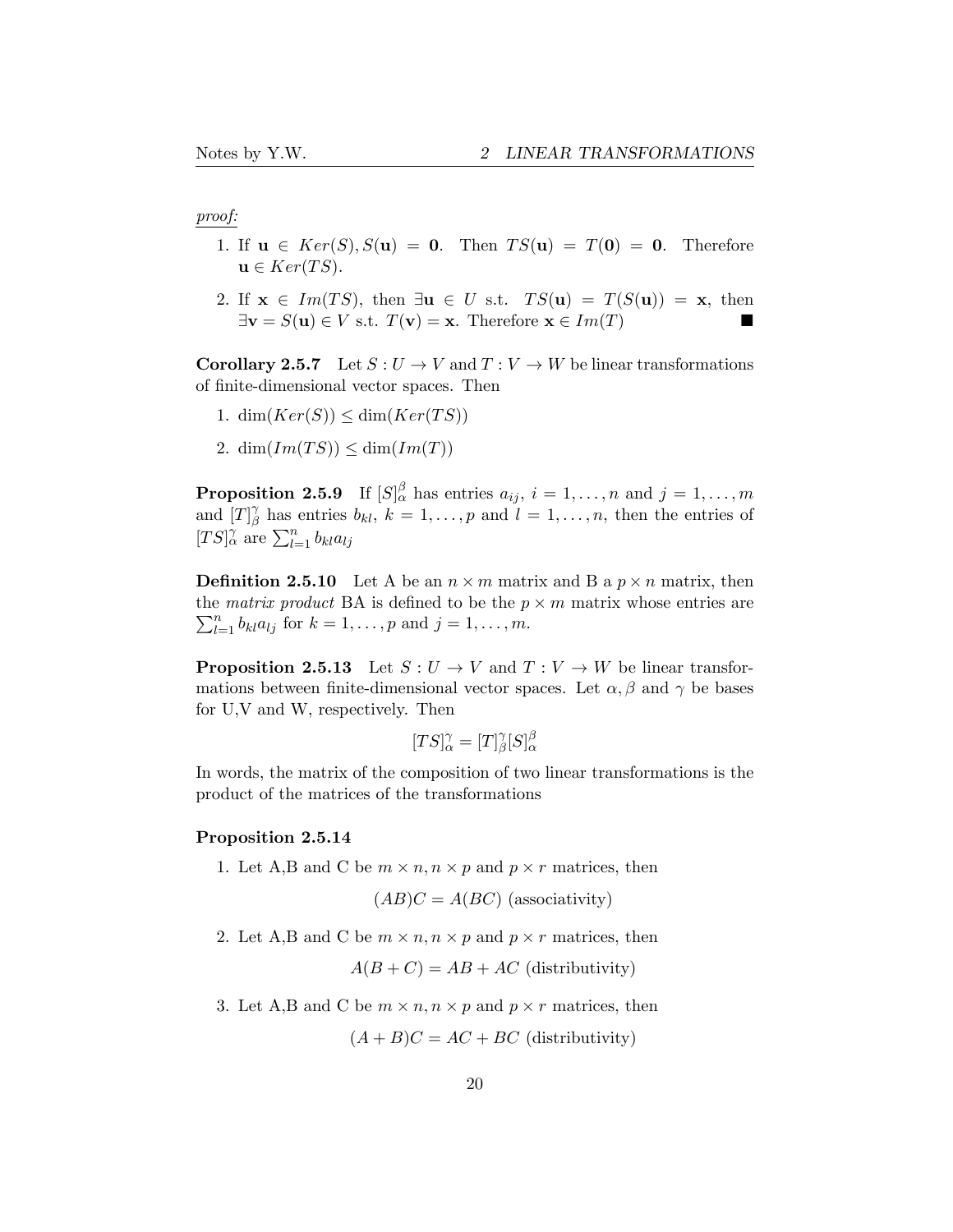*proof:*

1. If $\mathbf{u} \in Ker(S), S(\mathbf{u}) = \mathbf{0}$. Then $TS(\mathbf{u}) = T(\mathbf{0}) = \mathbf{0}$. Therefore $\mathbf{u} \in Ker(TS)$.

2. If $\mathbf{x} \in Im(TS)$, then $\exists \mathbf{u} \in U$ s.t. $TS(\mathbf{u}) = T(S(\mathbf{u})) = \mathbf{x}$, then $\exists \mathbf{v} = S(\mathbf{u}) \in V$ s.t. $T(\mathbf{v}) = \mathbf{x}$. Therefore $\mathbf{x} \in Im(T)$ ■

**Corollary 2.5.7** Let $S : U \to V$ and $T : V \to W$ be linear transformations of finite-dimensional vector spaces. Then

1. $\dim(Ker(S)) \leq \dim(Ker(TS))$

2. $\dim(Im(TS)) \leq \dim(Im(T))$

**Proposition 2.5.9** If $[S]_\alpha^\beta$ has entries $a_{ij}$, $i = 1, \ldots, n$ and $j = 1, \ldots, m$ and $[T]_\beta^\gamma$ has entries $b_{kl}$, $k = 1, \ldots, p$ and $l = 1, \ldots, n$, then the entries of $[TS]_\alpha^\gamma$ are $\sum_{l=1}^{n} b_{kl} a_{lj}$

**Definition 2.5.10** Let A be an $n \times m$ matrix and B a $p \times n$ matrix, then the *matrix product* BA is defined to be the $p \times m$ matrix whose entries are $\sum_{l=1}^{n} b_{kl} a_{lj}$ for $k = 1, \ldots, p$ and $j = 1, \ldots, m$.

**Proposition 2.5.13** Let $S : U \to V$ and $T : V \to W$ be linear transformations between finite-dimensional vector spaces. Let $\alpha, \beta$ and $\gamma$ be bases for U,V and W, respectively. Then

$$[TS]_\alpha^\gamma = [T]_\beta^\gamma [S]_\alpha^\beta$$

In words, the matrix of the composition of two linear transformations is the product of the matrices of the transformations

**Proposition 2.5.14**

1. Let A,B and C be $m \times n, n \times p$ and $p \times r$ matrices, then

   $$(AB)C = A(BC) \text{ (associativity)}$$

2. Let A,B and C be $m \times n, n \times p$ and $p \times r$ matrices, then

   $$A(B + C) = AB + AC \text{ (distributivity)}$$

3. Let A,B and C be $m \times n, n \times p$ and $p \times r$ matrices, then

   $$(A + B)C = AC + BC \text{ (distributivity)}$$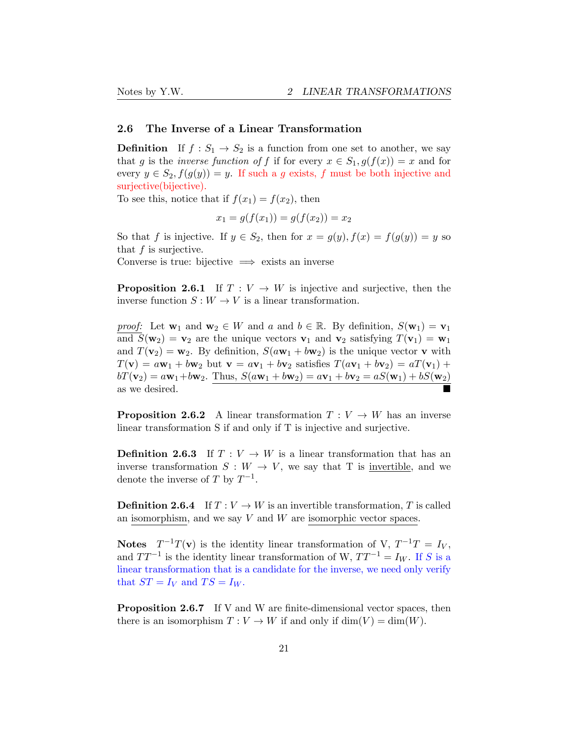### 2.6 The Inverse of a Linear Transformation

**Definition** If $f : S_1 \to S_2$ is a function from one set to another, we say that $g$ is the *inverse function of* $f$ if for every $x \in S_1, g(f(x)) = x$ and for every $y \in S_2, f(g(y)) = y$. If such a $g$ exists, $f$ must be both injective and surjective(bijective).
To see this, notice that if $f(x_1) = f(x_2)$, then

$$x_1 = g(f(x_1)) = g(f(x_2)) = x_2$$

So that $f$ is injective. If $y \in S_2$, then for $x = g(y), f(x) = f(g(y)) = y$ so that $f$ is surjective.
Converse is true: bijective $\implies$ exists an inverse

**Proposition 2.6.1** If $T : V \to W$ is injective and surjective, then the inverse function $S : W \to V$ is a linear transformation.

*proof:* Let $\mathbf{w}_1$ and $\mathbf{w}_2 \in W$ and $a$ and $b \in \mathbb{R}$. By definition, $S(\mathbf{w}_1) = \mathbf{v}_1$ and $S(\mathbf{w}_2) = \mathbf{v}_2$ are the unique vectors $\mathbf{v}_1$ and $\mathbf{v}_2$ satisfying $T(\mathbf{v}_1) = \mathbf{w}_1$ and $T(\mathbf{v}_2) = \mathbf{w}_2$. By definition, $S(a\mathbf{w}_1 + b\mathbf{w}_2)$ is the unique vector $\mathbf{v}$ with $T(\mathbf{v}) = a\mathbf{w}_1 + b\mathbf{w}_2$ but $\mathbf{v} = a\mathbf{v}_1 + b\mathbf{v}_2$ satisfies $T(a\mathbf{v}_1 + b\mathbf{v}_2) = aT(\mathbf{v}_1) + bT(\mathbf{v}_2) = a\mathbf{w}_1 + b\mathbf{w}_2$. Thus, $S(a\mathbf{w}_1 + b\mathbf{w}_2) = a\mathbf{v}_1 + b\mathbf{v}_2 = aS(\mathbf{w}_1) + bS(\mathbf{w}_2)$ as we desired. ■

**Proposition 2.6.2** A linear transformation $T : V \to W$ has an inverse linear transformation S if and only if T is injective and surjective.

**Definition 2.6.3** If $T : V \to W$ is a linear transformation that has an inverse transformation $S : W \to V$, we say that T is invertible, and we denote the inverse of $T$ by $T^{-1}$.

**Definition 2.6.4** If $T : V \to W$ is an invertible transformation, $T$ is called an isomorphism, and we say $V$ and $W$ are isomorphic vector spaces.

**Notes** $T^{-1}T(\mathbf{v})$ is the identity linear transformation of V, $T^{-1}T = I_V$, and $TT^{-1}$ is the identity linear transformation of W, $TT^{-1} = I_W$. If $S$ is a linear transformation that is a candidate for the inverse, we need only verify that $ST = I_V$ and $TS = I_W$.

**Proposition 2.6.7** If V and W are finite-dimensional vector spaces, then there is an isomorphism $T : V \to W$ if and only if $\dim(V) = \dim(W)$.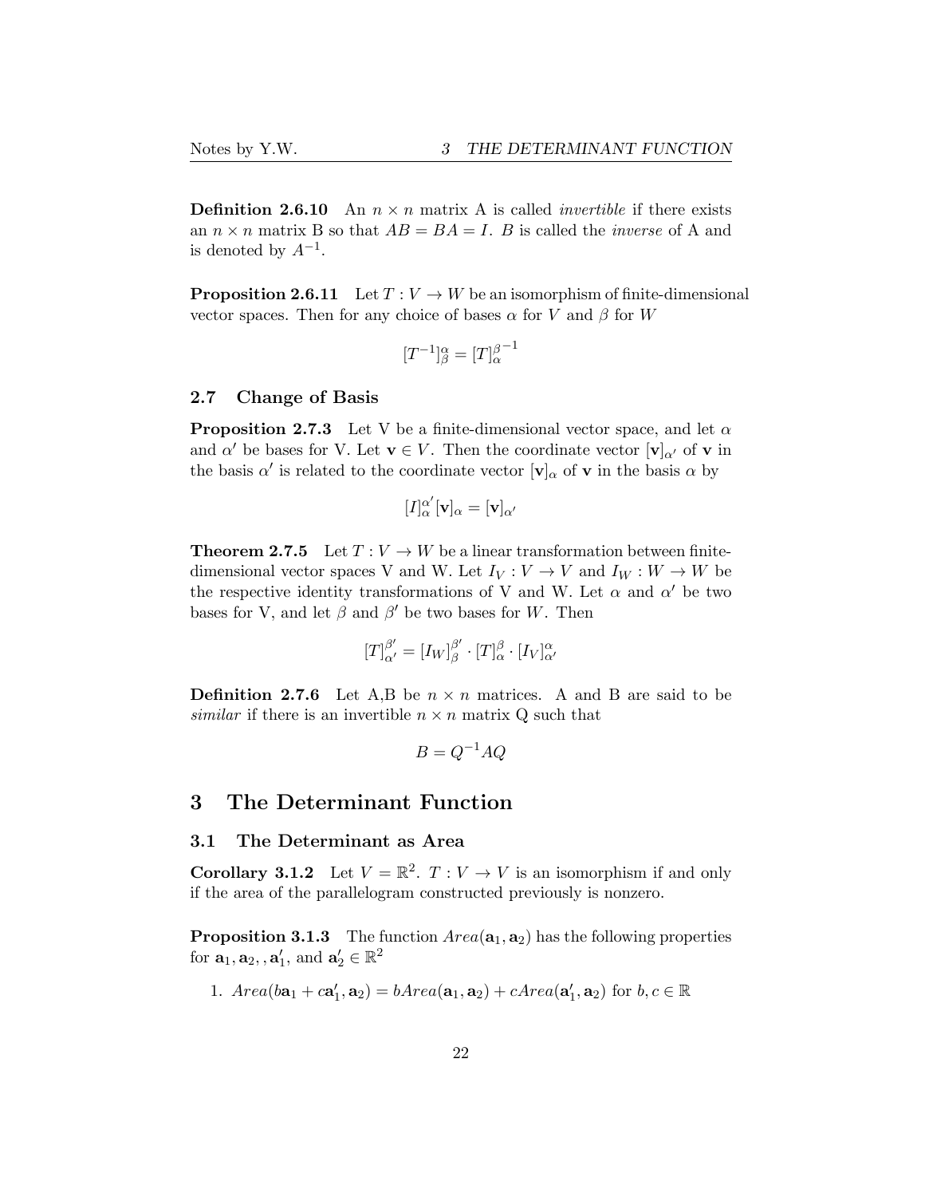**Definition 2.6.10** An $n \times n$ matrix A is called *invertible* if there exists an $n \times n$ matrix B so that $AB = BA = I$. $B$ is called the *inverse* of A and is denoted by $A^{-1}$.

**Proposition 2.6.11** Let $T : V \to W$ be an isomorphism of finite-dimensional vector spaces. Then for any choice of bases $\alpha$ for $V$ and $\beta$ for $W$

$$[T^{-1}]^{\alpha}_{\beta} = [T]^{\beta}_{\alpha}{}^{-1}$$

### 2.7 Change of Basis

**Proposition 2.7.3** Let V be a finite-dimensional vector space, and let $\alpha$ and $\alpha'$ be bases for V. Let $\mathbf{v} \in V$. Then the coordinate vector $[\mathbf{v}]_{\alpha'}$ of $\mathbf{v}$ in the basis $\alpha'$ is related to the coordinate vector $[\mathbf{v}]_{\alpha}$ of $\mathbf{v}$ in the basis $\alpha$ by

$$[I]^{\alpha'}_{\alpha}[\mathbf{v}]_{\alpha} = [\mathbf{v}]_{\alpha'}$$

**Theorem 2.7.5** Let $T : V \to W$ be a linear transformation between finite-dimensional vector spaces V and W. Let $I_V : V \to V$ and $I_W : W \to W$ be the respective identity transformations of V and W. Let $\alpha$ and $\alpha'$ be two bases for V, and let $\beta$ and $\beta'$ be two bases for $W$. Then

$$[T]^{\beta'}_{\alpha'} = [I_W]^{\beta'}_{\beta} \cdot [T]^{\beta}_{\alpha} \cdot [I_V]^{\alpha}_{\alpha'}$$

**Definition 2.7.6** Let A,B be $n \times n$ matrices. A and B are said to be *similar* if there is an invertible $n \times n$ matrix Q such that

$$B = Q^{-1}AQ$$

## 3 The Determinant Function

### 3.1 The Determinant as Area

**Corollary 3.1.2** Let $V = \mathbb{R}^2$. $T : V \to V$ is an isomorphism if and only if the area of the parallelogram constructed previously is nonzero.

**Proposition 3.1.3** The function $Area(\mathbf{a}_1, \mathbf{a}_2)$ has the following properties for $\mathbf{a}_1, \mathbf{a}_2, , \mathbf{a}_1'$, and $\mathbf{a}_2' \in \mathbb{R}^2$

1. $Area(b\mathbf{a}_1 + c\mathbf{a}_1', \mathbf{a}_2) = bArea(\mathbf{a}_1, \mathbf{a}_2) + cArea(\mathbf{a}_1', \mathbf{a}_2)$ for $b, c \in \mathbb{R}$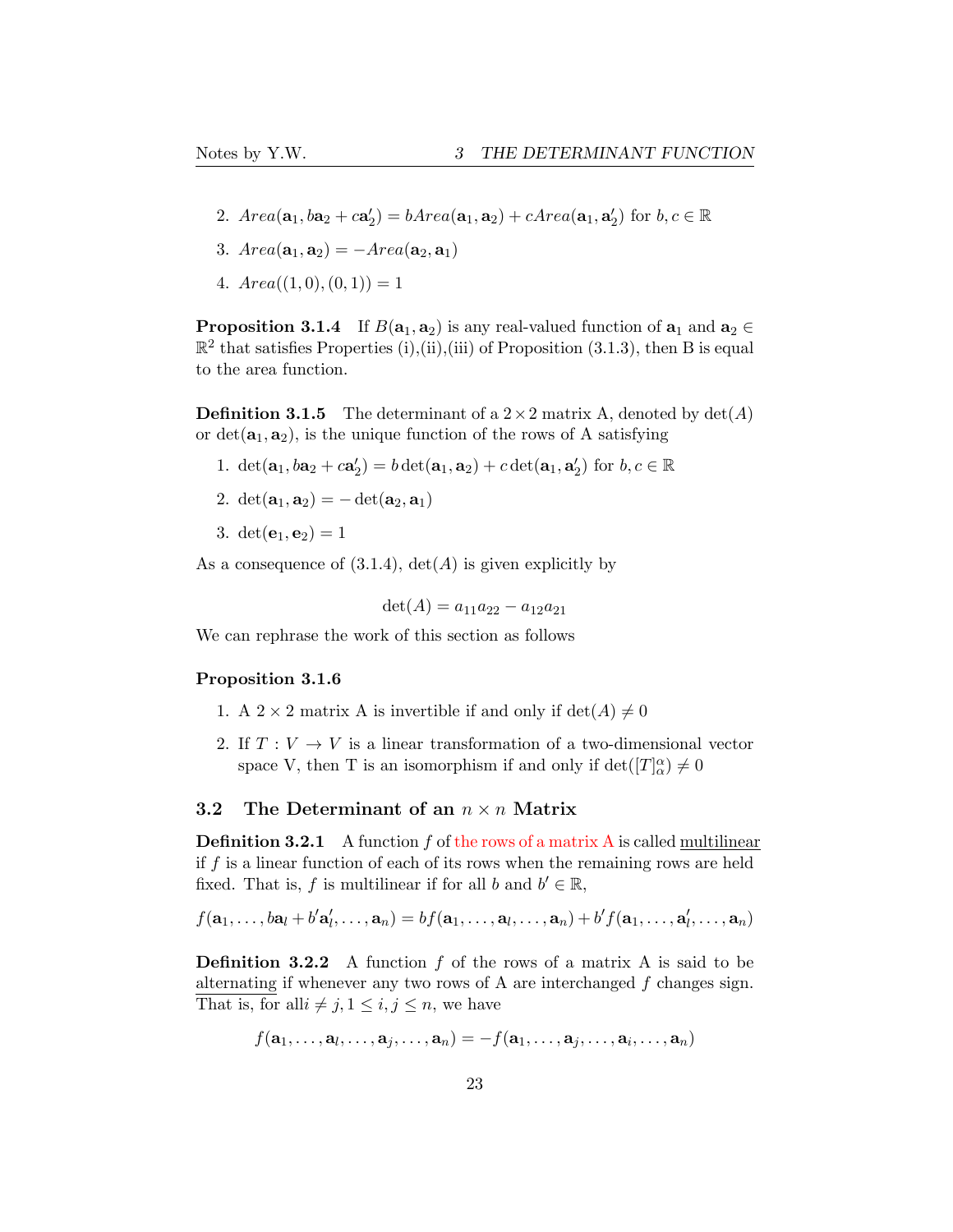2. $Area(\mathbf{a}_1, b\mathbf{a}_2 + c\mathbf{a}_2') = bArea(\mathbf{a}_1, \mathbf{a}_2) + cArea(\mathbf{a}_1, \mathbf{a}_2')$ for $b, c \in \mathbb{R}$
3. $Area(\mathbf{a}_1, \mathbf{a}_2) = -Area(\mathbf{a}_2, \mathbf{a}_1)$
4. $Area((1,0),(0,1)) = 1$

**Proposition 3.1.4** If $B(\mathbf{a}_1, \mathbf{a}_2)$ is any real-valued function of $\mathbf{a}_1$ and $\mathbf{a}_2 \in \mathbb{R}^2$ that satisfies Properties (i),(ii),(iii) of Proposition (3.1.3), then B is equal to the area function.

**Definition 3.1.5** The determinant of a $2 \times 2$ matrix A, denoted by $\det(A)$ or $\det(\mathbf{a}_1, \mathbf{a}_2)$, is the unique function of the rows of A satisfying

1. $\det(\mathbf{a}_1, b\mathbf{a}_2 + c\mathbf{a}_2') = b\det(\mathbf{a}_1, \mathbf{a}_2) + c\det(\mathbf{a}_1, \mathbf{a}_2')$ for $b, c \in \mathbb{R}$
2. $\det(\mathbf{a}_1, \mathbf{a}_2) = -\det(\mathbf{a}_2, \mathbf{a}_1)$
3. $\det(\mathbf{e}_1, \mathbf{e}_2) = 1$

As a consequence of (3.1.4), $\det(A)$ is given explicitly by

$$\det(A) = a_{11}a_{22} - a_{12}a_{21}$$

We can rephrase the work of this section as follows

**Proposition 3.1.6**

1. A $2 \times 2$ matrix A is invertible if and only if $\det(A) \neq 0$
2. If $T: V \to V$ is a linear transformation of a two-dimensional vector space V, then T is an isomorphism if and only if $\det([T]_\alpha^\alpha) \neq 0$

## 3.2 The Determinant of an $n \times n$ Matrix

**Definition 3.2.1** A function $f$ of the rows of a matrix A is called multilinear if $f$ is a linear function of each of its rows when the remaining rows are held fixed. That is, $f$ is multilinear if for all $b$ and $b' \in \mathbb{R}$,

$$f(\mathbf{a}_1, \ldots, b\mathbf{a}_l + b'\mathbf{a}_l', \ldots, \mathbf{a}_n) = bf(\mathbf{a}_1, \ldots, \mathbf{a}_l, \ldots, \mathbf{a}_n) + b'f(\mathbf{a}_1, \ldots, \mathbf{a}_l', \ldots, \mathbf{a}_n)$$

**Definition 3.2.2** A function $f$ of the rows of a matrix A is said to be alternating if whenever any two rows of A are interchanged $f$ changes sign. That is, for all$i \neq j, 1 \leq i, j \leq n$, we have

$$f(\mathbf{a}_1, \ldots, \mathbf{a}_l, \ldots, \mathbf{a}_j, \ldots, \mathbf{a}_n) = -f(\mathbf{a}_1, \ldots, \mathbf{a}_j, \ldots, \mathbf{a}_i, \ldots, \mathbf{a}_n)$$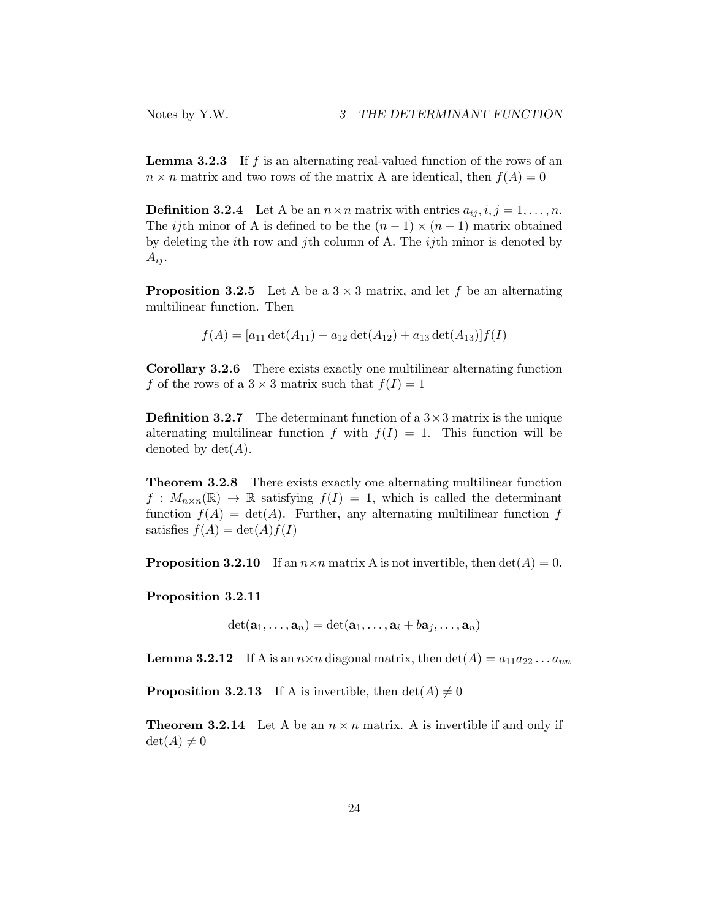**Lemma 3.2.3** If $f$ is an alternating real-valued function of the rows of an $n \times n$ matrix and two rows of the matrix A are identical, then $f(A) = 0$

**Definition 3.2.4** Let A be an $n \times n$ matrix with entries $a_{ij}, i, j = 1, \ldots, n$. The $ij$th minor of A is defined to be the $(n-1) \times (n-1)$ matrix obtained by deleting the $i$th row and $j$th column of A. The $ij$th minor is denoted by $A_{ij}$.

**Proposition 3.2.5** Let A be a $3 \times 3$ matrix, and let $f$ be an alternating multilinear function. Then

$$f(A) = [a_{11} \det(A_{11}) - a_{12} \det(A_{12}) + a_{13} \det(A_{13})] f(I)$$

**Corollary 3.2.6** There exists exactly one multilinear alternating function $f$ of the rows of a $3 \times 3$ matrix such that $f(I) = 1$

**Definition 3.2.7** The determinant function of a $3 \times 3$ matrix is the unique alternating multilinear function $f$ with $f(I) = 1$. This function will be denoted by $\det(A)$.

**Theorem 3.2.8** There exists exactly one alternating multilinear function $f : M_{n \times n}(\mathbb{R}) \to \mathbb{R}$ satisfying $f(I) = 1$, which is called the determinant function $f(A) = \det(A)$. Further, any alternating multilinear function $f$ satisfies $f(A) = \det(A) f(I)$

**Proposition 3.2.10** If an $n \times n$ matrix A is not invertible, then $\det(A) = 0$.

**Proposition 3.2.11**

$$\det(\mathbf{a}_1, \ldots, \mathbf{a}_n) = \det(\mathbf{a}_1, \ldots, \mathbf{a}_i + b\mathbf{a}_j, \ldots, \mathbf{a}_n)$$

**Lemma 3.2.12** If A is an $n \times n$ diagonal matrix, then $\det(A) = a_{11} a_{22} \ldots a_{nn}$

**Proposition 3.2.13** If A is invertible, then $\det(A) \neq 0$

**Theorem 3.2.14** Let A be an $n \times n$ matrix. A is invertible if and only if $\det(A) \neq 0$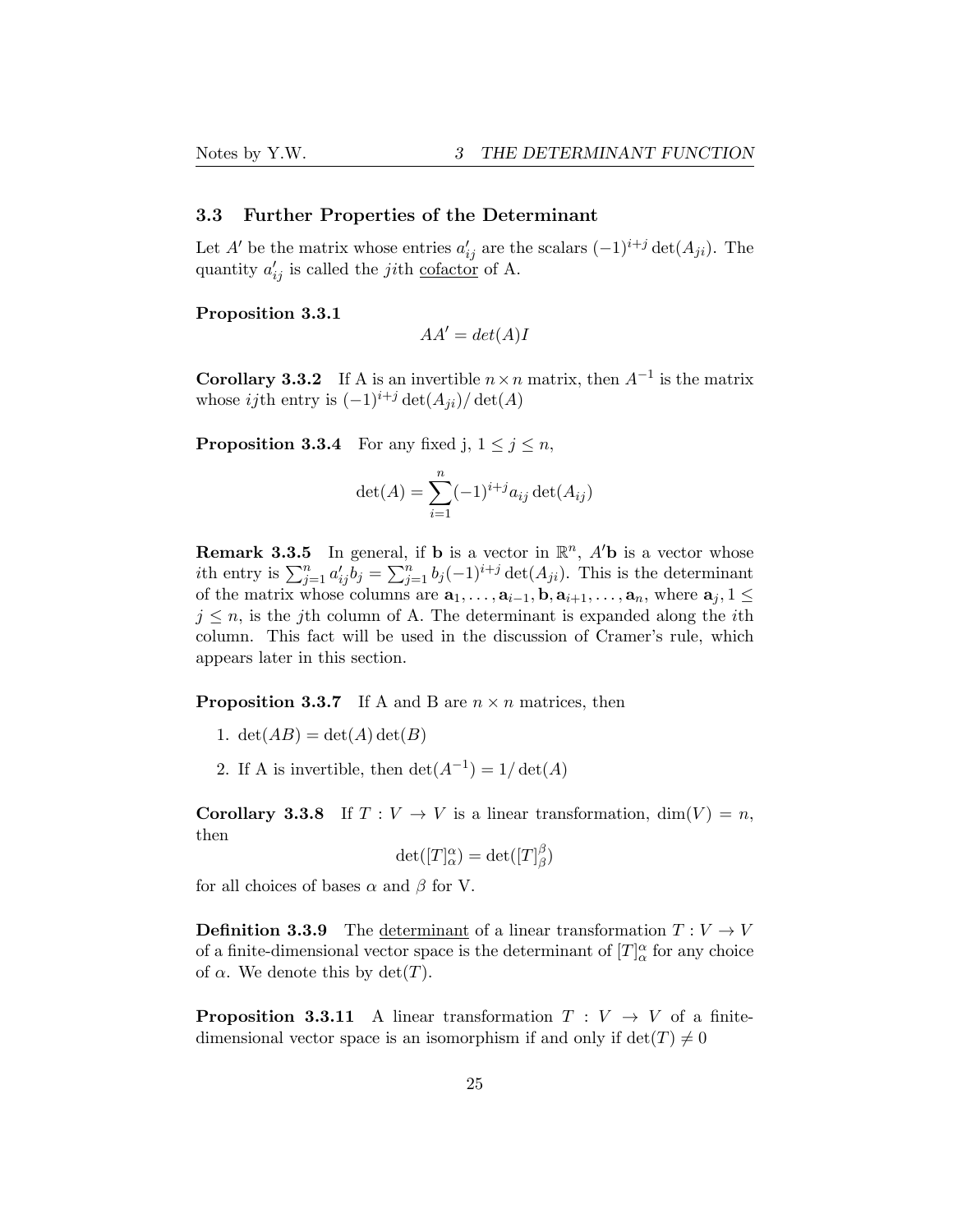### 3.3 Further Properties of the Determinant

Let $A'$ be the matrix whose entries $a'_{ij}$ are the scalars $(-1)^{i+j}\det(A_{ji})$. The quantity $a'_{ij}$ is called the $ji$th <u>cofactor</u> of A.

**Proposition 3.3.1**

$$AA' = det(A)I$$

**Corollary 3.3.2** If A is an invertible $n \times n$ matrix, then $A^{-1}$ is the matrix whose $ij$th entry is $(-1)^{i+j}\det(A_{ji})/\det(A)$

**Proposition 3.3.4** For any fixed j, $1 \leq j \leq n$,

$$\det(A) = \sum_{i=1}^{n} (-1)^{i+j} a_{ij} \det(A_{ij})$$

**Remark 3.3.5** In general, if $\mathbf{b}$ is a vector in $\mathbb{R}^n$, $A'\mathbf{b}$ is a vector whose $i$th entry is $\sum_{j=1}^{n} a'_{ij} b_j = \sum_{j=1}^{n} b_j (-1)^{i+j} \det(A_{ji})$. This is the determinant of the matrix whose columns are $\mathbf{a}_1, \ldots, \mathbf{a}_{i-1}, \mathbf{b}, \mathbf{a}_{i+1}, \ldots, \mathbf{a}_n$, where $\mathbf{a}_j, 1 \leq j \leq n$, is the $j$th column of A. The determinant is expanded along the $i$th column. This fact will be used in the discussion of Cramer's rule, which appears later in this section.

**Proposition 3.3.7** If A and B are $n \times n$ matrices, then

1. $\det(AB) = \det(A)\det(B)$
2. If A is invertible, then $\det(A^{-1}) = 1/\det(A)$

**Corollary 3.3.8** If $T : V \to V$ is a linear transformation, $\dim(V) = n$, then

$$\det([T]_\alpha^\alpha) = \det([T]_\beta^\beta)$$

for all choices of bases $\alpha$ and $\beta$ for V.

**Definition 3.3.9** The <u>determinant</u> of a linear transformation $T : V \to V$ of a finite-dimensional vector space is the determinant of $[T]_\alpha^\alpha$ for any choice of $\alpha$. We denote this by $\det(T)$.

**Proposition 3.3.11** A linear transformation $T : V \to V$ of a finite-dimensional vector space is an isomorphism if and only if $\det(T) \neq 0$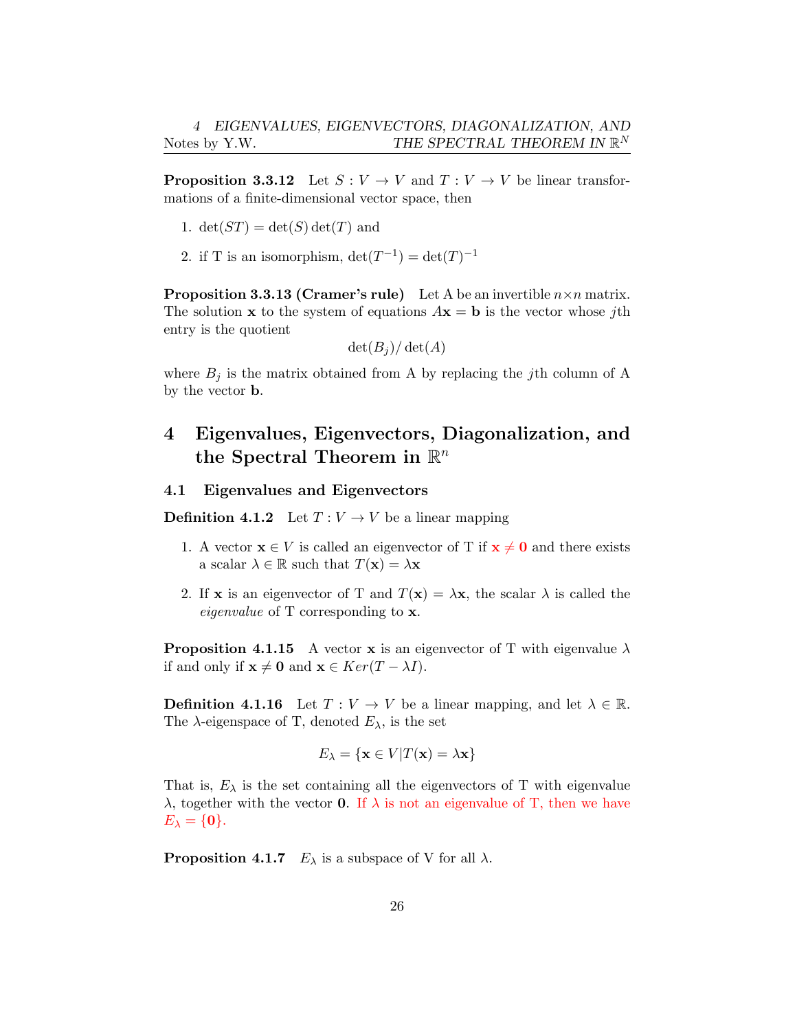**Proposition 3.3.12** Let $S : V \to V$ and $T : V \to V$ be linear transformations of a finite-dimensional vector space, then

1. $\det(ST) = \det(S)\det(T)$ and
2. if T is an isomorphism, $\det(T^{-1}) = \det(T)^{-1}$

**Proposition 3.3.13 (Cramer's rule)** Let A be an invertible $n \times n$ matrix. The solution $\mathbf{x}$ to the system of equations $A\mathbf{x} = \mathbf{b}$ is the vector whose $j$th entry is the quotient

$$\det(B_j)/\det(A)$$

where $B_j$ is the matrix obtained from A by replacing the $j$th column of A by the vector $\mathbf{b}$.

# 4 Eigenvalues, Eigenvectors, Diagonalization, and the Spectral Theorem in $\mathbb{R}^n$

## 4.1 Eigenvalues and Eigenvectors

**Definition 4.1.2** Let $T : V \to V$ be a linear mapping

1. A vector $\mathbf{x} \in V$ is called an eigenvector of T if $\mathbf{x} \neq \mathbf{0}$ and there exists a scalar $\lambda \in \mathbb{R}$ such that $T(\mathbf{x}) = \lambda\mathbf{x}$
2. If $\mathbf{x}$ is an eigenvector of T and $T(\mathbf{x}) = \lambda\mathbf{x}$, the scalar $\lambda$ is called the *eigenvalue* of T corresponding to $\mathbf{x}$.

**Proposition 4.1.15** A vector $\mathbf{x}$ is an eigenvector of T with eigenvalue $\lambda$ if and only if $\mathbf{x} \neq \mathbf{0}$ and $\mathbf{x} \in Ker(T - \lambda I)$.

**Definition 4.1.16** Let $T : V \to V$ be a linear mapping, and let $\lambda \in \mathbb{R}$. The $\lambda$-eigenspace of T, denoted $E_\lambda$, is the set

$$E_\lambda = \{\mathbf{x} \in V | T(\mathbf{x}) = \lambda\mathbf{x}\}$$

That is, $E_\lambda$ is the set containing all the eigenvectors of T with eigenvalue $\lambda$, together with the vector $\mathbf{0}$. If $\lambda$ is not an eigenvalue of T, then we have $E_\lambda = \{\mathbf{0}\}$.

**Proposition 4.1.7** $E_\lambda$ is a subspace of V for all $\lambda$.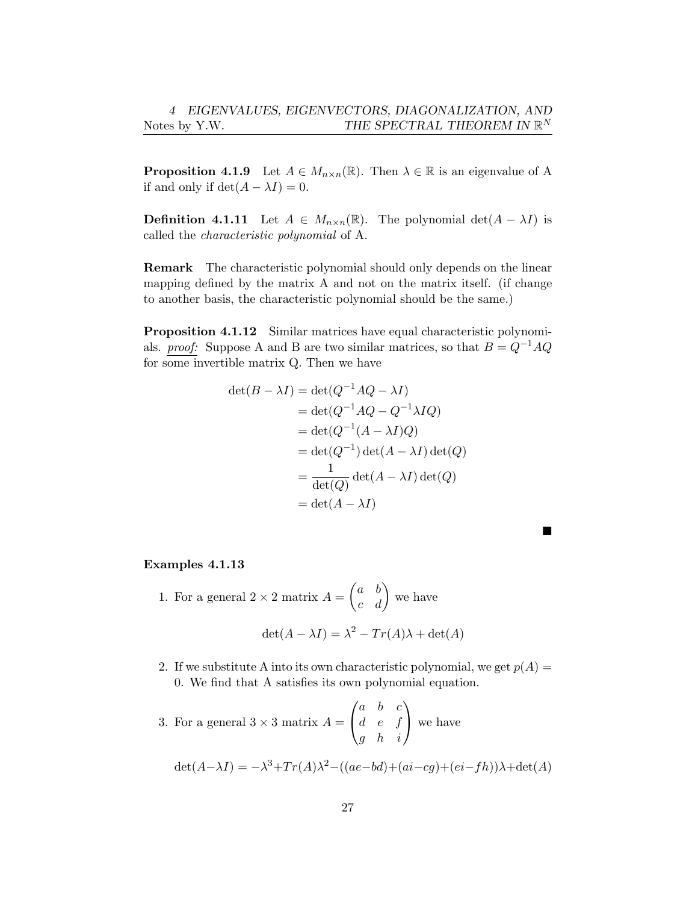**Proposition 4.1.9** Let $A \in M_{n\times n}(\mathbb{R})$. Then $\lambda \in \mathbb{R}$ is an eigenvalue of A if and only if $\det(A - \lambda I) = 0$.

**Definition 4.1.11** Let $A \in M_{n\times n}(\mathbb{R})$. The polynomial $\det(A - \lambda I)$ is called the *characteristic polynomial* of A.

**Remark** The characteristic polynomial should only depends on the linear mapping defined by the matrix A and not on the matrix itself. (if change to another basis, the characteristic polynomial should be the same.)

**Proposition 4.1.12** Similar matrices have equal characteristic polynomials. *proof:* Suppose A and B are two similar matrices, so that $B = Q^{-1}AQ$ for some invertible matrix Q. Then we have

$$
\begin{aligned}
\det(B - \lambda I) &= \det(Q^{-1}AQ - \lambda I) \\
&= \det(Q^{-1}AQ - Q^{-1}\lambda IQ) \\
&= \det(Q^{-1}(A - \lambda I)Q) \\
&= \det(Q^{-1})\det(A - \lambda I)\det(Q) \\
&= \frac{1}{\det(Q)}\det(A - \lambda I)\det(Q) \\
&= \det(A - \lambda I)
\end{aligned}
$$

■

**Examples 4.1.13**

1. For a general $2 \times 2$ matrix $A = \begin{pmatrix} a & b \\ c & d \end{pmatrix}$ we have

$$\det(A - \lambda I) = \lambda^2 - Tr(A)\lambda + \det(A)$$

2. If we substitute A into its own characteristic polynomial, we get $p(A) = 0$. We find that A satisfies its own polynomial equation.

3. For a general $3 \times 3$ matrix $A = \begin{pmatrix} a & b & c \\ d & e & f \\ g & h & i \end{pmatrix}$ we have

$$\det(A - \lambda I) = -\lambda^3 + Tr(A)\lambda^2 - ((ae - bd) + (ai - cg) + (ei - fh))\lambda + \det(A)$$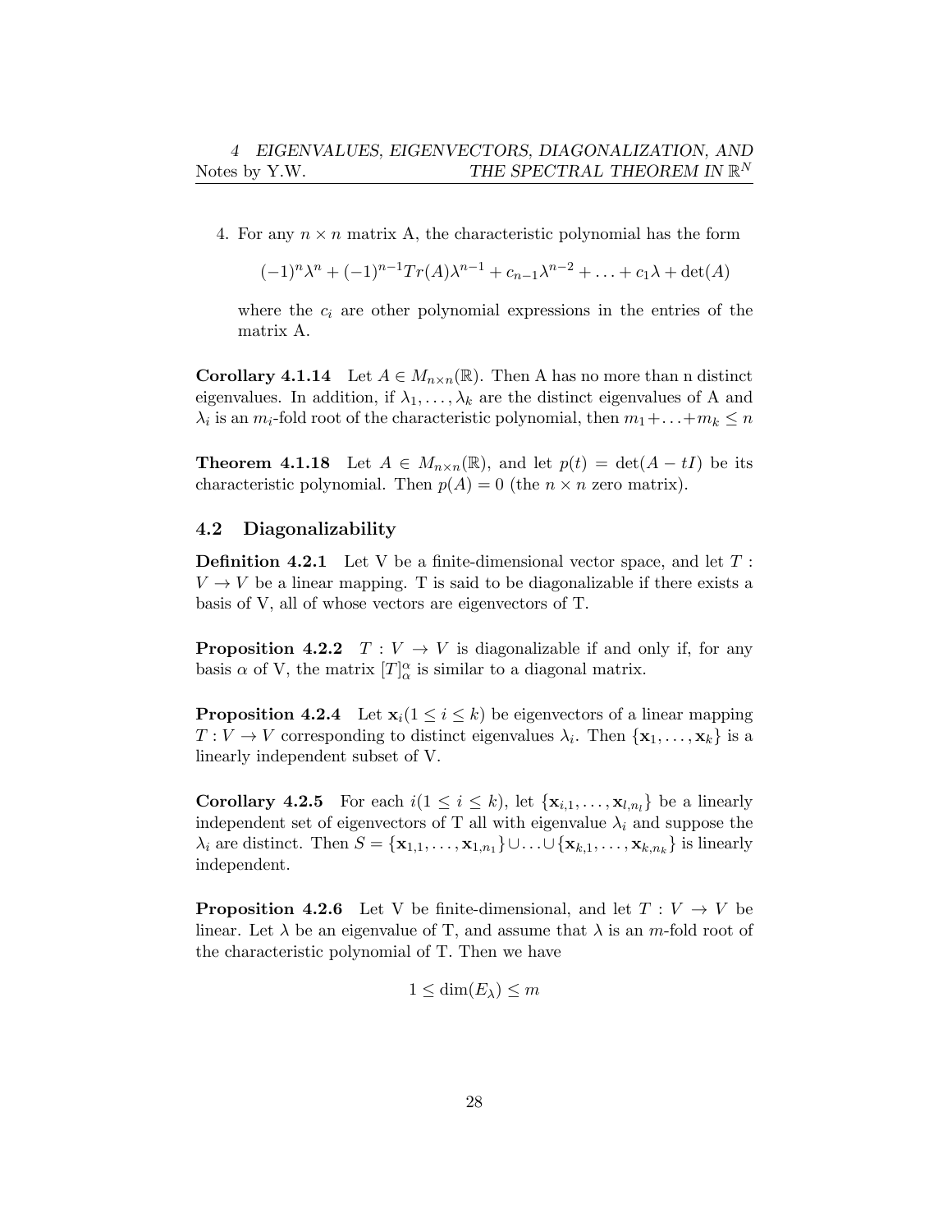4. For any $n \times n$ matrix A, the characteristic polynomial has the form

$$(-1)^n\lambda^n + (-1)^{n-1}Tr(A)\lambda^{n-1} + c_{n-1}\lambda^{n-2} + \ldots + c_1\lambda + \det(A)$$

where the $c_i$ are other polynomial expressions in the entries of the matrix A.

**Corollary 4.1.14** Let $A \in M_{n\times n}(\mathbb{R})$. Then A has no more than n distinct eigenvalues. In addition, if $\lambda_1, \ldots, \lambda_k$ are the distinct eigenvalues of A and $\lambda_i$ is an $m_i$-fold root of the characteristic polynomial, then $m_1 + \ldots + m_k \leq n$

**Theorem 4.1.18** Let $A \in M_{n\times n}(\mathbb{R})$, and let $p(t) = \det(A - tI)$ be its characteristic polynomial. Then $p(A) = 0$ (the $n \times n$ zero matrix).

## 4.2 Diagonalizability

**Definition 4.2.1** Let V be a finite-dimensional vector space, and let $T : V \to V$ be a linear mapping. T is said to be diagonalizable if there exists a basis of V, all of whose vectors are eigenvectors of T.

**Proposition 4.2.2** $T : V \to V$ is diagonalizable if and only if, for any basis $\alpha$ of V, the matrix $[T]_\alpha^\alpha$ is similar to a diagonal matrix.

**Proposition 4.2.4** Let $\mathbf{x}_i (1 \leq i \leq k)$ be eigenvectors of a linear mapping $T : V \to V$ corresponding to distinct eigenvalues $\lambda_i$. Then $\{\mathbf{x}_1, \ldots, \mathbf{x}_k\}$ is a linearly independent subset of V.

**Corollary 4.2.5** For each $i (1 \leq i \leq k)$, let $\{\mathbf{x}_{i,1}, \ldots, \mathbf{x}_{l,n_l}\}$ be a linearly independent set of eigenvectors of T all with eigenvalue $\lambda_i$ and suppose the $\lambda_i$ are distinct. Then $S = \{\mathbf{x}_{1,1}, \ldots, \mathbf{x}_{1,n_1}\} \cup \ldots \cup \{\mathbf{x}_{k,1}, \ldots, \mathbf{x}_{k,n_k}\}$ is linearly independent.

**Proposition 4.2.6** Let V be finite-dimensional, and let $T : V \to V$ be linear. Let $\lambda$ be an eigenvalue of T, and assume that $\lambda$ is an $m$-fold root of the characteristic polynomial of T. Then we have

$$1 \leq \dim(E_\lambda) \leq m$$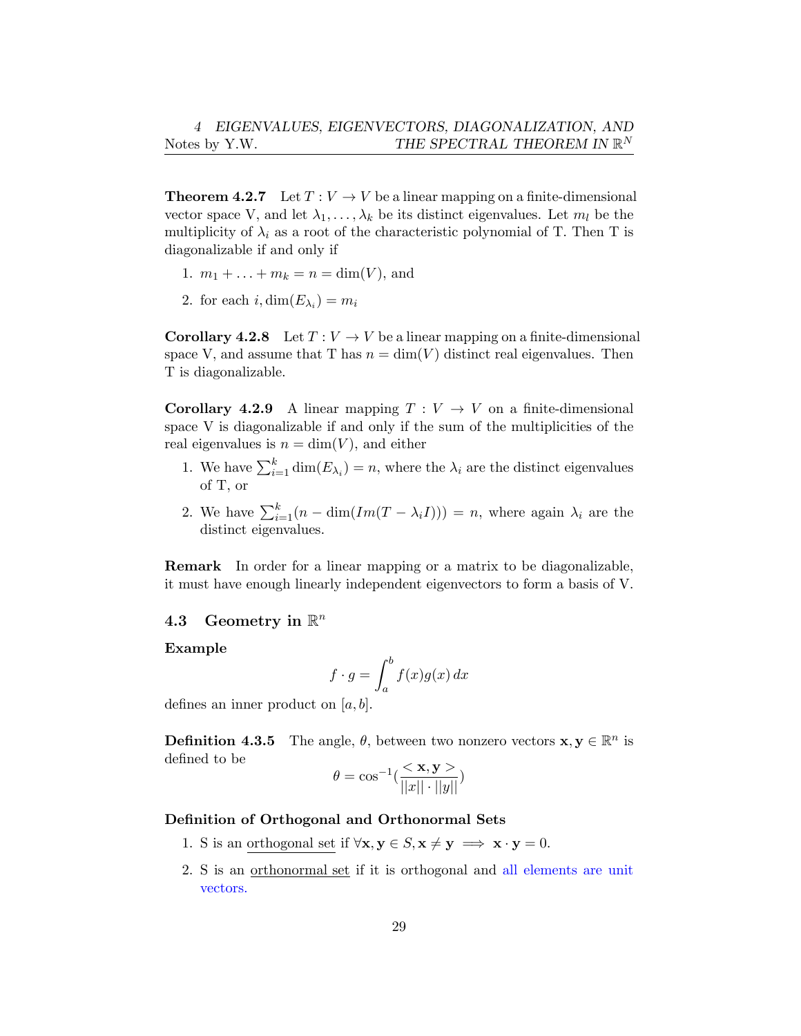**Theorem 4.2.7** Let $T : V \to V$ be a linear mapping on a finite-dimensional vector space V, and let $\lambda_1, \ldots, \lambda_k$ be its distinct eigenvalues. Let $m_l$ be the multiplicity of $\lambda_i$ as a root of the characteristic polynomial of T. Then T is diagonalizable if and only if

1. $m_1 + \ldots + m_k = n = \dim(V)$, and
2. for each $i, \dim(E_{\lambda_i}) = m_i$

**Corollary 4.2.8** Let $T : V \to V$ be a linear mapping on a finite-dimensional space V, and assume that T has $n = \dim(V)$ distinct real eigenvalues. Then T is diagonalizable.

**Corollary 4.2.9** A linear mapping $T : V \to V$ on a finite-dimensional space V is diagonalizable if and only if the sum of the multiplicities of the real eigenvalues is $n = \dim(V)$, and either

1. We have $\sum_{i=1}^{k} \dim(E_{\lambda_i}) = n$, where the $\lambda_i$ are the distinct eigenvalues of T, or
2. We have $\sum_{i=1}^{k} (n - \dim(Im(T - \lambda_i I))) = n$, where again $\lambda_i$ are the distinct eigenvalues.

**Remark** In order for a linear mapping or a matrix to be diagonalizable, it must have enough linearly independent eigenvectors to form a basis of V.

## 4.3 Geometry in $\mathbb{R}^n$

**Example**

$$f \cdot g = \int_a^b f(x)g(x)\,dx$$

defines an inner product on $[a, b]$.

**Definition 4.3.5** The angle, $\theta$, between two nonzero vectors $\mathbf{x}, \mathbf{y} \in \mathbb{R}^n$ is defined to be

$$\theta = \cos^{-1}\left(\frac{<\mathbf{x}, \mathbf{y}>}{||x|| \cdot ||y||}\right)$$

**Definition of Orthogonal and Orthonormal Sets**

1. S is an orthogonal set if $\forall \mathbf{x}, \mathbf{y} \in S, \mathbf{x} \neq \mathbf{y} \implies \mathbf{x} \cdot \mathbf{y} = 0$.
2. S is an orthonormal set if it is orthogonal and all elements are unit vectors.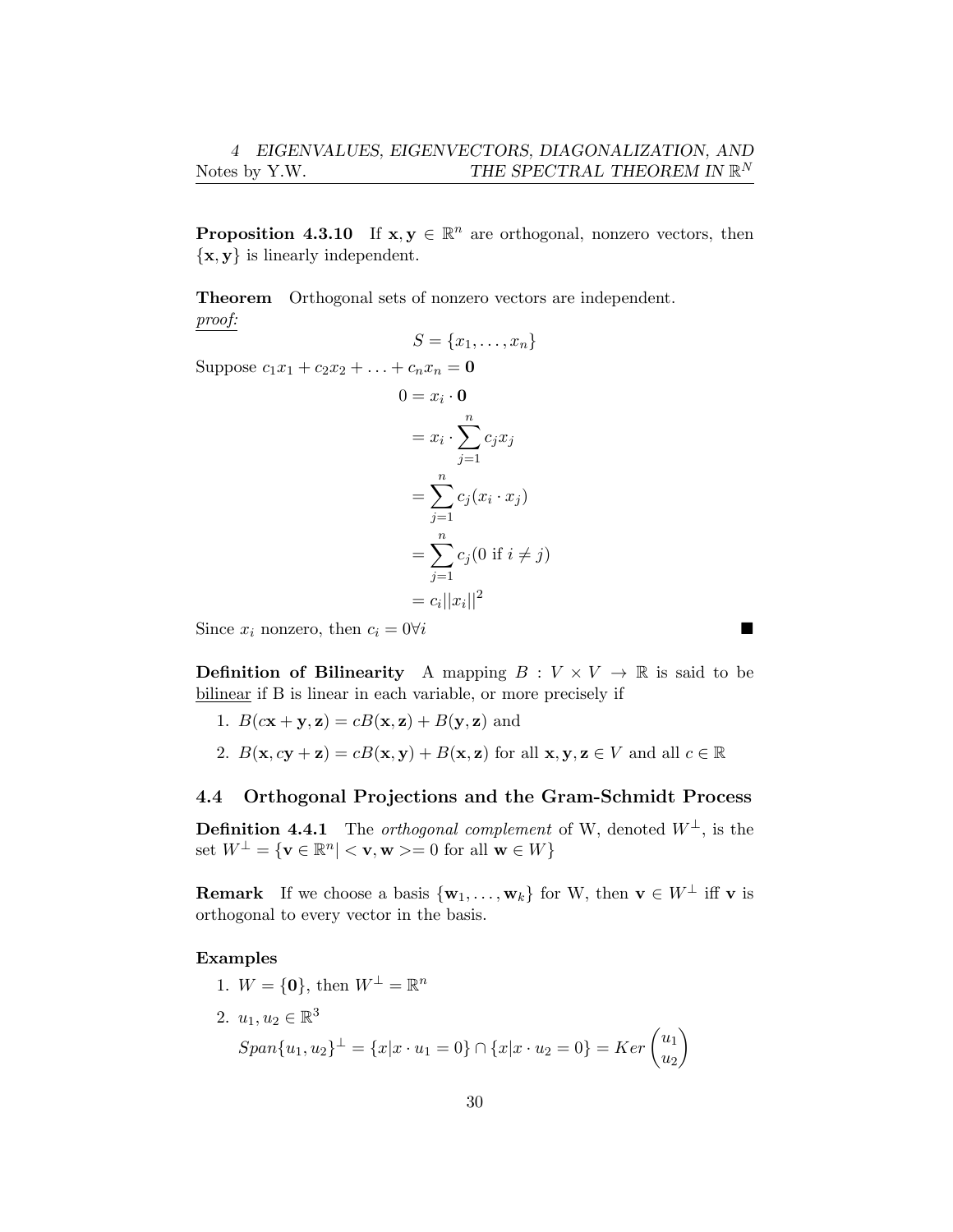**Proposition 4.3.10** If $\mathbf{x}, \mathbf{y} \in \mathbb{R}^n$ are orthogonal, nonzero vectors, then $\{\mathbf{x}, \mathbf{y}\}$ is linearly independent.

**Theorem** Orthogonal sets of nonzero vectors are independent.
<u>*proof:*</u>

$$S = \{x_1, \ldots, x_n\}$$

Suppose $c_1x_1 + c_2x_2 + \ldots + c_nx_n = \mathbf{0}$

$$\begin{aligned}
0 &= x_i \cdot \mathbf{0} \\
&= x_i \cdot \sum_{j=1}^{n} c_j x_j \\
&= \sum_{j=1}^{n} c_j (x_i \cdot x_j) \\
&= \sum_{j=1}^{n} c_j (0 \text{ if } i \neq j) \\
&= c_i ||x_i||^2
\end{aligned}$$

Since $x_i$ nonzero, then $c_i = 0 \forall i$ ■

**Definition of Bilinearity** A mapping $B : V \times V \to \mathbb{R}$ is said to be <u>bilinear</u> if B is linear in each variable, or more precisely if

1. $B(c\mathbf{x} + \mathbf{y}, \mathbf{z}) = cB(\mathbf{x}, \mathbf{z}) + B(\mathbf{y}, \mathbf{z})$ and
2. $B(\mathbf{x}, c\mathbf{y} + \mathbf{z}) = cB(\mathbf{x}, \mathbf{y}) + B(\mathbf{x}, \mathbf{z})$ for all $\mathbf{x}, \mathbf{y}, \mathbf{z} \in V$ and all $c \in \mathbb{R}$

### 4.4 Orthogonal Projections and the Gram-Schmidt Process

**Definition 4.4.1** The *orthogonal complement* of W, denoted $W^{\perp}$, is the set $W^{\perp} = \{\mathbf{v} \in \mathbb{R}^n | < \mathbf{v}, \mathbf{w} >= 0 \text{ for all } \mathbf{w} \in W\}$

**Remark** If we choose a basis $\{\mathbf{w}_1, \ldots, \mathbf{w}_k\}$ for W, then $\mathbf{v} \in W^{\perp}$ iff $\mathbf{v}$ is orthogonal to every vector in the basis.

**Examples**

1. $W = \{\mathbf{0}\}$, then $W^{\perp} = \mathbb{R}^n$
2. $u_1, u_2 \in \mathbb{R}^3$
   $Span\{u_1, u_2\}^{\perp} = \{x | x \cdot u_1 = 0\} \cap \{x | x \cdot u_2 = 0\} = Ker \begin{pmatrix} u_1 \\ u_2 \end{pmatrix}$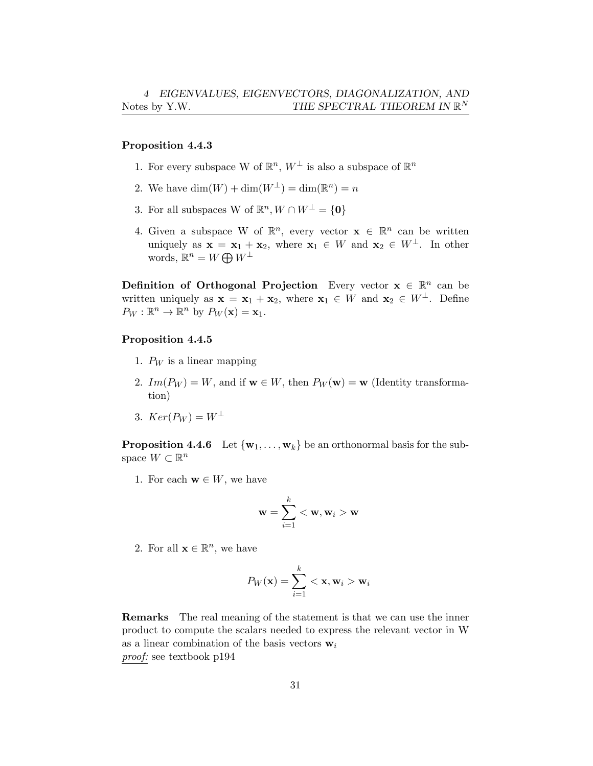**Proposition 4.4.3**

1. For every subspace W of $\mathbb{R}^n$, $W^\perp$ is also a subspace of $\mathbb{R}^n$
2. We have $\dim(W) + \dim(W^\perp) = \dim(\mathbb{R}^n) = n$
3. For all subspaces W of $\mathbb{R}^n, W \cap W^\perp = \{\mathbf{0}\}$
4. Given a subspace W of $\mathbb{R}^n$, every vector $\mathbf{x} \in \mathbb{R}^n$ can be written uniquely as $\mathbf{x} = \mathbf{x}_1 + \mathbf{x}_2$, where $\mathbf{x}_1 \in W$ and $\mathbf{x}_2 \in W^\perp$. In other words, $\mathbb{R}^n = W \bigoplus W^\perp$

**Definition of Orthogonal Projection** Every vector $\mathbf{x} \in \mathbb{R}^n$ can be written uniquely as $\mathbf{x} = \mathbf{x}_1 + \mathbf{x}_2$, where $\mathbf{x}_1 \in W$ and $\mathbf{x}_2 \in W^\perp$. Define $P_W : \mathbb{R}^n \to \mathbb{R}^n$ by $P_W(\mathbf{x}) = \mathbf{x}_1$.

**Proposition 4.4.5**

1. $P_W$ is a linear mapping
2. $Im(P_W) = W$, and if $\mathbf{w} \in W$, then $P_W(\mathbf{w}) = \mathbf{w}$ (Identity transformation)
3. $Ker(P_W) = W^\perp$

**Proposition 4.4.6** Let $\{\mathbf{w}_1, \ldots, \mathbf{w}_k\}$ be an orthonormal basis for the subspace $W \subset \mathbb{R}^n$

1. For each $\mathbf{w} \in W$, we have

$$\mathbf{w} = \sum_{i=1}^{k} < \mathbf{w}, \mathbf{w}_i > \mathbf{w}$$

2. For all $\mathbf{x} \in \mathbb{R}^n$, we have

$$P_W(\mathbf{x}) = \sum_{i=1}^{k} < \mathbf{x}, \mathbf{w}_i > \mathbf{w}_i$$

**Remarks** The real meaning of the statement is that we can use the inner product to compute the scalars needed to express the relevant vector in W as a linear combination of the basis vectors $\mathbf{w}_i$
*proof:* see textbook p194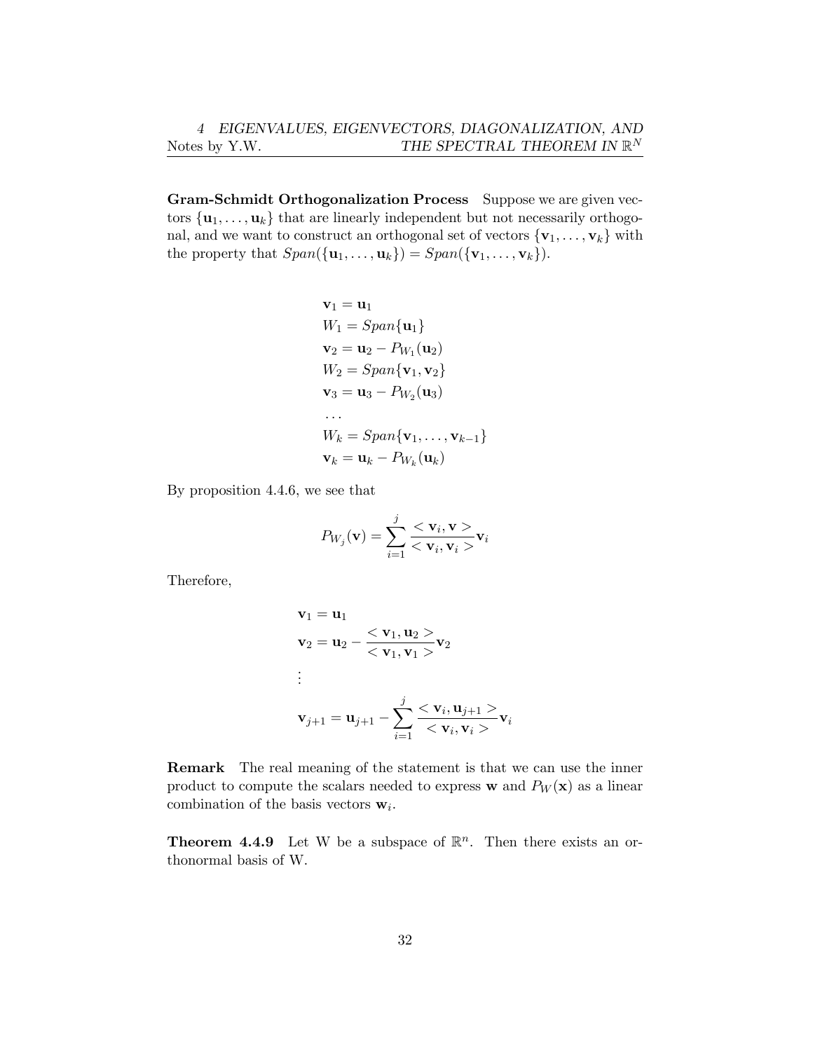**Gram-Schmidt Orthogonalization Process** Suppose we are given vectors $\{\mathbf{u}_1, \ldots, \mathbf{u}_k\}$ that are linearly independent but not necessarily orthogonal, and we want to construct an orthogonal set of vectors $\{\mathbf{v}_1, \ldots, \mathbf{v}_k\}$ with the property that $Span(\{\mathbf{u}_1, \ldots, \mathbf{u}_k\}) = Span(\{\mathbf{v}_1, \ldots, \mathbf{v}_k\})$.

$$
\begin{aligned}
&\mathbf{v}_1 = \mathbf{u}_1 \\
&W_1 = Span\{\mathbf{u}_1\} \\
&\mathbf{v}_2 = \mathbf{u}_2 - P_{W_1}(\mathbf{u}_2) \\
&W_2 = Span\{\mathbf{v}_1, \mathbf{v}_2\} \\
&\mathbf{v}_3 = \mathbf{u}_3 - P_{W_2}(\mathbf{u}_3) \\
&\ldots \\
&W_k = Span\{\mathbf{v}_1, \ldots, \mathbf{v}_{k-1}\} \\
&\mathbf{v}_k = \mathbf{u}_k - P_{W_k}(\mathbf{u}_k)
\end{aligned}
$$

By proposition 4.4.6, we see that

$$
P_{W_j}(\mathbf{v}) = \sum_{i=1}^{j} \frac{<\mathbf{v}_i, \mathbf{v}>}{<\mathbf{v}_i, \mathbf{v}_i>} \mathbf{v}_i
$$

Therefore,

$$
\begin{aligned}
&\mathbf{v}_1 = \mathbf{u}_1 \\
&\mathbf{v}_2 = \mathbf{u}_2 - \frac{<\mathbf{v}_1, \mathbf{u}_2>}{<\mathbf{v}_1, \mathbf{v}_1>} \mathbf{v}_2 \\
&\vdots \\
&\mathbf{v}_{j+1} = \mathbf{u}_{j+1} - \sum_{i=1}^{j} \frac{<\mathbf{v}_i, \mathbf{u}_{j+1}>}{<\mathbf{v}_i, \mathbf{v}_i>} \mathbf{v}_i
\end{aligned}
$$

**Remark** The real meaning of the statement is that we can use the inner product to compute the scalars needed to express $\mathbf{w}$ and $P_W(\mathbf{x})$ as a linear combination of the basis vectors $\mathbf{w}_i$.

**Theorem 4.4.9** Let W be a subspace of $\mathbb{R}^n$. Then there exists an orthonormal basis of W.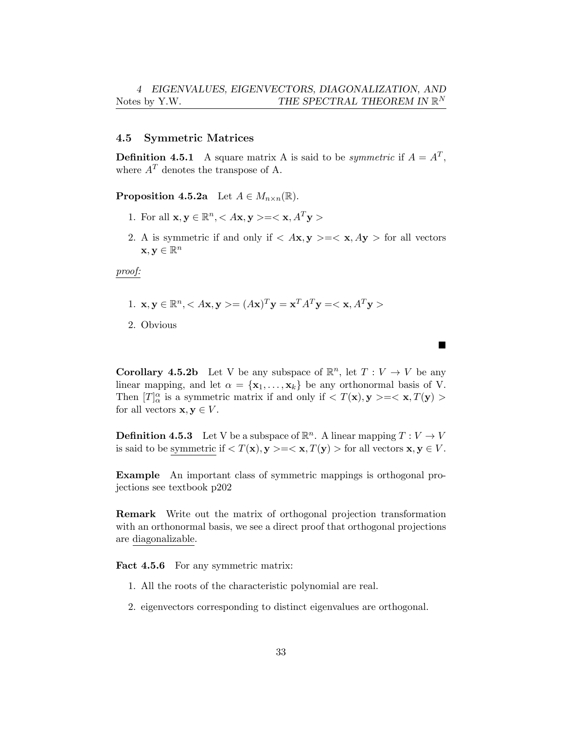## 4.5 Symmetric Matrices

**Definition 4.5.1** A square matrix A is said to be *symmetric* if $A = A^T$, where $A^T$ denotes the transpose of A.

**Proposition 4.5.2a** Let $A \in M_{n \times n}(\mathbb{R})$.

1. For all $\mathbf{x}, \mathbf{y} \in \mathbb{R}^n, < A\mathbf{x}, \mathbf{y} >=< \mathbf{x}, A^T\mathbf{y} >$
2. A is symmetric if and only if $< A\mathbf{x}, \mathbf{y} >=< \mathbf{x}, A\mathbf{y} >$ for all vectors $\mathbf{x}, \mathbf{y} \in \mathbb{R}^n$

<u>*proof:*</u>

1. $\mathbf{x}, \mathbf{y} \in \mathbb{R}^n, < A\mathbf{x}, \mathbf{y} >= (A\mathbf{x})^T\mathbf{y} = \mathbf{x}^T A^T \mathbf{y} =< \mathbf{x}, A^T\mathbf{y} >$
2. Obvious

■

**Corollary 4.5.2b** Let V be any subspace of $\mathbb{R}^n$, let $T : V \to V$ be any linear mapping, and let $\alpha = \{\mathbf{x}_1, \ldots, \mathbf{x}_k\}$ be any orthonormal basis of V. Then $[T]_\alpha^\alpha$ is a symmetric matrix if and only if $< T(\mathbf{x}), \mathbf{y} >=< \mathbf{x}, T(\mathbf{y}) >$ for all vectors $\mathbf{x}, \mathbf{y} \in V$.

**Definition 4.5.3** Let V be a subspace of $\mathbb{R}^n$. A linear mapping $T : V \to V$ is said to be <u>symmetric</u> if $< T(\mathbf{x}), \mathbf{y} >=< \mathbf{x}, T(\mathbf{y}) >$ for all vectors $\mathbf{x}, \mathbf{y} \in V$.

**Example** An important class of symmetric mappings is orthogonal projections see textbook p202

**Remark** Write out the matrix of orthogonal projection transformation with an orthonormal basis, we see a direct proof that orthogonal projections are <u>diagonalizable</u>.

**Fact 4.5.6** For any symmetric matrix:

1. All the roots of the characteristic polynomial are real.
2. eigenvectors corresponding to distinct eigenvalues are orthogonal.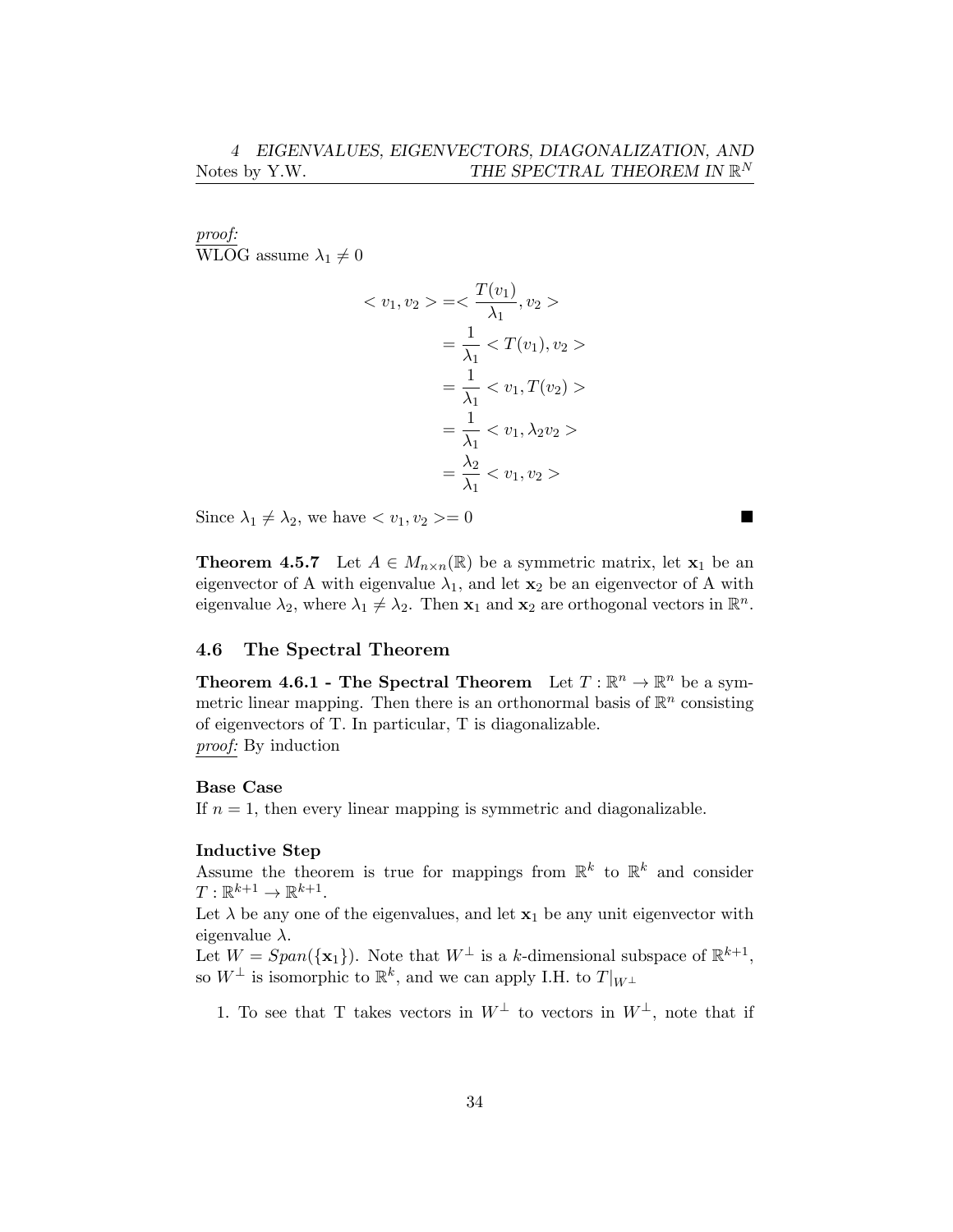*proof:*
WLOG assume $\lambda_1 \neq 0$

$$
\begin{aligned}
< v_1, v_2 > &= < \frac{T(v_1)}{\lambda_1}, v_2 > \\
&= \frac{1}{\lambda_1} < T(v_1), v_2 > \\
&= \frac{1}{\lambda_1} < v_1, T(v_2) > \\
&= \frac{1}{\lambda_1} < v_1, \lambda_2 v_2 > \\
&= \frac{\lambda_2}{\lambda_1} < v_1, v_2 >
\end{aligned}
$$

Since $\lambda_1 \neq \lambda_2$, we have $< v_1, v_2 >= 0$ ■

**Theorem 4.5.7** Let $A \in M_{n\times n}(\mathbb{R})$ be a symmetric matrix, let $\mathbf{x}_1$ be an eigenvector of A with eigenvalue $\lambda_1$, and let $\mathbf{x}_2$ be an eigenvector of A with eigenvalue $\lambda_2$, where $\lambda_1 \neq \lambda_2$. Then $\mathbf{x}_1$ and $\mathbf{x}_2$ are orthogonal vectors in $\mathbb{R}^n$.

### 4.6 The Spectral Theorem

**Theorem 4.6.1 - The Spectral Theorem** Let $T : \mathbb{R}^n \to \mathbb{R}^n$ be a symmetric linear mapping. Then there is an orthonormal basis of $\mathbb{R}^n$ consisting of eigenvectors of T. In particular, T is diagonalizable.
*proof:* By induction

**Base Case**
If $n = 1$, then every linear mapping is symmetric and diagonalizable.

**Inductive Step**
Assume the theorem is true for mappings from $\mathbb{R}^k$ to $\mathbb{R}^k$ and consider $T : \mathbb{R}^{k+1} \to \mathbb{R}^{k+1}$.
Let $\lambda$ be any one of the eigenvalues, and let $\mathbf{x}_1$ be any unit eigenvector with eigenvalue $\lambda$.
Let $W = Span(\{\mathbf{x}_1\})$. Note that $W^\perp$ is a $k$-dimensional subspace of $\mathbb{R}^{k+1}$, so $W^\perp$ is isomorphic to $\mathbb{R}^k$, and we can apply I.H. to $T|_{W^\perp}$

1. To see that T takes vectors in $W^\perp$ to vectors in $W^\perp$, note that if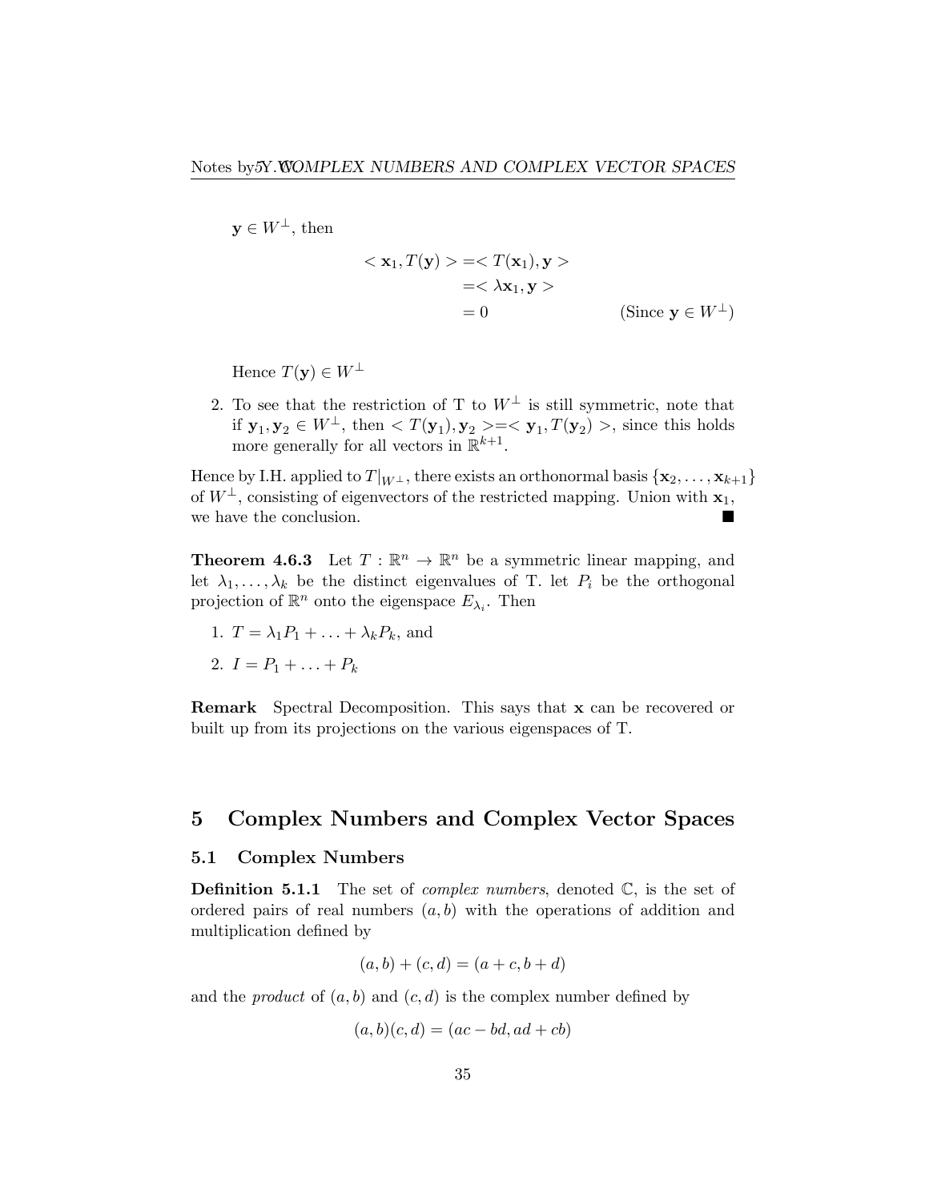$\mathbf{y} \in W^{\perp}$, then

$$\begin{aligned} < \mathbf{x}_1, T(\mathbf{y}) > &= < T(\mathbf{x}_1), \mathbf{y} > \\ &= < \lambda \mathbf{x}_1, \mathbf{y} > \\ &= 0 \qquad\qquad\qquad \text{(Since } \mathbf{y} \in W^{\perp}\text{)} \end{aligned}$$

Hence $T(\mathbf{y}) \in W^{\perp}$

2. To see that the restriction of T to $W^{\perp}$ is still symmetric, note that if $\mathbf{y}_1, \mathbf{y}_2 \in W^{\perp}$, then $< T(\mathbf{y}_1), \mathbf{y}_2 > = < \mathbf{y}_1, T(\mathbf{y}_2) >$, since this holds more generally for all vectors in $\mathbb{R}^{k+1}$.

Hence by I.H. applied to $T|_{W^{\perp}}$, there exists an orthonormal basis $\{\mathbf{x}_2, \ldots, \mathbf{x}_{k+1}\}$ of $W^{\perp}$, consisting of eigenvectors of the restricted mapping. Union with $\mathbf{x}_1$, we have the conclusion. ∎

**Theorem 4.6.3** Let $T : \mathbb{R}^n \to \mathbb{R}^n$ be a symmetric linear mapping, and let $\lambda_1, \ldots, \lambda_k$ be the distinct eigenvalues of T. let $P_i$ be the orthogonal projection of $\mathbb{R}^n$ onto the eigenspace $E_{\lambda_i}$. Then

1. $T = \lambda_1 P_1 + \ldots + \lambda_k P_k$, and
2. $I = P_1 + \ldots + P_k$

**Remark** Spectral Decomposition. This says that $\mathbf{x}$ can be recovered or built up from its projections on the various eigenspaces of T.

# 5 Complex Numbers and Complex Vector Spaces

## 5.1 Complex Numbers

**Definition 5.1.1** The set of *complex numbers*, denoted $\mathbb{C}$, is the set of ordered pairs of real numbers $(a, b)$ with the operations of addition and multiplication defined by

$$(a, b) + (c, d) = (a + c, b + d)$$

and the *product* of $(a, b)$ and $(c, d)$ is the complex number defined by

$$(a, b)(c, d) = (ac - bd, ad + cb)$$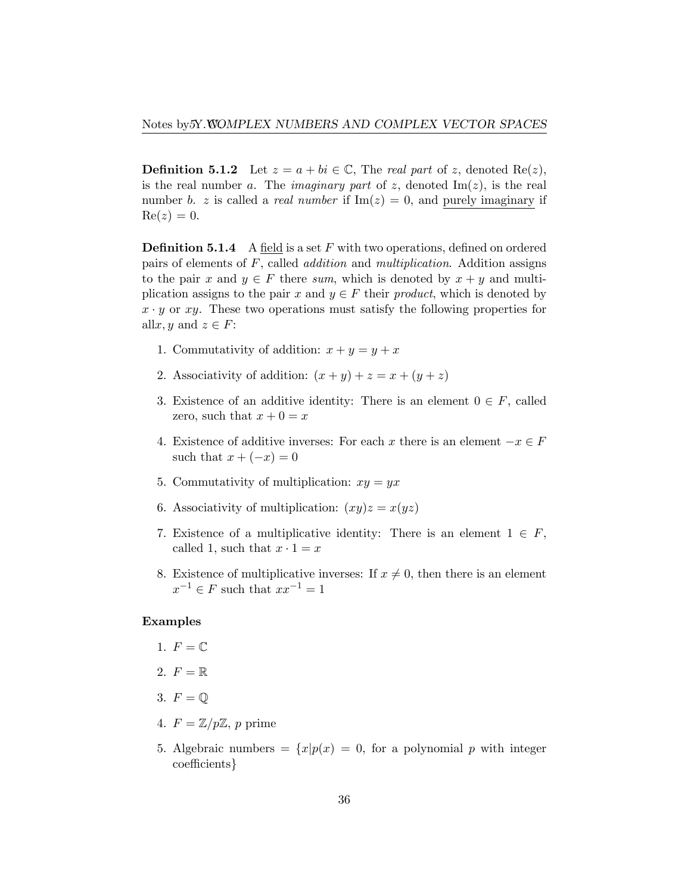**Definition 5.1.2** Let $z = a + bi \in \mathbb{C}$, The *real part* of $z$, denoted $\mathrm{Re}(z)$, is the real number $a$. The *imaginary part* of $z$, denoted $\mathrm{Im}(z)$, is the real number $b$. $z$ is called a *real number* if $\mathrm{Im}(z) = 0$, and purely imaginary if $\mathrm{Re}(z) = 0$.

**Definition 5.1.4** A field is a set $F$ with two operations, defined on ordered pairs of elements of $F$, called *addition* and *multiplication*. Addition assigns to the pair $x$ and $y \in F$ there *sum*, which is denoted by $x + y$ and multiplication assigns to the pair $x$ and $y \in F$ their *product*, which is denoted by $x \cdot y$ or $xy$. These two operations must satisfy the following properties for all$x, y$ and $z \in F$:

1. Commutativity of addition: $x + y = y + x$
2. Associativity of addition: $(x + y) + z = x + (y + z)$
3. Existence of an additive identity: There is an element $0 \in F$, called zero, such that $x + 0 = x$
4. Existence of additive inverses: For each $x$ there is an element $-x \in F$ such that $x + (-x) = 0$
5. Commutativity of multiplication: $xy = yx$
6. Associativity of multiplication: $(xy)z = x(yz)$
7. Existence of a multiplicative identity: There is an element $1 \in F$, called 1, such that $x \cdot 1 = x$
8. Existence of multiplicative inverses: If $x \neq 0$, then there is an element $x^{-1} \in F$ such that $xx^{-1} = 1$

**Examples**

1. $F = \mathbb{C}$
2. $F = \mathbb{R}$
3. $F = \mathbb{Q}$
4. $F = \mathbb{Z}/p\mathbb{Z}$, $p$ prime
5. Algebraic numbers $= \{x | p(x) = 0$, for a polynomial $p$ with integer coefficients$\}$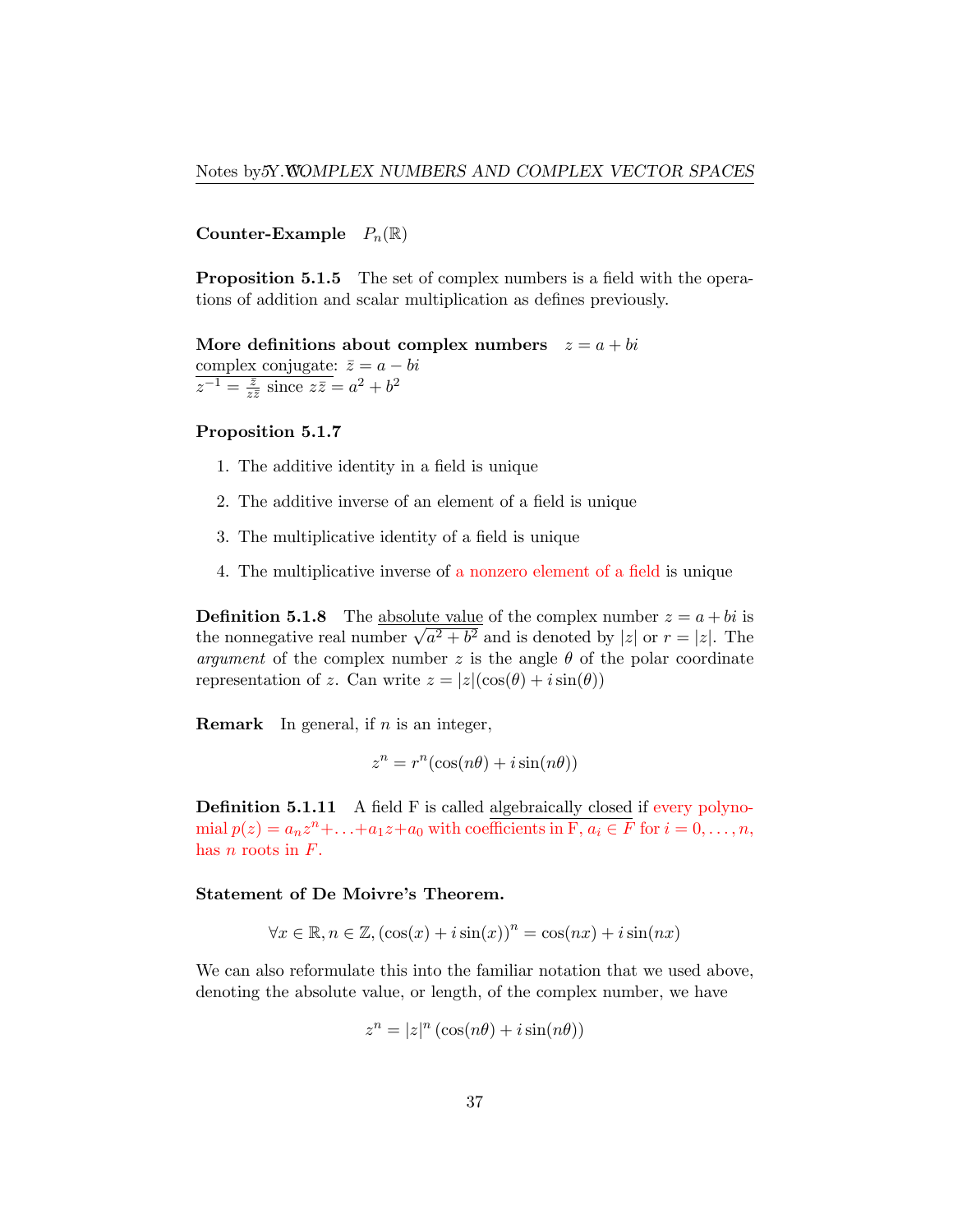**Counter-Example** $P_n(\mathbb{R})$

**Proposition 5.1.5** The set of complex numbers is a field with the operations of addition and scalar multiplication as defines previously.

**More definitions about complex numbers** $z = a + bi$
complex conjugate: $\bar{z} = a - bi$
$z^{-1} = \frac{\bar{z}}{z\bar{z}}$ since $z\bar{z} = a^2 + b^2$

**Proposition 5.1.7**

1. The additive identity in a field is unique
2. The additive inverse of an element of a field is unique
3. The multiplicative identity of a field is unique
4. The multiplicative inverse of a nonzero element of a field is unique

**Definition 5.1.8** The absolute value of the complex number $z = a + bi$ is the nonnegative real number $\sqrt{a^2 + b^2}$ and is denoted by $|z|$ or $r = |z|$. The *argument* of the complex number $z$ is the angle $\theta$ of the polar coordinate representation of $z$. Can write $z = |z|(\cos(\theta) + i\sin(\theta))$

**Remark** In general, if $n$ is an integer,

$$z^n = r^n(\cos(n\theta) + i\sin(n\theta))$$

**Definition 5.1.11** A field F is called algebraically closed if every polynomial $p(z) = a_n z^n + \ldots + a_1 z + a_0$ with coefficients in F, $a_i \in F$ for $i = 0, \ldots, n$, has $n$ roots in $F$.

**Statement of De Moivre's Theorem.**

$$\forall x \in \mathbb{R}, n \in \mathbb{Z}, (\cos(x) + i\sin(x))^n = \cos(nx) + i\sin(nx)$$

We can also reformulate this into the familiar notation that we used above, denoting the absolute value, or length, of the complex number, we have

$$z^n = |z|^n (\cos(n\theta) + i\sin(n\theta))$$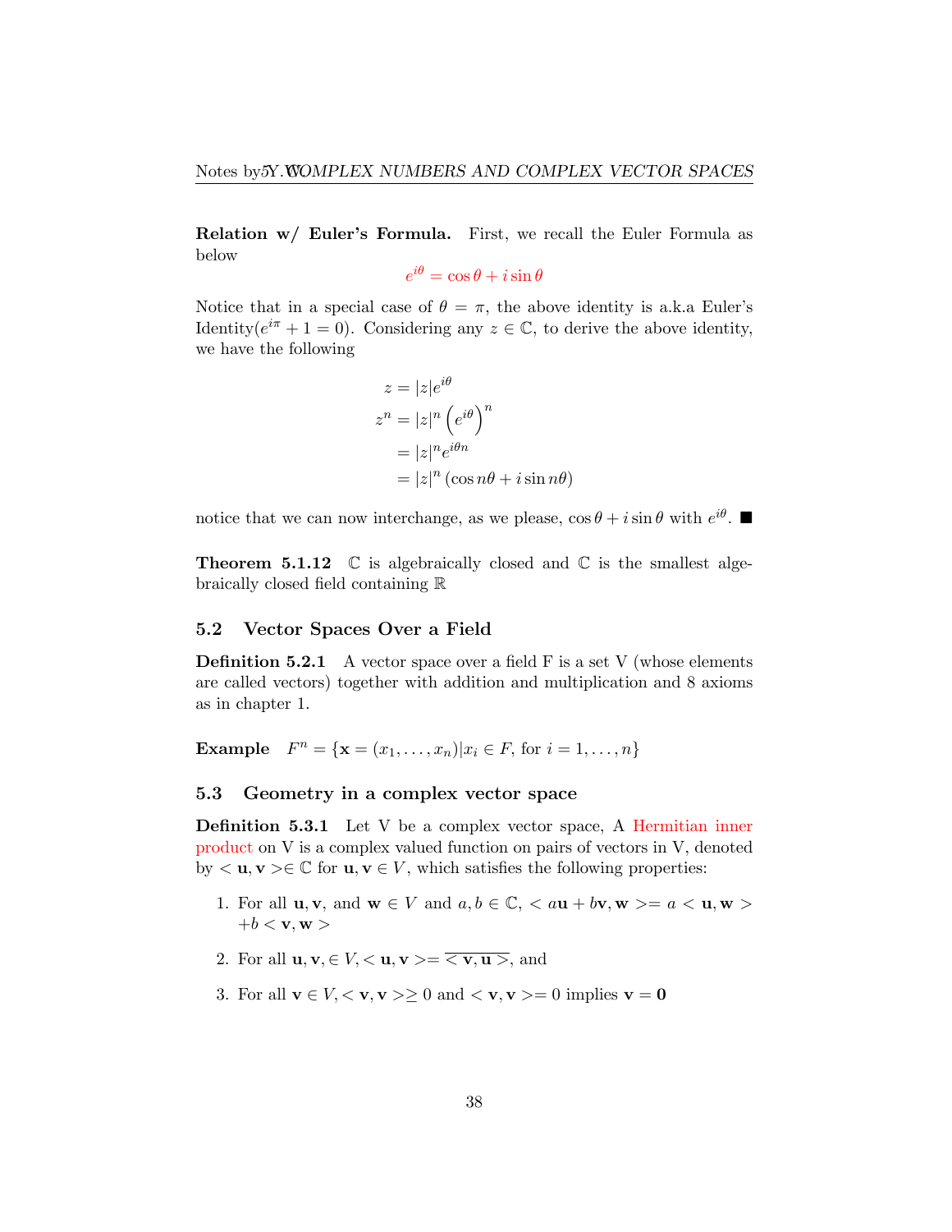**Relation w/ Euler's Formula.** First, we recall the Euler Formula as below

$$e^{i\theta} = \cos\theta + i\sin\theta$$

Notice that in a special case of $\theta = \pi$, the above identity is a.k.a Euler's Identity($e^{i\pi} + 1 = 0$). Considering any $z \in \mathbb{C}$, to derive the above identity, we have the following

$$\begin{aligned} z &= |z|e^{i\theta} \\ z^n &= |z|^n \left(e^{i\theta}\right)^n \\ &= |z|^n e^{i\theta n} \\ &= |z|^n (\cos n\theta + i\sin n\theta) \end{aligned}$$

notice that we can now interchange, as we please, $\cos\theta + i\sin\theta$ with $e^{i\theta}$. ■

**Theorem 5.1.12** $\mathbb{C}$ is algebraically closed and $\mathbb{C}$ is the smallest algebraically closed field containing $\mathbb{R}$

## 5.2 Vector Spaces Over a Field

**Definition 5.2.1** A vector space over a field F is a set V (whose elements are called vectors) together with addition and multiplication and 8 axioms as in chapter 1.

**Example** $F^n = \{\mathbf{x} = (x_1, \ldots, x_n) | x_i \in F, \text{ for } i = 1, \ldots, n\}$

## 5.3 Geometry in a complex vector space

**Definition 5.3.1** Let V be a complex vector space, A Hermitian inner product on V is a complex valued function on pairs of vectors in V, denoted by $< \mathbf{u}, \mathbf{v} > \in \mathbb{C}$ for $\mathbf{u}, \mathbf{v} \in V$, which satisfies the following properties:

1. For all $\mathbf{u}, \mathbf{v}$, and $\mathbf{w} \in V$ and $a, b \in \mathbb{C}$, $< a\mathbf{u} + b\mathbf{v}, \mathbf{w} > = a < \mathbf{u}, \mathbf{w} > + b < \mathbf{v}, \mathbf{w} >$
2. For all $\mathbf{u}, \mathbf{v}, \in V, < \mathbf{u}, \mathbf{v} > = \overline{< \mathbf{v}, \mathbf{u} >}$, and
3. For all $\mathbf{v} \in V, < \mathbf{v}, \mathbf{v} > \geq 0$ and $< \mathbf{v}, \mathbf{v} > = 0$ implies $\mathbf{v} = \mathbf{0}$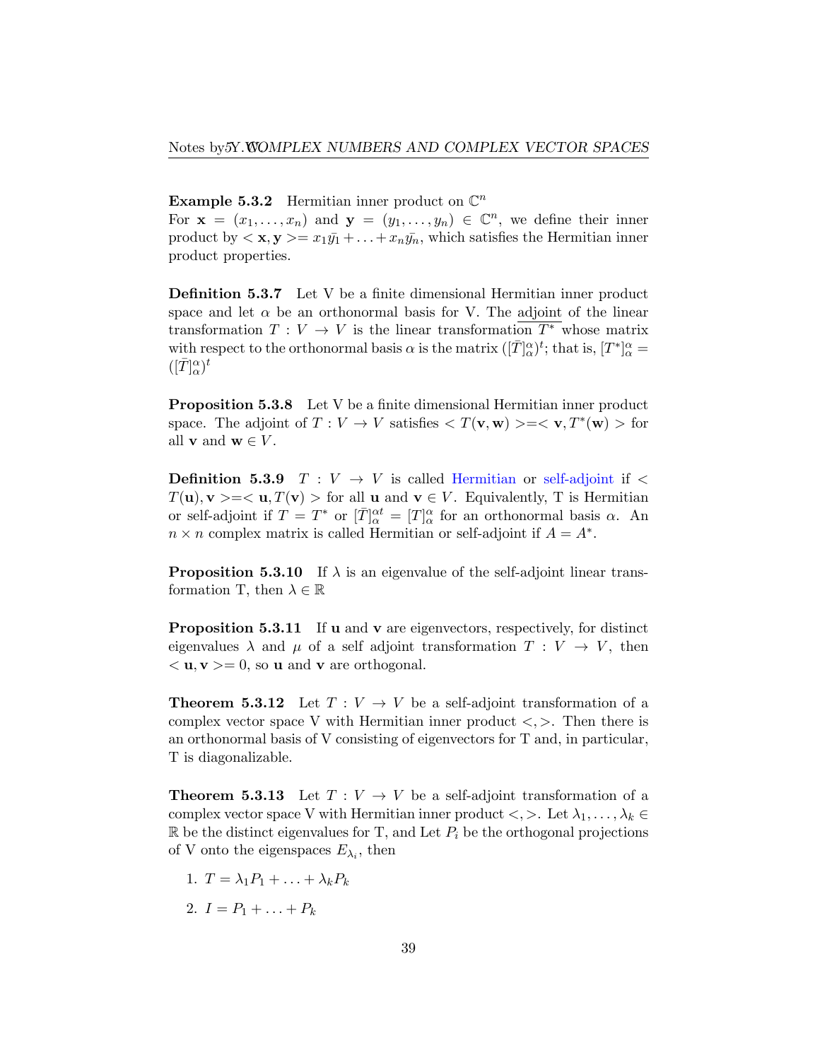**Example 5.3.2** Hermitian inner product on $\mathbb{C}^n$
For $\mathbf{x} = (x_1, \ldots, x_n)$ and $\mathbf{y} = (y_1, \ldots, y_n) \in \mathbb{C}^n$, we define their inner product by $<\mathbf{x}, \mathbf{y}> = x_1\bar{y_1} + \ldots + x_n\bar{y_n}$, which satisfies the Hermitian inner product properties.

**Definition 5.3.7** Let V be a finite dimensional Hermitian inner product space and let $\alpha$ be an orthonormal basis for V. The adjoint of the linear transformation $T : V \to V$ is the linear transformation $T^*$ whose matrix with respect to the orthonormal basis $\alpha$ is the matrix $([\bar{T}]_\alpha^\alpha)^t$; that is, $[T^*]_\alpha^\alpha = ([\bar{T}]_\alpha^\alpha)^t$

**Proposition 5.3.8** Let V be a finite dimensional Hermitian inner product space. The adjoint of $T : V \to V$ satisfies $< T(\mathbf{v}, \mathbf{w}) > = < \mathbf{v}, T^*(\mathbf{w}) >$ for all $\mathbf{v}$ and $\mathbf{w} \in V$.

**Definition 5.3.9** $T : V \to V$ is called Hermitian or self-adjoint if $< T(\mathbf{u}), \mathbf{v} > = < \mathbf{u}, T(\mathbf{v}) >$ for all $\mathbf{u}$ and $\mathbf{v} \in V$. Equivalently, T is Hermitian or self-adjoint if $T = T^*$ or $[\bar{T}]_\alpha^{\alpha t} = [T]_\alpha^\alpha$ for an orthonormal basis $\alpha$. An $n \times n$ complex matrix is called Hermitian or self-adjoint if $A = A^*$.

**Proposition 5.3.10** If $\lambda$ is an eigenvalue of the self-adjoint linear transformation T, then $\lambda \in \mathbb{R}$

**Proposition 5.3.11** If $\mathbf{u}$ and $\mathbf{v}$ are eigenvectors, respectively, for distinct eigenvalues $\lambda$ and $\mu$ of a self adjoint transformation $T : V \to V$, then $< \mathbf{u}, \mathbf{v} > = 0$, so $\mathbf{u}$ and $\mathbf{v}$ are orthogonal.

**Theorem 5.3.12** Let $T : V \to V$ be a self-adjoint transformation of a complex vector space V with Hermitian inner product $<,>$. Then there is an orthonormal basis of V consisting of eigenvectors for T and, in particular, T is diagonalizable.

**Theorem 5.3.13** Let $T : V \to V$ be a self-adjoint transformation of a complex vector space V with Hermitian inner product $<,>$. Let $\lambda_1, \ldots, \lambda_k \in \mathbb{R}$ be the distinct eigenvalues for T, and Let $P_i$ be the orthogonal projections of V onto the eigenspaces $E_{\lambda_i}$, then

1. $T = \lambda_1 P_1 + \ldots + \lambda_k P_k$
2. $I = P_1 + \ldots + P_k$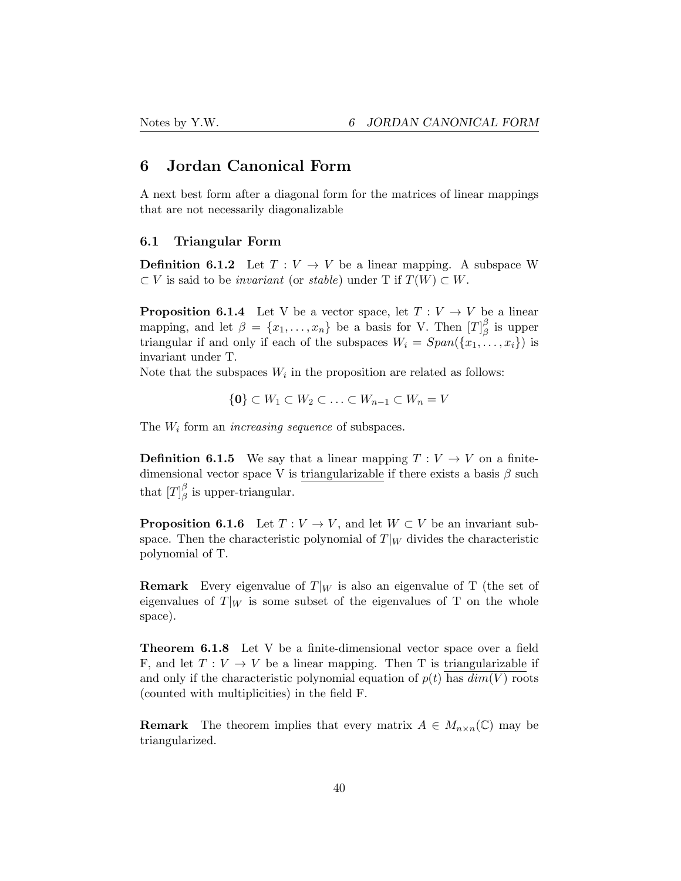# 6 Jordan Canonical Form

A next best form after a diagonal form for the matrices of linear mappings that are not necessarily diagonalizable

## 6.1 Triangular Form

**Definition 6.1.2** Let $T : V \to V$ be a linear mapping. A subspace W $\subset V$ is said to be *invariant* (or *stable*) under T if $T(W) \subset W$.

**Proposition 6.1.4** Let V be a vector space, let $T : V \to V$ be a linear mapping, and let $\beta = \{x_1, \ldots, x_n\}$ be a basis for V. Then $[T]_\beta^\beta$ is upper triangular if and only if each of the subspaces $W_i = Span(\{x_1, \ldots, x_i\})$ is invariant under T.

Note that the subspaces $W_i$ in the proposition are related as follows:

$$\{\mathbf{0}\} \subset W_1 \subset W_2 \subset \ldots \subset W_{n-1} \subset W_n = V$$

The $W_i$ form an *increasing sequence* of subspaces.

**Definition 6.1.5** We say that a linear mapping $T : V \to V$ on a finite-dimensional vector space V is triangularizable if there exists a basis $\beta$ such that $[T]_\beta^\beta$ is upper-triangular.

**Proposition 6.1.6** Let $T : V \to V$, and let $W \subset V$ be an invariant subspace. Then the characteristic polynomial of $T|_W$ divides the characteristic polynomial of T.

**Remark** Every eigenvalue of $T|_W$ is also an eigenvalue of T (the set of eigenvalues of $T|_W$ is some subset of the eigenvalues of T on the whole space).

**Theorem 6.1.8** Let V be a finite-dimensional vector space over a field F, and let $T : V \to V$ be a linear mapping. Then T is triangularizable if and only if the characteristic polynomial equation of $p(t)$ has $dim(V)$ roots (counted with multiplicities) in the field F.

**Remark** The theorem implies that every matrix $A \in M_{n\times n}(\mathbb{C})$ may be triangularized.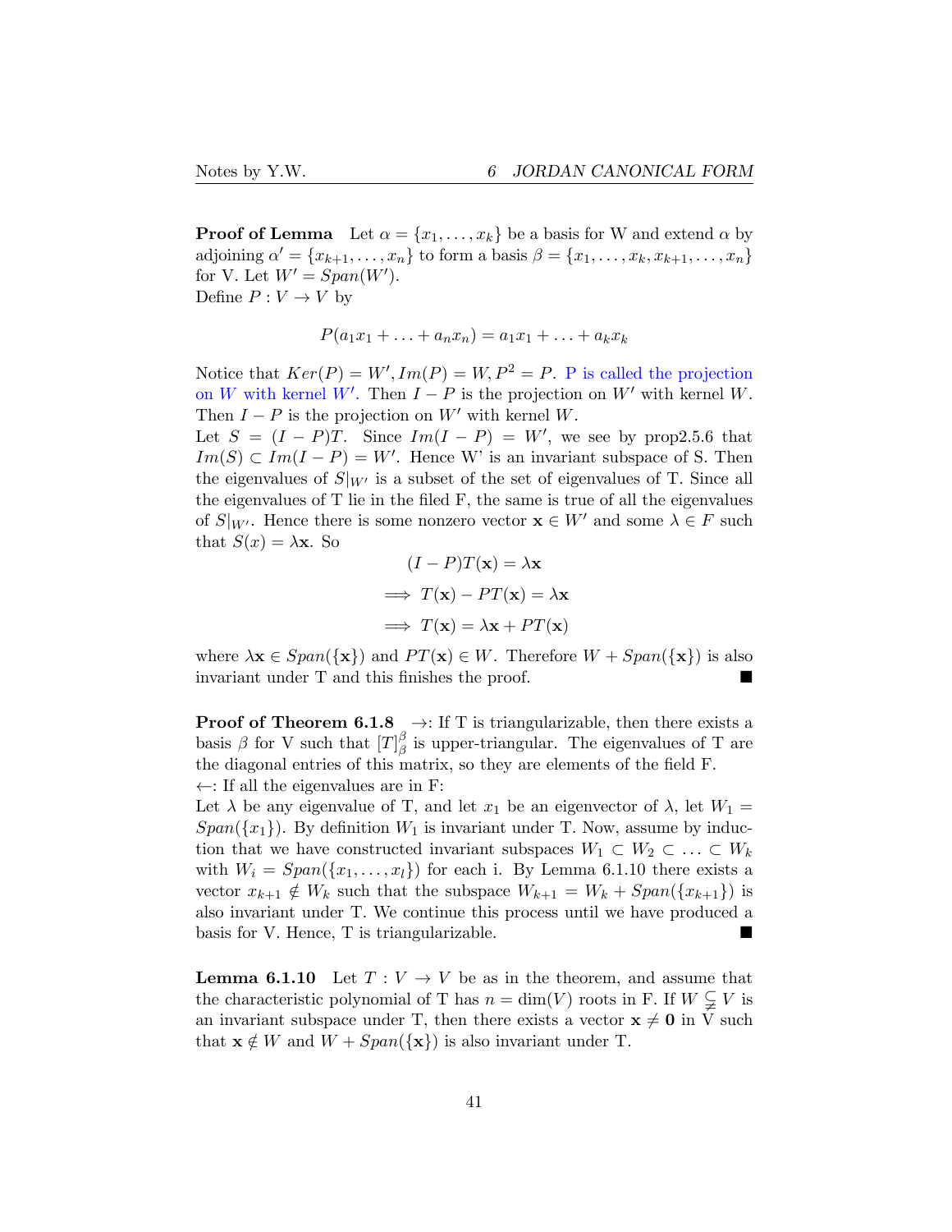**Proof of Lemma** Let $\alpha = \{x_1, \ldots, x_k\}$ be a basis for W and extend $\alpha$ by adjoining $\alpha' = \{x_{k+1}, \ldots, x_n\}$ to form a basis $\beta = \{x_1, \ldots, x_k, x_{k+1}, \ldots, x_n\}$ for V. Let $W' = Span(W')$.
Define $P : V \to V$ by

$$P(a_1 x_1 + \ldots + a_n x_n) = a_1 x_1 + \ldots + a_k x_k$$

Notice that $Ker(P) = W', Im(P) = W, P^2 = P$. P is called the projection on $W$ with kernel $W'$. Then $I - P$ is the projection on $W'$ with kernel $W$. Then $I - P$ is the projection on $W'$ with kernel $W$.
Let $S = (I - P)T$. Since $Im(I - P) = W'$, we see by prop2.5.6 that $Im(S) \subset Im(I - P) = W'$. Hence W' is an invariant subspace of S. Then the eigenvalues of $S|_{W'}$ is a subset of the set of eigenvalues of T. Since all the eigenvalues of T lie in the filed F, the same is true of all the eigenvalues of $S|_{W'}$. Hence there is some nonzero vector $\mathbf{x} \in W'$ and some $\lambda \in F$ such that $S(x) = \lambda \mathbf{x}$. So

$$(I - P)T(\mathbf{x}) = \lambda \mathbf{x}$$
$$\implies T(\mathbf{x}) - PT(\mathbf{x}) = \lambda \mathbf{x}$$
$$\implies T(\mathbf{x}) = \lambda \mathbf{x} + PT(\mathbf{x})$$

where $\lambda \mathbf{x} \in Span(\{\mathbf{x}\})$ and $PT(\mathbf{x}) \in W$. Therefore $W + Span(\{\mathbf{x}\})$ is also invariant under T and this finishes the proof. ■

**Proof of Theorem 6.1.8** $\to$: If T is triangularizable, then there exists a basis $\beta$ for V such that $[T]_\beta^\beta$ is upper-triangular. The eigenvalues of T are the diagonal entries of this matrix, so they are elements of the field F.
$\leftarrow$: If all the eigenvalues are in F:
Let $\lambda$ be any eigenvalue of T, and let $x_1$ be an eigenvector of $\lambda$, let $W_1 = Span(\{x_1\})$. By definition $W_1$ is invariant under T. Now, assume by induction that we have constructed invariant subspaces $W_1 \subset W_2 \subset \ldots \subset W_k$ with $W_i = Span(\{x_1, \ldots, x_l\})$ for each i. By Lemma 6.1.10 there exists a vector $x_{k+1} \notin W_k$ such that the subspace $W_{k+1} = W_k + Span(\{x_{k+1}\})$ is also invariant under T. We continue this process until we have produced a basis for V. Hence, T is triangularizable. ■

**Lemma 6.1.10** Let $T : V \to V$ be as in the theorem, and assume that the characteristic polynomial of T has $n = \dim(V)$ roots in F. If $W \subsetneq V$ is an invariant subspace under T, then there exists a vector $\mathbf{x} \neq \mathbf{0}$ in V such that $\mathbf{x} \notin W$ and $W + Span(\{\mathbf{x}\})$ is also invariant under T.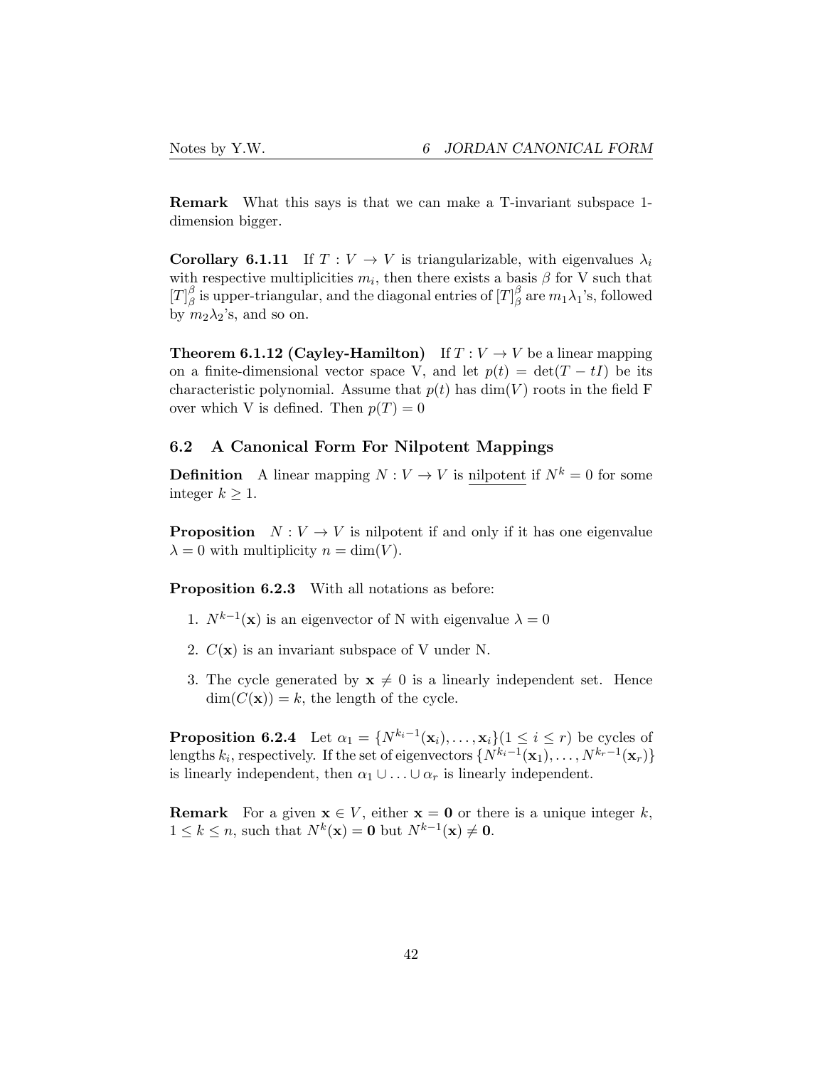**Remark** What this says is that we can make a T-invariant subspace 1-dimension bigger.

**Corollary 6.1.11** If $T : V \to V$ is triangularizable, with eigenvalues $\lambda_i$ with respective multiplicities $m_i$, then there exists a basis $\beta$ for V such that $[T]_\beta^\beta$ is upper-triangular, and the diagonal entries of $[T]_\beta^\beta$ are $m_1 \lambda_1$'s, followed by $m_2 \lambda_2$'s, and so on.

**Theorem 6.1.12 (Cayley-Hamilton)** If $T : V \to V$ be a linear mapping on a finite-dimensional vector space V, and let $p(t) = \det(T - tI)$ be its characteristic polynomial. Assume that $p(t)$ has $\dim(V)$ roots in the field F over which V is defined. Then $p(T) = 0$

## 6.2 A Canonical Form For Nilpotent Mappings

**Definition** A linear mapping $N : V \to V$ is nilpotent if $N^k = 0$ for some integer $k \geq 1$.

**Proposition** $N : V \to V$ is nilpotent if and only if it has one eigenvalue $\lambda = 0$ with multiplicity $n = \dim(V)$.

**Proposition 6.2.3** With all notations as before:

1. $N^{k-1}(\mathbf{x})$ is an eigenvector of N with eigenvalue $\lambda = 0$
2. $C(\mathbf{x})$ is an invariant subspace of V under N.
3. The cycle generated by $\mathbf{x} \neq 0$ is a linearly independent set. Hence $\dim(C(\mathbf{x})) = k$, the length of the cycle.

**Proposition 6.2.4** Let $\alpha_1 = \{N^{k_i-1}(\mathbf{x}_i), \ldots, \mathbf{x}_i\} (1 \leq i \leq r)$ be cycles of lengths $k_i$, respectively. If the set of eigenvectors $\{N^{k_1-1}(\mathbf{x}_1), \ldots, N^{k_r-1}(\mathbf{x}_r)\}$ is linearly independent, then $\alpha_1 \cup \ldots \cup \alpha_r$ is linearly independent.

**Remark** For a given $\mathbf{x} \in V$, either $\mathbf{x} = \mathbf{0}$ or there is a unique integer $k$, $1 \leq k \leq n$, such that $N^k(\mathbf{x}) = \mathbf{0}$ but $N^{k-1}(\mathbf{x}) \neq \mathbf{0}$.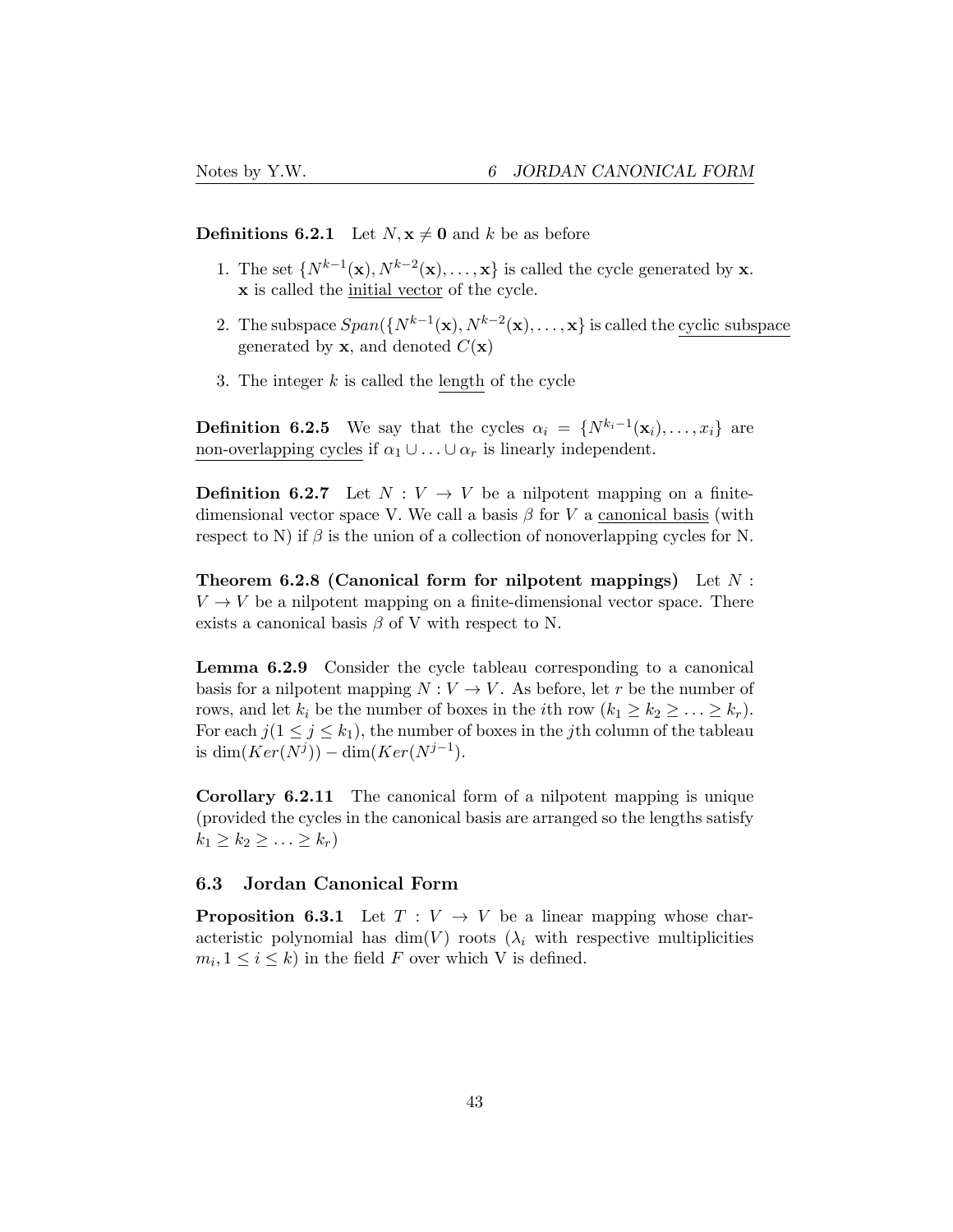**Definitions 6.2.1** Let $N, \mathbf{x} \neq \mathbf{0}$ and $k$ be as before

1. The set $\{N^{k-1}(\mathbf{x}), N^{k-2}(\mathbf{x}), \ldots, \mathbf{x}\}$ is called the cycle generated by $\mathbf{x}$. $\mathbf{x}$ is called the <u>initial vector</u> of the cycle.
2. The subspace $Span(\{N^{k-1}(\mathbf{x}), N^{k-2}(\mathbf{x}), \ldots, \mathbf{x}\}$ is called the <u>cyclic subspace</u> generated by $\mathbf{x}$, and denoted $C(\mathbf{x})$
3. The integer $k$ is called the <u>length</u> of the cycle

**Definition 6.2.5** We say that the cycles $\alpha_i = \{N^{k_i-1}(\mathbf{x}_i), \ldots, x_i\}$ are <u>non-overlapping cycles</u> if $\alpha_1 \cup \ldots \cup \alpha_r$ is linearly independent.

**Definition 6.2.7** Let $N : V \to V$ be a nilpotent mapping on a finite-dimensional vector space V. We call a basis $\beta$ for $V$ a <u>canonical basis</u> (with respect to N) if $\beta$ is the union of a collection of nonoverlapping cycles for N.

**Theorem 6.2.8 (Canonical form for nilpotent mappings)** Let $N : V \to V$ be a nilpotent mapping on a finite-dimensional vector space. There exists a canonical basis $\beta$ of V with respect to N.

**Lemma 6.2.9** Consider the cycle tableau corresponding to a canonical basis for a nilpotent mapping $N : V \to V$. As before, let $r$ be the number of rows, and let $k_i$ be the number of boxes in the $i$th row ($k_1 \geq k_2 \geq \ldots \geq k_r$). For each $j (1 \leq j \leq k_1)$, the number of boxes in the $j$th column of the tableau is $\dim(Ker(N^j)) - \dim(Ker(N^{j-1})$.

**Corollary 6.2.11** The canonical form of a nilpotent mapping is unique (provided the cycles in the canonical basis are arranged so the lengths satisfy $k_1 \geq k_2 \geq \ldots \geq k_r$)

### 6.3 Jordan Canonical Form

**Proposition 6.3.1** Let $T : V \to V$ be a linear mapping whose characteristic polynomial has $\dim(V)$ roots ($\lambda_i$ with respective multiplicities $m_i, 1 \leq i \leq k$) in the field $F$ over which V is defined.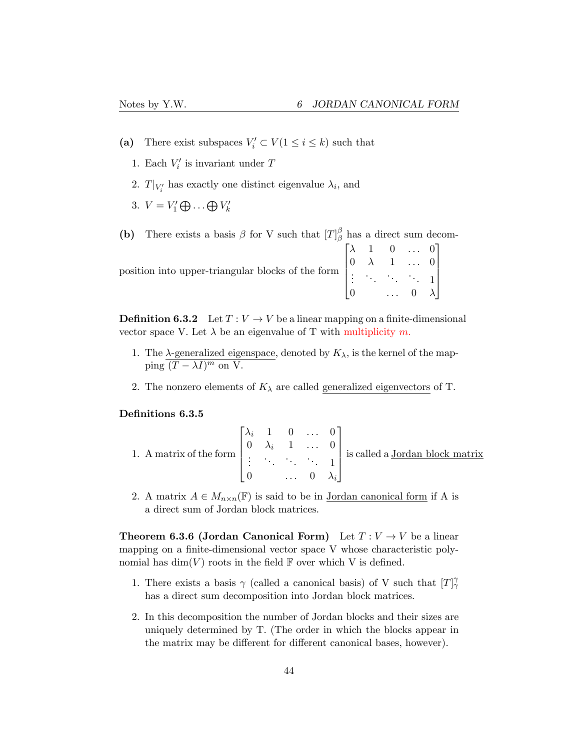**(a)** There exist subspaces $V_i' \subset V (1 \leq i \leq k)$ such that

1. Each $V_i'$ is invariant under $T$
2. $T|_{V_i'}$ has exactly one distinct eigenvalue $\lambda_i$, and
3. $V = V_1' \bigoplus \ldots \bigoplus V_k'$

**(b)** There exists a basis $\beta$ for V such that $[T]_\beta^\beta$ has a direct sum decomposition into upper-triangular blocks of the form $\begin{bmatrix} \lambda & 1 & 0 & \ldots & 0 \\ 0 & \lambda & 1 & \ldots & 0 \\ \vdots & \ddots & \ddots & \ddots & 1 \\ 0 & & \ldots & 0 & \lambda \end{bmatrix}$

**Definition 6.3.2** Let $T : V \to V$ be a linear mapping on a finite-dimensional vector space V. Let $\lambda$ be an eigenvalue of T with multiplicity $m$.

1. The $\lambda$-generalized eigenspace, denoted by $K_\lambda$, is the kernel of the mapping $(T - \lambda I)^m$ on V.
2. The nonzero elements of $K_\lambda$ are called generalized eigenvectors of T.

**Definitions 6.3.5**

1. A matrix of the form $\begin{bmatrix} \lambda_i & 1 & 0 & \ldots & 0 \\ 0 & \lambda_i & 1 & \ldots & 0 \\ \vdots & \ddots & \ddots & \ddots & 1 \\ 0 & & \ldots & 0 & \lambda_i \end{bmatrix}$ is called a Jordan block matrix
2. A matrix $A \in M_{n \times n}(\mathbb{F})$ is said to be in Jordan canonical form if A is a direct sum of Jordan block matrices.

**Theorem 6.3.6 (Jordan Canonical Form)** Let $T : V \to V$ be a linear mapping on a finite-dimensional vector space V whose characteristic polynomial has $\dim(V)$ roots in the field $\mathbb{F}$ over which V is defined.

1. There exists a basis $\gamma$ (called a canonical basis) of V such that $[T]_\gamma^\gamma$ has a direct sum decomposition into Jordan block matrices.
2. In this decomposition the number of Jordan blocks and their sizes are uniquely determined by T. (The order in which the blocks appear in the matrix may be different for different canonical bases, however).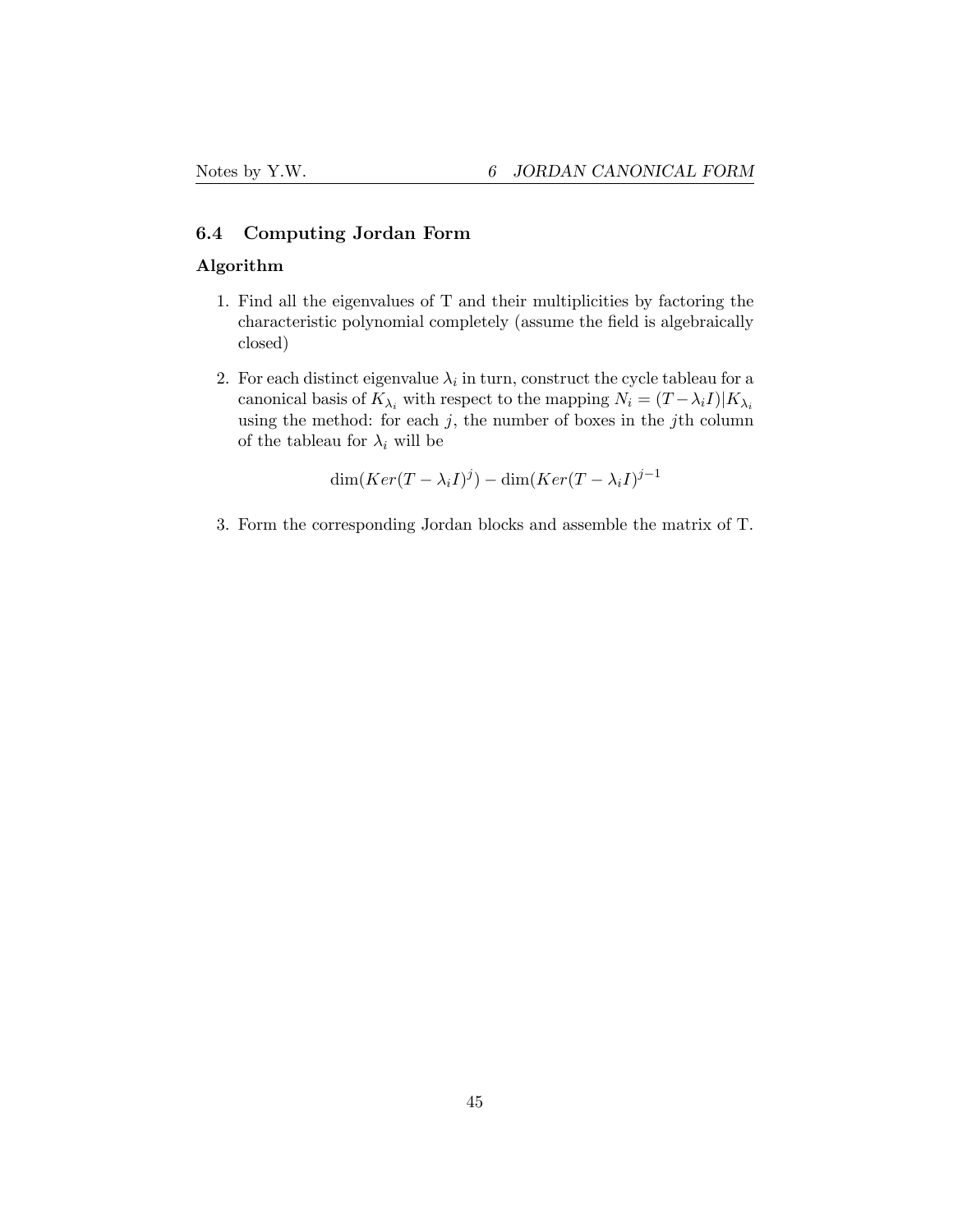### 6.4 Computing Jordan Form

**Algorithm**

1. Find all the eigenvalues of T and their multiplicities by factoring the characteristic polynomial completely (assume the field is algebraically closed)

2. For each distinct eigenvalue $\lambda_i$ in turn, construct the cycle tableau for a canonical basis of $K_{\lambda_i}$ with respect to the mapping $N_i = (T - \lambda_i I)|K_{\lambda_i}$ using the method: for each $j$, the number of boxes in the $j$th column of the tableau for $\lambda_i$ will be

$$\dim(Ker(T - \lambda_i I)^j) - \dim(Ker(T - \lambda_i I)^{j-1}$$

3. Form the corresponding Jordan blocks and assemble the matrix of T.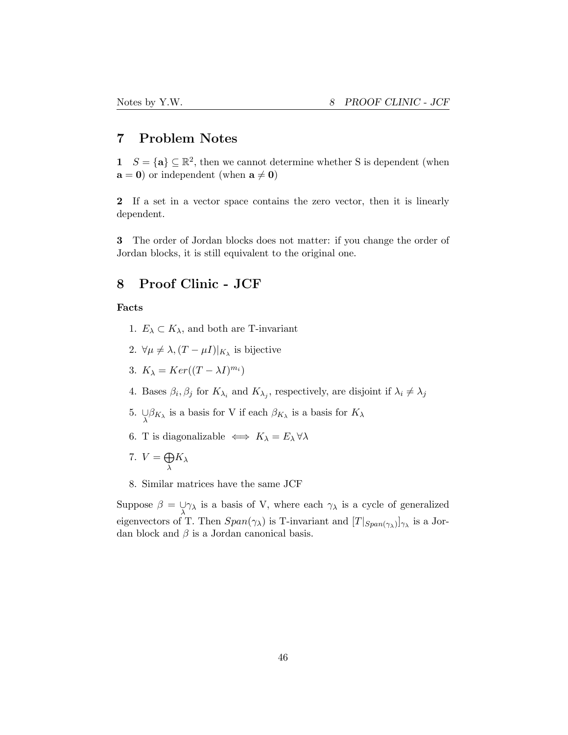# 7 Problem Notes

**1** $S = \{\mathbf{a}\} \subseteq \mathbb{R}^2$, then we cannot determine whether S is dependent (when $\mathbf{a} = \mathbf{0}$) or independent (when $\mathbf{a} \neq \mathbf{0}$)

**2** If a set in a vector space contains the zero vector, then it is linearly dependent.

**3** The order of Jordan blocks does not matter: if you change the order of Jordan blocks, it is still equivalent to the original one.

# 8 Proof Clinic - JCF

**Facts**

1. $E_\lambda \subset K_\lambda$, and both are T-invariant
2. $\forall \mu \neq \lambda, (T - \mu I)|_{K_\lambda}$ is bijective
3. $K_\lambda = Ker((T - \lambda I)^{m_i})$
4. Bases $\beta_i, \beta_j$ for $K_{\lambda_i}$ and $K_{\lambda_j}$, respectively, are disjoint if $\lambda_i \neq \lambda_j$
5. $\underset{\lambda}{\cup} \beta_{K_\lambda}$ is a basis for V if each $\beta_{K_\lambda}$ is a basis for $K_\lambda$
6. T is diagonalizable $\iff K_\lambda = E_\lambda \, \forall \lambda$
7. $V = \underset{\lambda}{\bigoplus} K_\lambda$
8. Similar matrices have the same JCF

Suppose $\beta = \underset{\lambda}{\cup} \gamma_\lambda$ is a basis of V, where each $\gamma_\lambda$ is a cycle of generalized eigenvectors of T. Then $Span(\gamma_\lambda)$ is T-invariant and $[T|_{Span(\gamma_\lambda)}]_{\gamma_\lambda}$ is a Jordan block and $\beta$ is a Jordan canonical basis.